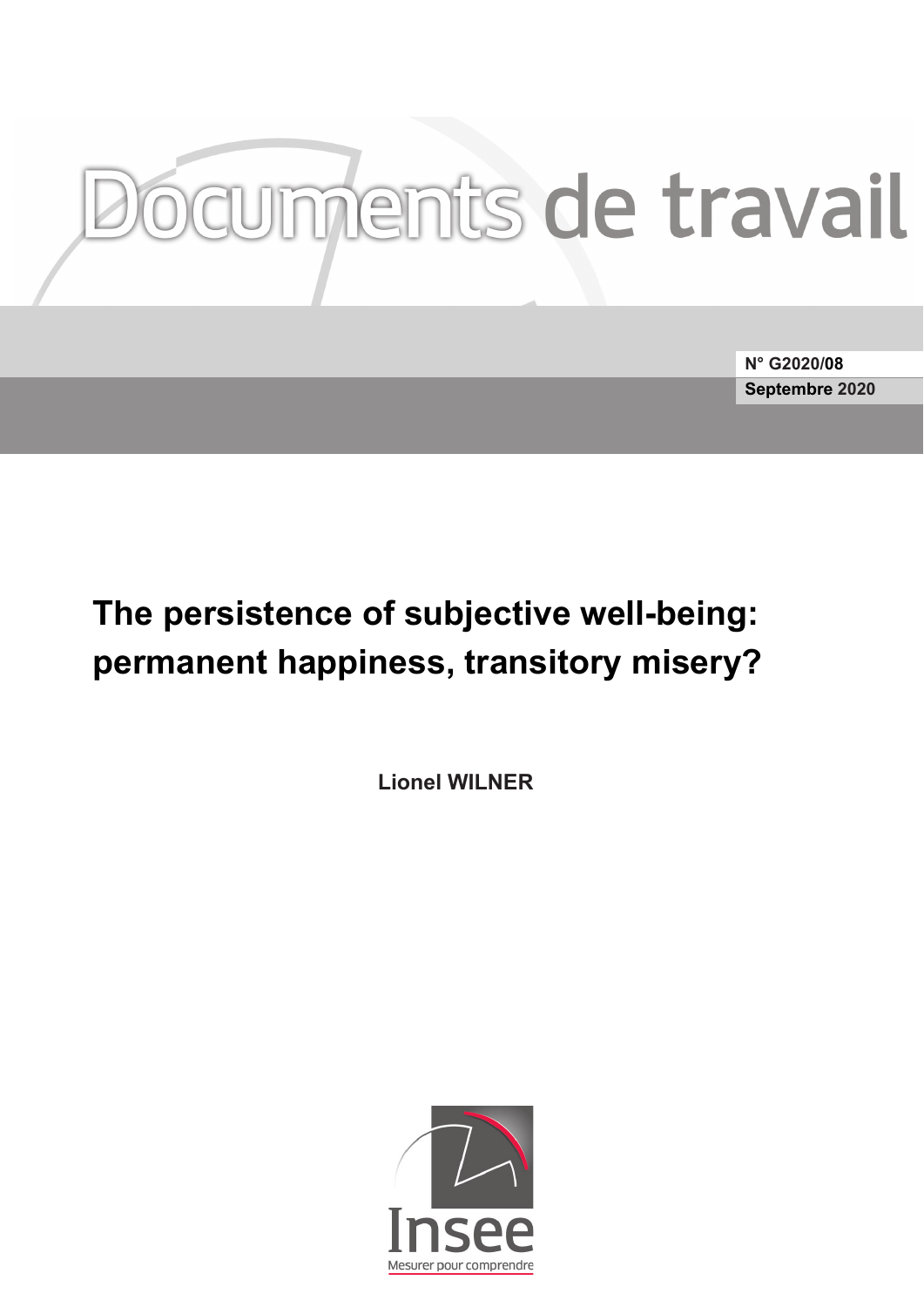# Documents de travail

**N° G2020/08**
**Septembre 2020**

## The persistence of subjective well-being: permanent happiness, transitory misery?

**Lionel WILNER**

Insee
Mesurer pour comprendre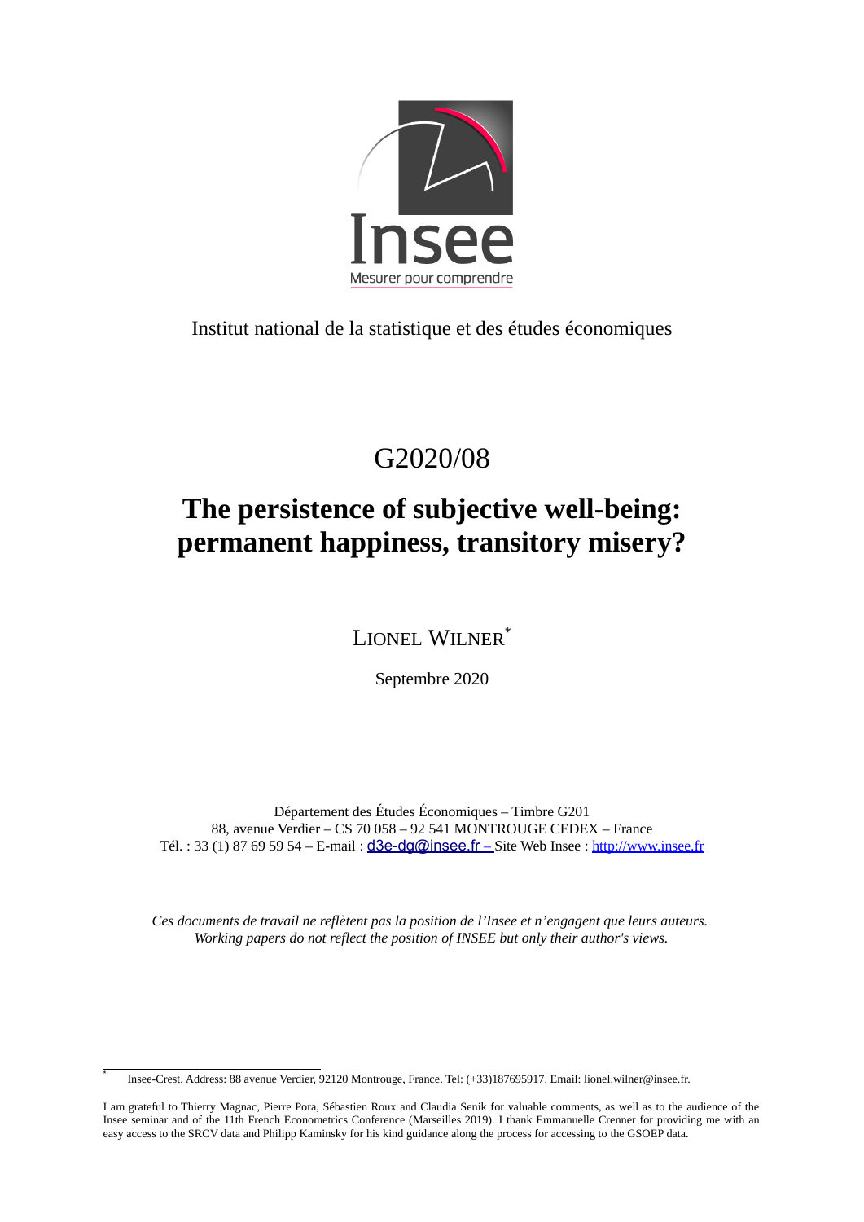Institut national de la statistique et des études économiques

# G2020/08

# The persistence of subjective well-being: permanent happiness, transitory misery?

LIONEL WILNER[*]

Septembre 2020

Département des Études Économiques – Timbre G201
88, avenue Verdier – CS 70 058 – 92 541 MONTROUGE CEDEX – France
Tél. : 33 (1) 87 69 59 54 – E-mail : d3e-dg@insee.fr – Site Web Insee : http://www.insee.fr

*Ces documents de travail ne reflètent pas la position de l'Insee et n'engagent que leurs auteurs.*
*Working papers do not reflect the position of INSEE but only their author's views.*

[*] Insee-Crest. Address: 88 avenue Verdier, 92120 Montrouge, France. Tel: (+33)187695917. Email: lionel.wilner@insee.fr.

I am grateful to Thierry Magnac, Pierre Pora, Sébastien Roux and Claudia Senik for valuable comments, as well as to the audience of the Insee seminar and of the 11th French Econometrics Conference (Marseilles 2019). I thank Emmanuelle Crenner for providing me with an easy access to the SRCV data and Philipp Kaminsky for his kind guidance along the process for accessing to the GSOEP data.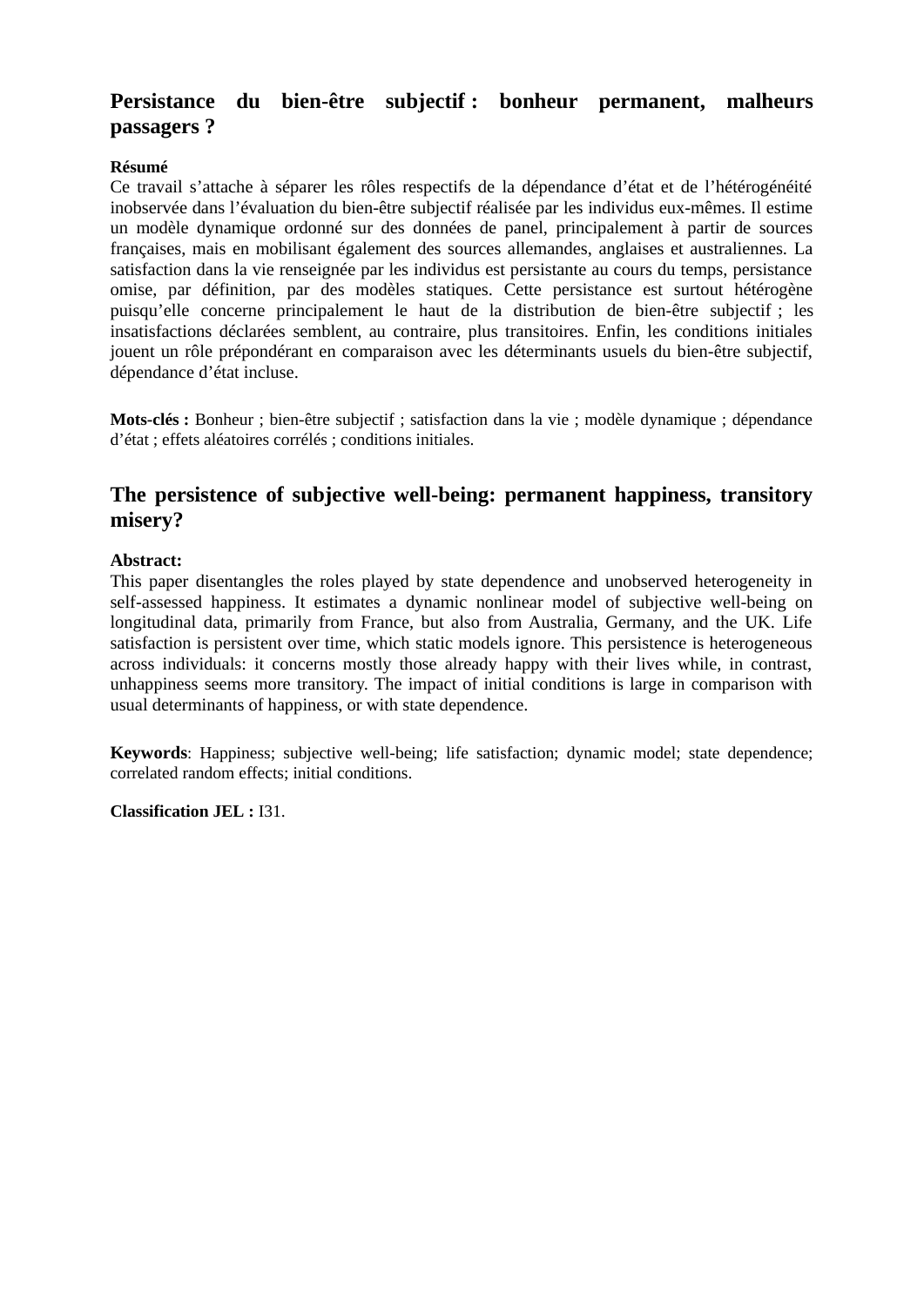## Persistance du bien-être subjectif : bonheur permanent, malheurs passagers ?

**Résumé**

Ce travail s'attache à séparer les rôles respectifs de la dépendance d'état et de l'hétérogénéité inobservée dans l'évaluation du bien-être subjectif réalisée par les individus eux-mêmes. Il estime un modèle dynamique ordonné sur des données de panel, principalement à partir de sources françaises, mais en mobilisant également des sources allemandes, anglaises et australiennes. La satisfaction dans la vie renseignée par les individus est persistante au cours du temps, persistance omise, par définition, par des modèles statiques. Cette persistance est surtout hétérogène puisqu'elle concerne principalement le haut de la distribution de bien-être subjectif ; les insatisfactions déclarées semblent, au contraire, plus transitoires. Enfin, les conditions initiales jouent un rôle prépondérant en comparaison avec les déterminants usuels du bien-être subjectif, dépendance d'état incluse.

**Mots-clés :** Bonheur ; bien-être subjectif ; satisfaction dans la vie ; modèle dynamique ; dépendance d'état ; effets aléatoires corrélés ; conditions initiales.

## The persistence of subjective well-being: permanent happiness, transitory misery?

**Abstract:**

This paper disentangles the roles played by state dependence and unobserved heterogeneity in self-assessed happiness. It estimates a dynamic nonlinear model of subjective well-being on longitudinal data, primarily from France, but also from Australia, Germany, and the UK. Life satisfaction is persistent over time, which static models ignore. This persistence is heterogeneous across individuals: it concerns mostly those already happy with their lives while, in contrast, unhappiness seems more transitory. The impact of initial conditions is large in comparison with usual determinants of happiness, or with state dependence.

**Keywords**: Happiness; subjective well-being; life satisfaction; dynamic model; state dependence; correlated random effects; initial conditions.

**Classification JEL :** I31.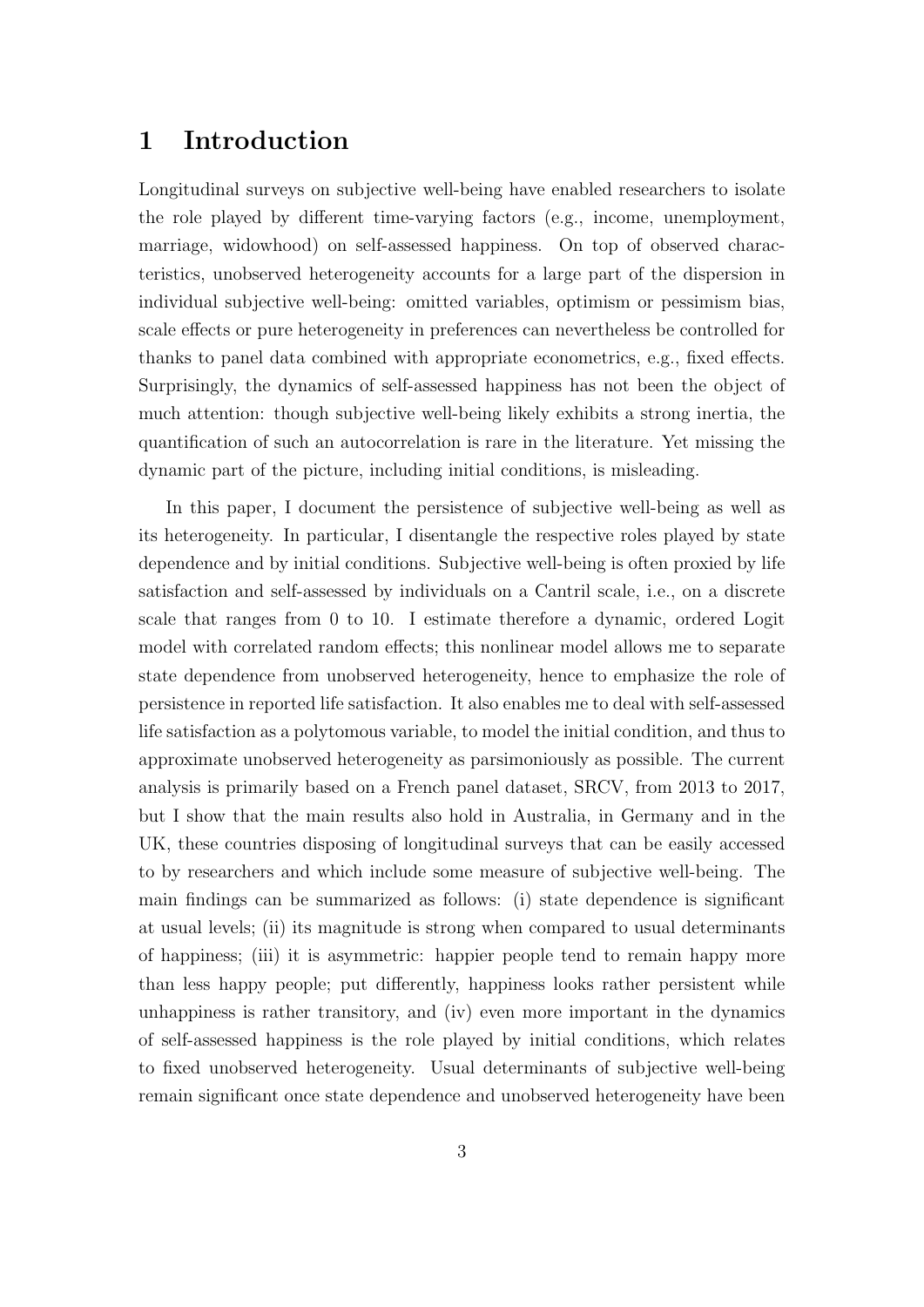# 1 Introduction

Longitudinal surveys on subjective well-being have enabled researchers to isolate the role played by different time-varying factors (e.g., income, unemployment, marriage, widowhood) on self-assessed happiness. On top of observed characteristics, unobserved heterogeneity accounts for a large part of the dispersion in individual subjective well-being: omitted variables, optimism or pessimism bias, scale effects or pure heterogeneity in preferences can nevertheless be controlled for thanks to panel data combined with appropriate econometrics, e.g., fixed effects. Surprisingly, the dynamics of self-assessed happiness has not been the object of much attention: though subjective well-being likely exhibits a strong inertia, the quantification of such an autocorrelation is rare in the literature. Yet missing the dynamic part of the picture, including initial conditions, is misleading.

In this paper, I document the persistence of subjective well-being as well as its heterogeneity. In particular, I disentangle the respective roles played by state dependence and by initial conditions. Subjective well-being is often proxied by life satisfaction and self-assessed by individuals on a Cantril scale, i.e., on a discrete scale that ranges from 0 to 10. I estimate therefore a dynamic, ordered Logit model with correlated random effects; this nonlinear model allows me to separate state dependence from unobserved heterogeneity, hence to emphasize the role of persistence in reported life satisfaction. It also enables me to deal with self-assessed life satisfaction as a polytomous variable, to model the initial condition, and thus to approximate unobserved heterogeneity as parsimoniously as possible. The current analysis is primarily based on a French panel dataset, SRCV, from 2013 to 2017, but I show that the main results also hold in Australia, in Germany and in the UK, these countries disposing of longitudinal surveys that can be easily accessed to by researchers and which include some measure of subjective well-being. The main findings can be summarized as follows: (i) state dependence is significant at usual levels; (ii) its magnitude is strong when compared to usual determinants of happiness; (iii) it is asymmetric: happier people tend to remain happy more than less happy people; put differently, happiness looks rather persistent while unhappiness is rather transitory, and (iv) even more important in the dynamics of self-assessed happiness is the role played by initial conditions, which relates to fixed unobserved heterogeneity. Usual determinants of subjective well-being remain significant once state dependence and unobserved heterogeneity have been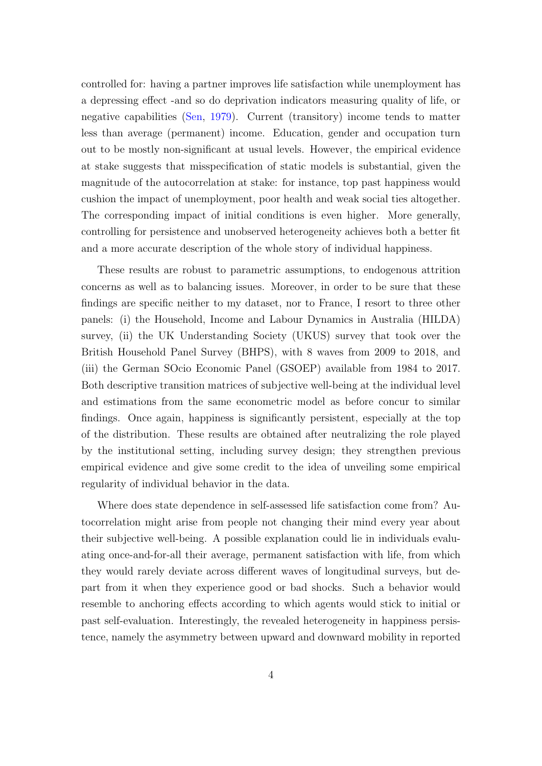controlled for: having a partner improves life satisfaction while unemployment has a depressing effect -and so do deprivation indicators measuring quality of life, or negative capabilities (Sen, 1979). Current (transitory) income tends to matter less than average (permanent) income. Education, gender and occupation turn out to be mostly non-significant at usual levels. However, the empirical evidence at stake suggests that misspecification of static models is substantial, given the magnitude of the autocorrelation at stake: for instance, top past happiness would cushion the impact of unemployment, poor health and weak social ties altogether. The corresponding impact of initial conditions is even higher. More generally, controlling for persistence and unobserved heterogeneity achieves both a better fit and a more accurate description of the whole story of individual happiness.

These results are robust to parametric assumptions, to endogenous attrition concerns as well as to balancing issues. Moreover, in order to be sure that these findings are specific neither to my dataset, nor to France, I resort to three other panels: (i) the Household, Income and Labour Dynamics in Australia (HILDA) survey, (ii) the UK Understanding Society (UKUS) survey that took over the British Household Panel Survey (BHPS), with 8 waves from 2009 to 2018, and (iii) the German SOcio Economic Panel (GSOEP) available from 1984 to 2017. Both descriptive transition matrices of subjective well-being at the individual level and estimations from the same econometric model as before concur to similar findings. Once again, happiness is significantly persistent, especially at the top of the distribution. These results are obtained after neutralizing the role played by the institutional setting, including survey design; they strengthen previous empirical evidence and give some credit to the idea of unveiling some empirical regularity of individual behavior in the data.

Where does state dependence in self-assessed life satisfaction come from? Autocorrelation might arise from people not changing their mind every year about their subjective well-being. A possible explanation could lie in individuals evaluating once-and-for-all their average, permanent satisfaction with life, from which they would rarely deviate across different waves of longitudinal surveys, but depart from it when they experience good or bad shocks. Such a behavior would resemble to anchoring effects according to which agents would stick to initial or past self-evaluation. Interestingly, the revealed heterogeneity in happiness persistence, namely the asymmetry between upward and downward mobility in reported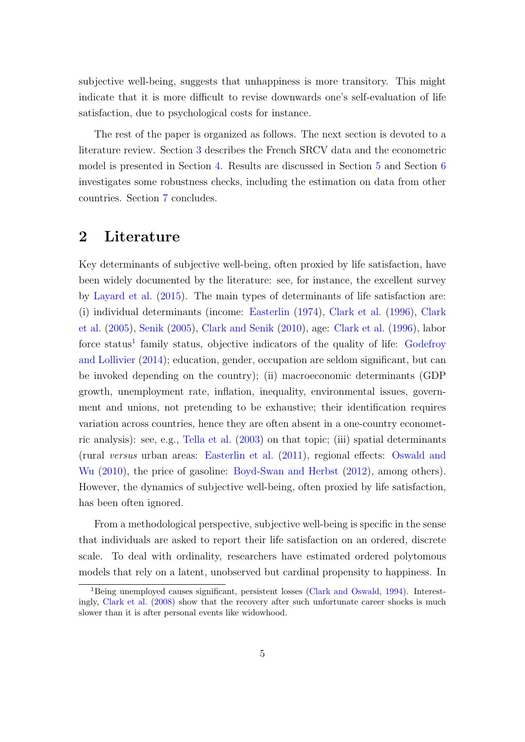subjective well-being, suggests that unhappiness is more transitory. This might indicate that it is more difficult to revise downwards one's self-evaluation of life satisfaction, due to psychological costs for instance.

The rest of the paper is organized as follows. The next section is devoted to a literature review. Section 3 describes the French SRCV data and the econometric model is presented in Section 4. Results are discussed in Section 5 and Section 6 investigates some robustness checks, including the estimation on data from other countries. Section 7 concludes.

## 2 Literature

Key determinants of subjective well-being, often proxied by life satisfaction, have been widely documented by the literature: see, for instance, the excellent survey by Layard et al. (2015). The main types of determinants of life satisfaction are: (i) individual determinants (income: Easterlin (1974), Clark et al. (1996), Clark et al. (2005), Senik (2005), Clark and Senik (2010), age: Clark et al. (1996), labor force status[1] family status, objective indicators of the quality of life: Godefroy and Lollivier (2014); education, gender, occupation are seldom significant, but can be invoked depending on the country); (ii) macroeconomic determinants (GDP growth, unemployment rate, inflation, inequality, environmental issues, government and unions, not pretending to be exhaustive; their identification requires variation across countries, hence they are often absent in a one-country econometric analysis): see, e.g., Tella et al. (2003) on that topic; (iii) spatial determinants (rural *versus* urban areas: Easterlin et al. (2011), regional effects: Oswald and Wu (2010), the price of gasoline: Boyd-Swan and Herbst (2012), among others). However, the dynamics of subjective well-being, often proxied by life satisfaction, has been often ignored.

From a methodological perspective, subjective well-being is specific in the sense that individuals are asked to report their life satisfaction on an ordered, discrete scale. To deal with ordinality, researchers have estimated ordered polytomous models that rely on a latent, unobserved but cardinal propensity to happiness. In

[1] Being unemployed causes significant, persistent losses (Clark and Oswald, 1994). Interestingly, Clark et al. (2008) show that the recovery after such unfortunate career shocks is much slower than it is after personal events like widowhood.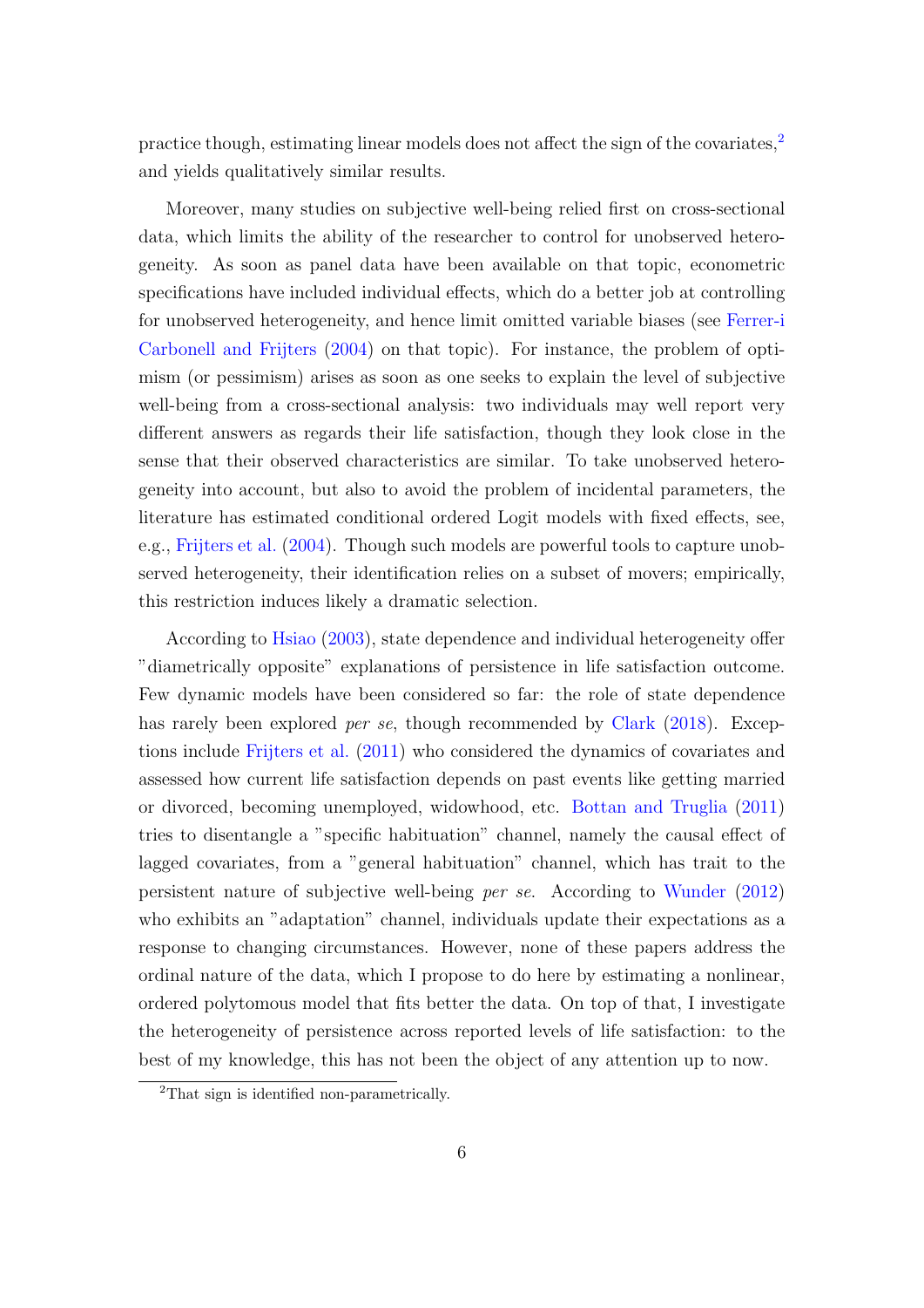practice though, estimating linear models does not affect the sign of the covariates,[2] and yields qualitatively similar results.

Moreover, many studies on subjective well-being relied first on cross-sectional data, which limits the ability of the researcher to control for unobserved heterogeneity. As soon as panel data have been available on that topic, econometric specifications have included individual effects, which do a better job at controlling for unobserved heterogeneity, and hence limit omitted variable biases (see Ferrer-i Carbonell and Frijters (2004) on that topic). For instance, the problem of optimism (or pessimism) arises as soon as one seeks to explain the level of subjective well-being from a cross-sectional analysis: two individuals may well report very different answers as regards their life satisfaction, though they look close in the sense that their observed characteristics are similar. To take unobserved heterogeneity into account, but also to avoid the problem of incidental parameters, the literature has estimated conditional ordered Logit models with fixed effects, see, e.g., Frijters et al. (2004). Though such models are powerful tools to capture unobserved heterogeneity, their identification relies on a subset of movers; empirically, this restriction induces likely a dramatic selection.

According to Hsiao (2003), state dependence and individual heterogeneity offer "diametrically opposite" explanations of persistence in life satisfaction outcome. Few dynamic models have been considered so far: the role of state dependence has rarely been explored *per se*, though recommended by Clark (2018). Exceptions include Frijters et al. (2011) who considered the dynamics of covariates and assessed how current life satisfaction depends on past events like getting married or divorced, becoming unemployed, widowhood, etc. Bottan and Truglia (2011) tries to disentangle a "specific habituation" channel, namely the causal effect of lagged covariates, from a "general habituation" channel, which has trait to the persistent nature of subjective well-being *per se*. According to Wunder (2012) who exhibits an "adaptation" channel, individuals update their expectations as a response to changing circumstances. However, none of these papers address the ordinal nature of the data, which I propose to do here by estimating a nonlinear, ordered polytomous model that fits better the data. On top of that, I investigate the heterogeneity of persistence across reported levels of life satisfaction: to the best of my knowledge, this has not been the object of any attention up to now.

[2] That sign is identified non-parametrically.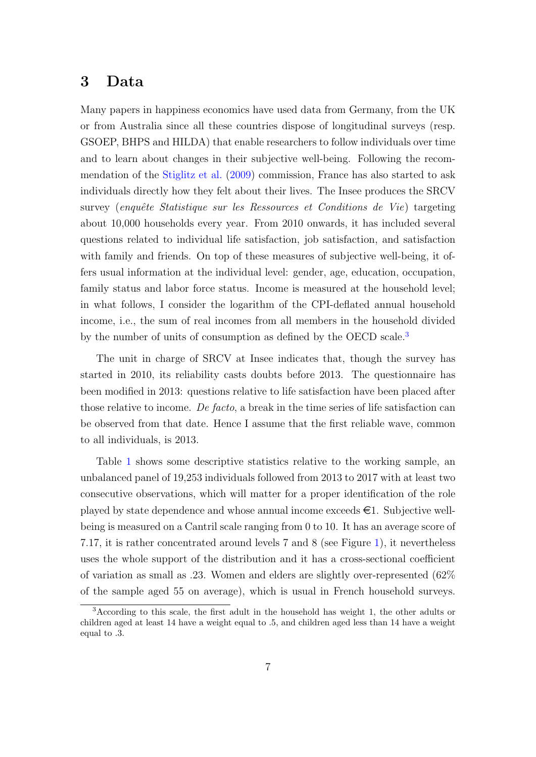## 3 Data

Many papers in happiness economics have used data from Germany, from the UK or from Australia since all these countries dispose of longitudinal surveys (resp. GSOEP, BHPS and HILDA) that enable researchers to follow individuals over time and to learn about changes in their subjective well-being. Following the recommendation of the Stiglitz et al. (2009) commission, France has also started to ask individuals directly how they felt about their lives. The Insee produces the SRCV survey (*enquête Statistique sur les Ressources et Conditions de Vie*) targeting about 10,000 households every year. From 2010 onwards, it has included several questions related to individual life satisfaction, job satisfaction, and satisfaction with family and friends. On top of these measures of subjective well-being, it offers usual information at the individual level: gender, age, education, occupation, family status and labor force status. Income is measured at the household level; in what follows, I consider the logarithm of the CPI-deflated annual household income, i.e., the sum of real incomes from all members in the household divided by the number of units of consumption as defined by the OECD scale.[3]

The unit in charge of SRCV at Insee indicates that, though the survey has started in 2010, its reliability casts doubts before 2013. The questionnaire has been modified in 2013: questions relative to life satisfaction have been placed after those relative to income. *De facto*, a break in the time series of life satisfaction can be observed from that date. Hence I assume that the first reliable wave, common to all individuals, is 2013.

Table 1 shows some descriptive statistics relative to the working sample, an unbalanced panel of 19,253 individuals followed from 2013 to 2017 with at least two consecutive observations, which will matter for a proper identification of the role played by state dependence and whose annual income exceeds €1. Subjective well-being is measured on a Cantril scale ranging from 0 to 10. It has an average score of 7.17, it is rather concentrated around levels 7 and 8 (see Figure 1), it nevertheless uses the whole support of the distribution and it has a cross-sectional coefficient of variation as small as .23. Women and elders are slightly over-represented (62% of the sample aged 55 on average), which is usual in French household surveys.

[3]According to this scale, the first adult in the household has weight 1, the other adults or children aged at least 14 have a weight equal to .5, and children aged less than 14 have a weight equal to .3.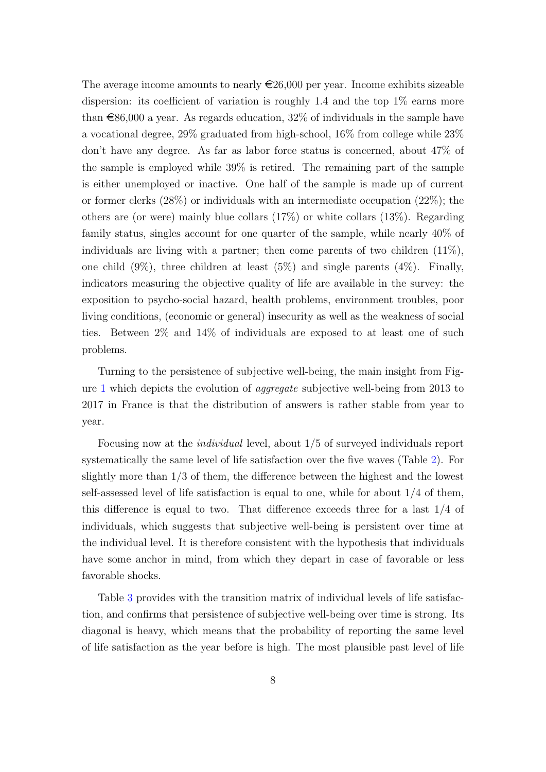The average income amounts to nearly €26,000 per year. Income exhibits sizeable dispersion: its coefficient of variation is roughly 1.4 and the top 1% earns more than €86,000 a year. As regards education, 32% of individuals in the sample have a vocational degree, 29% graduated from high-school, 16% from college while 23% don't have any degree. As far as labor force status is concerned, about 47% of the sample is employed while 39% is retired. The remaining part of the sample is either unemployed or inactive. One half of the sample is made up of current or former clerks (28%) or individuals with an intermediate occupation (22%); the others are (or were) mainly blue collars (17%) or white collars (13%). Regarding family status, singles account for one quarter of the sample, while nearly 40% of individuals are living with a partner; then come parents of two children (11%), one child (9%), three children at least (5%) and single parents (4%). Finally, indicators measuring the objective quality of life are available in the survey: the exposition to psycho-social hazard, health problems, environment troubles, poor living conditions, (economic or general) insecurity as well as the weakness of social ties. Between 2% and 14% of individuals are exposed to at least one of such problems.

Turning to the persistence of subjective well-being, the main insight from Figure 1 which depicts the evolution of *aggregate* subjective well-being from 2013 to 2017 in France is that the distribution of answers is rather stable from year to year.

Focusing now at the *individual* level, about 1/5 of surveyed individuals report systematically the same level of life satisfaction over the five waves (Table 2). For slightly more than 1/3 of them, the difference between the highest and the lowest self-assessed level of life satisfaction is equal to one, while for about 1/4 of them, this difference is equal to two. That difference exceeds three for a last 1/4 of individuals, which suggests that subjective well-being is persistent over time at the individual level. It is therefore consistent with the hypothesis that individuals have some anchor in mind, from which they depart in case of favorable or less favorable shocks.

Table 3 provides with the transition matrix of individual levels of life satisfaction, and confirms that persistence of subjective well-being over time is strong. Its diagonal is heavy, which means that the probability of reporting the same level of life satisfaction as the year before is high. The most plausible past level of life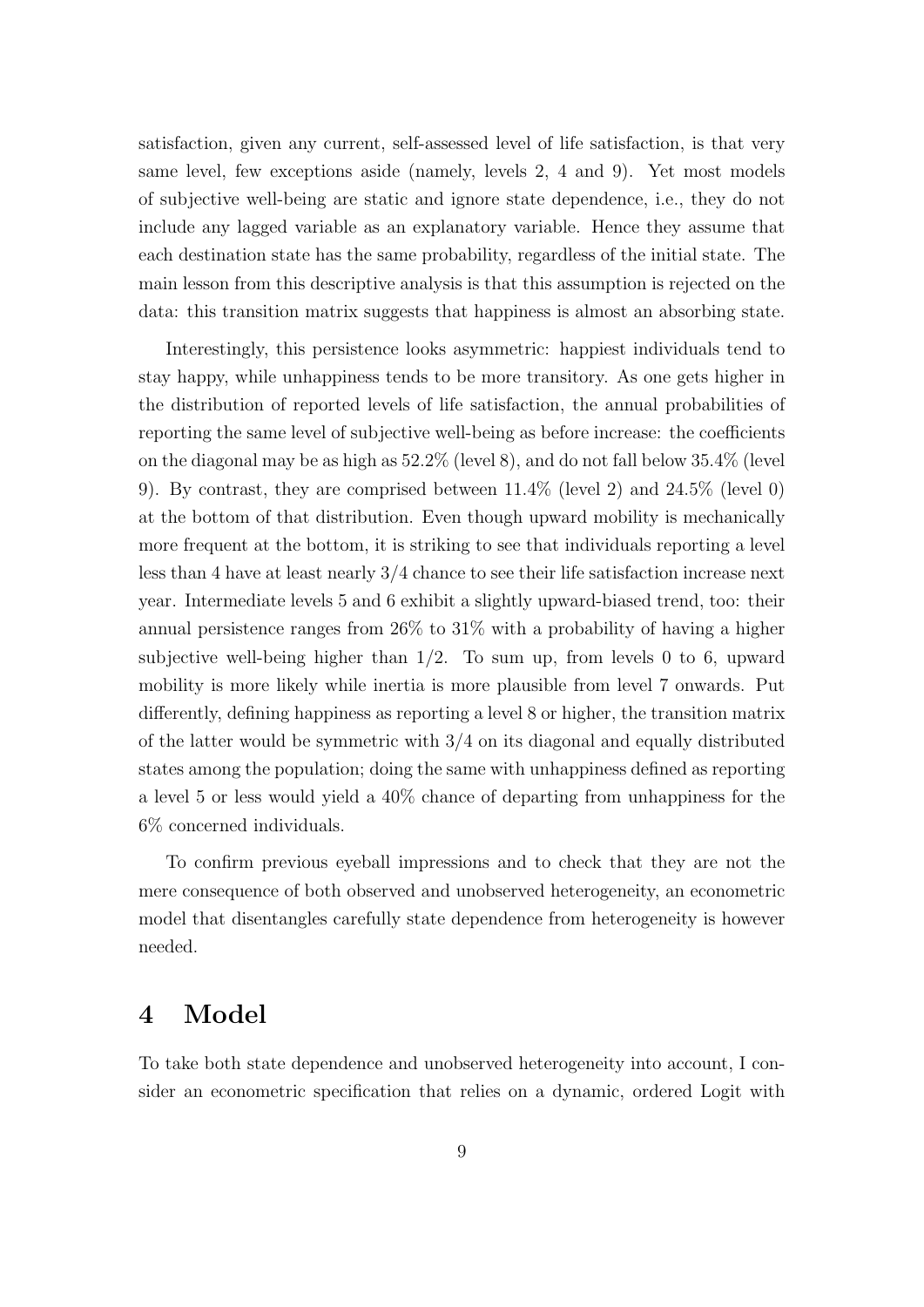satisfaction, given any current, self-assessed level of life satisfaction, is that very same level, few exceptions aside (namely, levels 2, 4 and 9). Yet most models of subjective well-being are static and ignore state dependence, i.e., they do not include any lagged variable as an explanatory variable. Hence they assume that each destination state has the same probability, regardless of the initial state. The main lesson from this descriptive analysis is that this assumption is rejected on the data: this transition matrix suggests that happiness is almost an absorbing state.

Interestingly, this persistence looks asymmetric: happiest individuals tend to stay happy, while unhappiness tends to be more transitory. As one gets higher in the distribution of reported levels of life satisfaction, the annual probabilities of reporting the same level of subjective well-being as before increase: the coefficients on the diagonal may be as high as 52.2% (level 8), and do not fall below 35.4% (level 9). By contrast, they are comprised between 11.4% (level 2) and 24.5% (level 0) at the bottom of that distribution. Even though upward mobility is mechanically more frequent at the bottom, it is striking to see that individuals reporting a level less than 4 have at least nearly 3/4 chance to see their life satisfaction increase next year. Intermediate levels 5 and 6 exhibit a slightly upward-biased trend, too: their annual persistence ranges from 26% to 31% with a probability of having a higher subjective well-being higher than 1/2. To sum up, from levels 0 to 6, upward mobility is more likely while inertia is more plausible from level 7 onwards. Put differently, defining happiness as reporting a level 8 or higher, the transition matrix of the latter would be symmetric with 3/4 on its diagonal and equally distributed states among the population; doing the same with unhappiness defined as reporting a level 5 or less would yield a 40% chance of departing from unhappiness for the 6% concerned individuals.

To confirm previous eyeball impressions and to check that they are not the mere consequence of both observed and unobserved heterogeneity, an econometric model that disentangles carefully state dependence from heterogeneity is however needed.

# 4 Model

To take both state dependence and unobserved heterogeneity into account, I consider an econometric specification that relies on a dynamic, ordered Logit with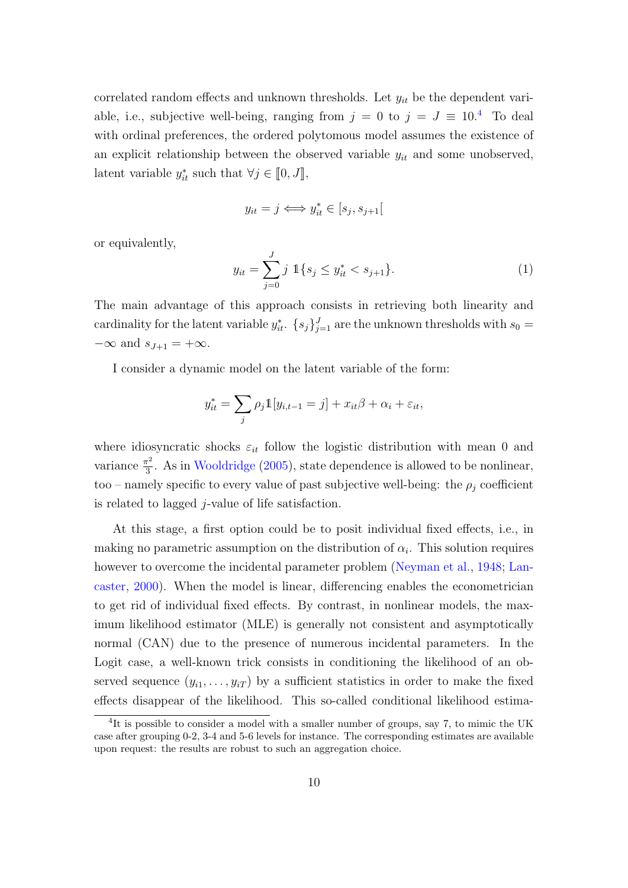correlated random effects and unknown thresholds. Let $y_{it}$ be the dependent variable, i.e., subjective well-being, ranging from $j = 0$ to $j = J \equiv 10$.[4] To deal with ordinal preferences, the ordered polytomous model assumes the existence of an explicit relationship between the observed variable $y_{it}$ and some unobserved, latent variable $y^*_{it}$ such that $\forall j \in [\![0, J]\!]$,

$$y_{it} = j \Longleftrightarrow y^*_{it} \in [s_j, s_{j+1}[$$

or equivalently,

$$y_{it} = \sum_{j=0}^{J} j \; \mathbb{1}\{s_j \leq y^*_{it} < s_{j+1}\}. \tag{1}$$

The main advantage of this approach consists in retrieving both linearity and cardinality for the latent variable $y^*_{it}$. $\{s_j\}_{j=1}^{J}$ are the unknown thresholds with $s_0 = -\infty$ and $s_{J+1} = +\infty$.

I consider a dynamic model on the latent variable of the form:

$$y^*_{it} = \sum_j \rho_j \mathbb{1}[y_{i,t-1} = j] + x_{it}\beta + \alpha_i + \varepsilon_{it},$$

where idiosyncratic shocks $\varepsilon_{it}$ follow the logistic distribution with mean 0 and variance $\frac{\pi^2}{3}$. As in Wooldridge (2005), state dependence is allowed to be nonlinear, too – namely specific to every value of past subjective well-being: the $\rho_j$ coefficient is related to lagged $j$-value of life satisfaction.

At this stage, a first option could be to posit individual fixed effects, i.e., in making no parametric assumption on the distribution of $\alpha_i$. This solution requires however to overcome the incidental parameter problem (Neyman et al., 1948; Lancaster, 2000). When the model is linear, differencing enables the econometrician to get rid of individual fixed effects. By contrast, in nonlinear models, the maximum likelihood estimator (MLE) is generally not consistent and asymptotically normal (CAN) due to the presence of numerous incidental parameters. In the Logit case, a well-known trick consists in conditioning the likelihood of an observed sequence $(y_{i1}, \ldots, y_{iT})$ by a sufficient statistics in order to make the fixed effects disappear of the likelihood. This so-called conditional likelihood estima-

[4] It is possible to consider a model with a smaller number of groups, say 7, to mimic the UK case after grouping 0-2, 3-4 and 5-6 levels for instance. The corresponding estimates are available upon request: the results are robust to such an aggregation choice.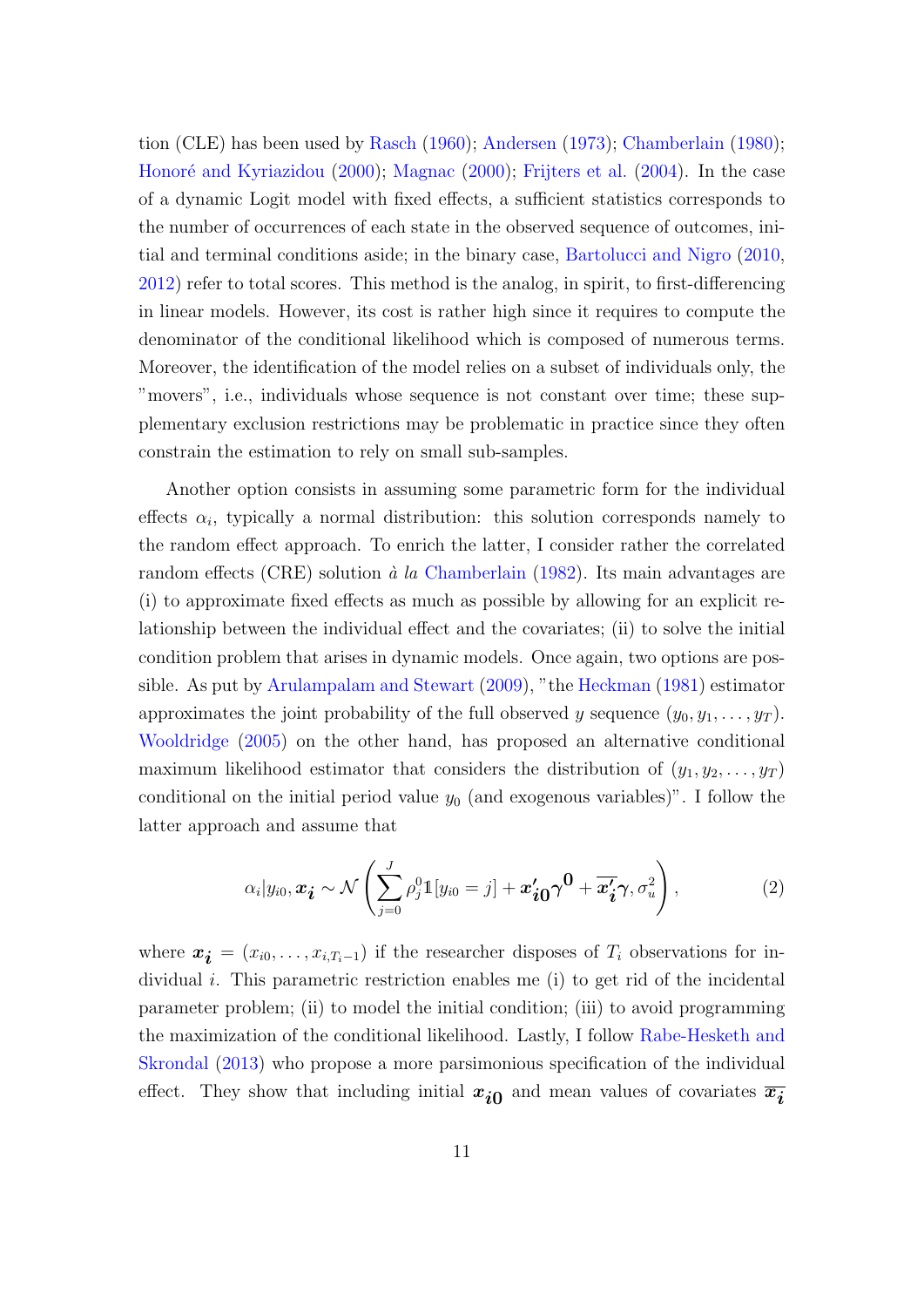tion (CLE) has been used by Rasch (1960); Andersen (1973); Chamberlain (1980); Honoré and Kyriazidou (2000); Magnac (2000); Frijters et al. (2004). In the case of a dynamic Logit model with fixed effects, a sufficient statistics corresponds to the number of occurrences of each state in the observed sequence of outcomes, initial and terminal conditions aside; in the binary case, Bartolucci and Nigro (2010, 2012) refer to total scores. This method is the analog, in spirit, to first-differencing in linear models. However, its cost is rather high since it requires to compute the denominator of the conditional likelihood which is composed of numerous terms. Moreover, the identification of the model relies on a subset of individuals only, the "movers", i.e., individuals whose sequence is not constant over time; these supplementary exclusion restrictions may be problematic in practice since they often constrain the estimation to rely on small sub-samples.

Another option consists in assuming some parametric form for the individual effects $\alpha_i$, typically a normal distribution: this solution corresponds namely to the random effect approach. To enrich the latter, I consider rather the correlated random effects (CRE) solution *à la* Chamberlain (1982). Its main advantages are (i) to approximate fixed effects as much as possible by allowing for an explicit relationship between the individual effect and the covariates; (ii) to solve the initial condition problem that arises in dynamic models. Once again, two options are possible. As put by Arulampalam and Stewart (2009), "the Heckman (1981) estimator approximates the joint probability of the full observed $y$ sequence $(y_0, y_1, \ldots, y_T)$. Wooldridge (2005) on the other hand, has proposed an alternative conditional maximum likelihood estimator that considers the distribution of $(y_1, y_2, \ldots, y_T)$ conditional on the initial period value $y_0$ (and exogenous variables)". I follow the latter approach and assume that

$$\alpha_i | y_{i0}, \boldsymbol{x_i} \sim \mathcal{N}\left(\sum_{j=0}^{J} \rho_j^0 \mathbb{1}[y_{i0} = j] + \boldsymbol{x'_{i0}} \boldsymbol{\gamma^0} + \overline{\boldsymbol{x'_i}} \boldsymbol{\gamma}, \sigma_u^2\right), \tag{2}$$

where $\boldsymbol{x_i} = (x_{i0}, \ldots, x_{i,T_i-1})$ if the researcher disposes of $T_i$ observations for individual $i$. This parametric restriction enables me (i) to get rid of the incidental parameter problem; (ii) to model the initial condition; (iii) to avoid programming the maximization of the conditional likelihood. Lastly, I follow Rabe-Hesketh and Skrondal (2013) who propose a more parsimonious specification of the individual effect. They show that including initial $\boldsymbol{x_{i0}}$ and mean values of covariates $\overline{\boldsymbol{x_i}}$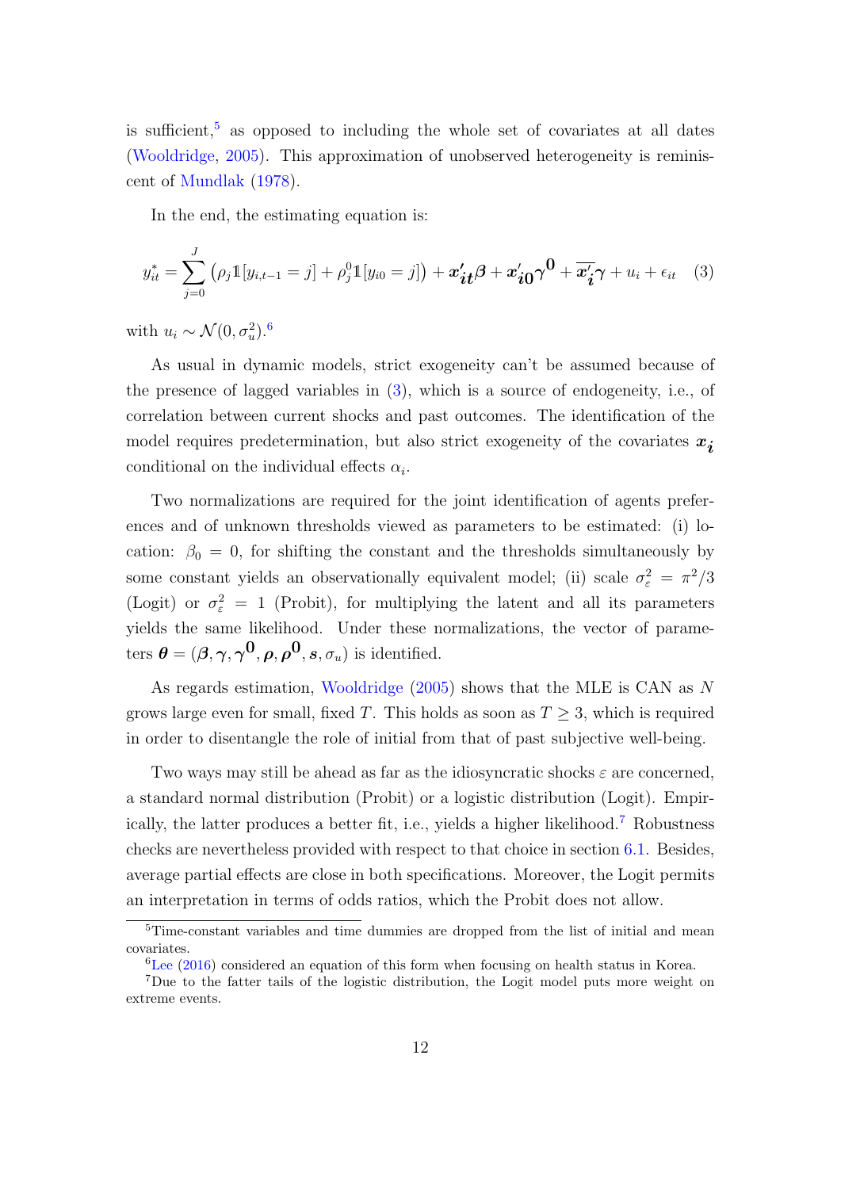is sufficient,[5] as opposed to including the whole set of covariates at all dates (Wooldridge, 2005). This approximation of unobserved heterogeneity is reminiscent of Mundlak (1978).

In the end, the estimating equation is:

$$y_{it}^* = \sum_{j=0}^{J} \left( \rho_j \mathbb{1}[y_{i,t-1} = j] + \rho_j^0 \mathbb{1}[y_{i0} = j] \right) + \boldsymbol{x'_{it}} \boldsymbol{\beta} + \boldsymbol{x'_{i0}} \boldsymbol{\gamma^0} + \overline{\boldsymbol{x'_i}} \boldsymbol{\gamma} + u_i + \epsilon_{it} \quad (3)$$

with $u_i \sim \mathcal{N}(0, \sigma_u^2)$.[6]

As usual in dynamic models, strict exogeneity can't be assumed because of the presence of lagged variables in (3), which is a source of endogeneity, i.e., of correlation between current shocks and past outcomes. The identification of the model requires predetermination, but also strict exogeneity of the covariates $\boldsymbol{x_i}$ conditional on the individual effects $\alpha_i$.

Two normalizations are required for the joint identification of agents preferences and of unknown thresholds viewed as parameters to be estimated: (i) location: $\beta_0 = 0$, for shifting the constant and the thresholds simultaneously by some constant yields an observationally equivalent model; (ii) scale $\sigma_\varepsilon^2 = \pi^2/3$ (Logit) or $\sigma_\varepsilon^2 = 1$ (Probit), for multiplying the latent and all its parameters yields the same likelihood. Under these normalizations, the vector of parameters $\boldsymbol{\theta} = (\boldsymbol{\beta}, \boldsymbol{\gamma}, \boldsymbol{\gamma^0}, \boldsymbol{\rho}, \boldsymbol{\rho^0}, \boldsymbol{s}, \sigma_u)$ is identified.

As regards estimation, Wooldridge (2005) shows that the MLE is CAN as $N$ grows large even for small, fixed $T$. This holds as soon as $T \geq 3$, which is required in order to disentangle the role of initial from that of past subjective well-being.

Two ways may still be ahead as far as the idiosyncratic shocks $\varepsilon$ are concerned, a standard normal distribution (Probit) or a logistic distribution (Logit). Empirically, the latter produces a better fit, i.e., yields a higher likelihood.[7] Robustness checks are nevertheless provided with respect to that choice in section 6.1. Besides, average partial effects are close in both specifications. Moreover, the Logit permits an interpretation in terms of odds ratios, which the Probit does not allow.

---

[5] Time-constant variables and time dummies are dropped from the list of initial and mean covariates.

[6] Lee (2016) considered an equation of this form when focusing on health status in Korea.

[7] Due to the fatter tails of the logistic distribution, the Logit model puts more weight on extreme events.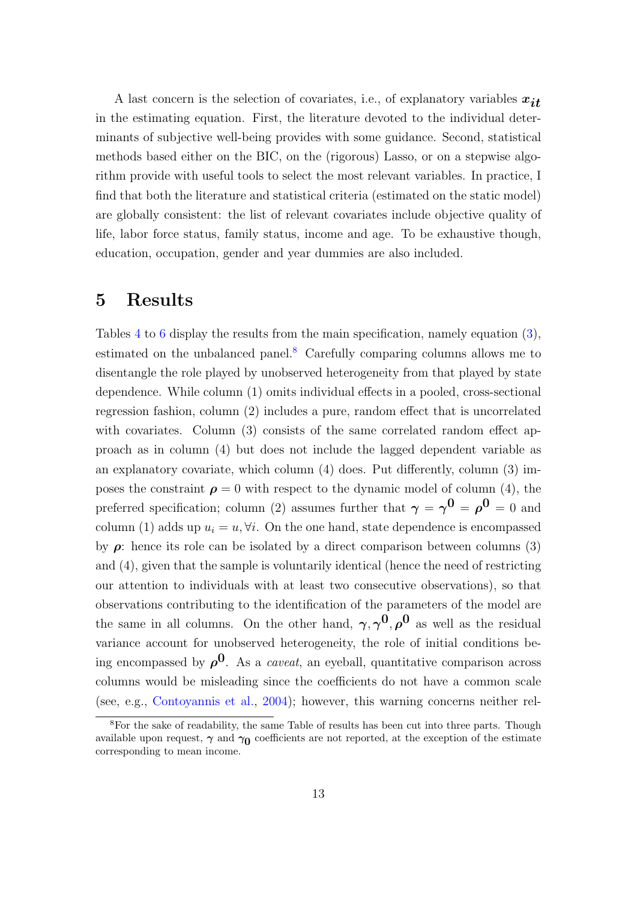A last concern is the selection of covariates, i.e., of explanatory variables $\boldsymbol{x_{it}}$ in the estimating equation. First, the literature devoted to the individual determinants of subjective well-being provides with some guidance. Second, statistical methods based either on the BIC, on the (rigorous) Lasso, or on a stepwise algorithm provide with useful tools to select the most relevant variables. In practice, I find that both the literature and statistical criteria (estimated on the static model) are globally consistent: the list of relevant covariates include objective quality of life, labor force status, family status, income and age. To be exhaustive though, education, occupation, gender and year dummies are also included.

# 5 Results

Tables 4 to 6 display the results from the main specification, namely equation (3), estimated on the unbalanced panel.[8] Carefully comparing columns allows me to disentangle the role played by unobserved heterogeneity from that played by state dependence. While column (1) omits individual effects in a pooled, cross-sectional regression fashion, column (2) includes a pure, random effect that is uncorrelated with covariates. Column (3) consists of the same correlated random effect approach as in column (4) but does not include the lagged dependent variable as an explanatory covariate, which column (4) does. Put differently, column (3) imposes the constraint $\boldsymbol{\rho} = 0$ with respect to the dynamic model of column (4), the preferred specification; column (2) assumes further that $\boldsymbol{\gamma} = \boldsymbol{\gamma^0} = \boldsymbol{\rho^0} = 0$ and column (1) adds up $u_i = u, \forall i$. On the one hand, state dependence is encompassed by $\boldsymbol{\rho}$: hence its role can be isolated by a direct comparison between columns (3) and (4), given that the sample is voluntarily identical (hence the need of restricting our attention to individuals with at least two consecutive observations), so that observations contributing to the identification of the parameters of the model are the same in all columns. On the other hand, $\boldsymbol{\gamma}, \boldsymbol{\gamma^0}, \boldsymbol{\rho^0}$ as well as the residual variance account for unobserved heterogeneity, the role of initial conditions being encompassed by $\boldsymbol{\rho^0}$. As a *caveat*, an eyeball, quantitative comparison across columns would be misleading since the coefficients do not have a common scale (see, e.g., Contoyannis et al., 2004); however, this warning concerns neither rel-

[8] For the sake of readability, the same Table of results has been cut into three parts. Though available upon request, $\boldsymbol{\gamma}$ and $\boldsymbol{\gamma_0}$ coefficients are not reported, at the exception of the estimate corresponding to mean income.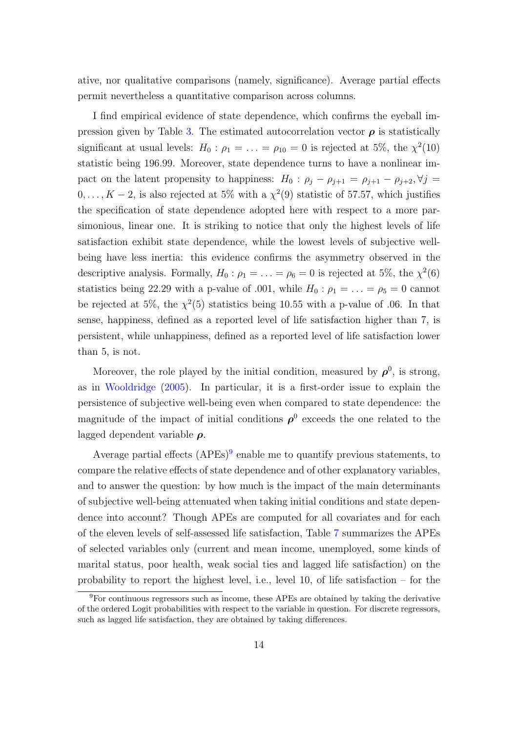ative, nor qualitative comparisons (namely, significance). Average partial effects permit nevertheless a quantitative comparison across columns.

I find empirical evidence of state dependence, which confirms the eyeball impression given by Table 3. The estimated autocorrelation vector $\boldsymbol{\rho}$ is statistically significant at usual levels: $H_0 : \rho_1 = \ldots = \rho_{10} = 0$ is rejected at 5%, the $\chi^2(10)$ statistic being 196.99. Moreover, state dependence turns to have a nonlinear impact on the latent propensity to happiness: $H_0 : \rho_j - \rho_{j+1} = \rho_{j+1} - \rho_{j+2}, \forall j = 0, \ldots, K-2$, is also rejected at 5% with a $\chi^2(9)$ statistic of 57.57, which justifies the specification of state dependence adopted here with respect to a more parsimonious, linear one. It is striking to notice that only the highest levels of life satisfaction exhibit state dependence, while the lowest levels of subjective well-being have less inertia: this evidence confirms the asymmetry observed in the descriptive analysis. Formally, $H_0 : \rho_1 = \ldots = \rho_6 = 0$ is rejected at 5%, the $\chi^2(6)$ statistics being 22.29 with a p-value of .001, while $H_0 : \rho_1 = \ldots = \rho_5 = 0$ cannot be rejected at 5%, the $\chi^2(5)$ statistics being 10.55 with a p-value of .06. In that sense, happiness, defined as a reported level of life satisfaction higher than 7, is persistent, while unhappiness, defined as a reported level of life satisfaction lower than 5, is not.

Moreover, the role played by the initial condition, measured by $\boldsymbol{\rho}^0$, is strong, as in Wooldridge (2005). In particular, it is a first-order issue to explain the persistence of subjective well-being even when compared to state dependence: the magnitude of the impact of initial conditions $\boldsymbol{\rho}^0$ exceeds the one related to the lagged dependent variable $\boldsymbol{\rho}$.

Average partial effects (APEs)[9] enable me to quantify previous statements, to compare the relative effects of state dependence and of other explanatory variables, and to answer the question: by how much is the impact of the main determinants of subjective well-being attenuated when taking initial conditions and state dependence into account? Though APEs are computed for all covariates and for each of the eleven levels of self-assessed life satisfaction, Table 7 summarizes the APEs of selected variables only (current and mean income, unemployed, some kinds of marital status, poor health, weak social ties and lagged life satisfaction) on the probability to report the highest level, i.e., level 10, of life satisfaction – for the

[9]For continuous regressors such as income, these APEs are obtained by taking the derivative of the ordered Logit probabilities with respect to the variable in question. For discrete regressors, such as lagged life satisfaction, they are obtained by taking differences.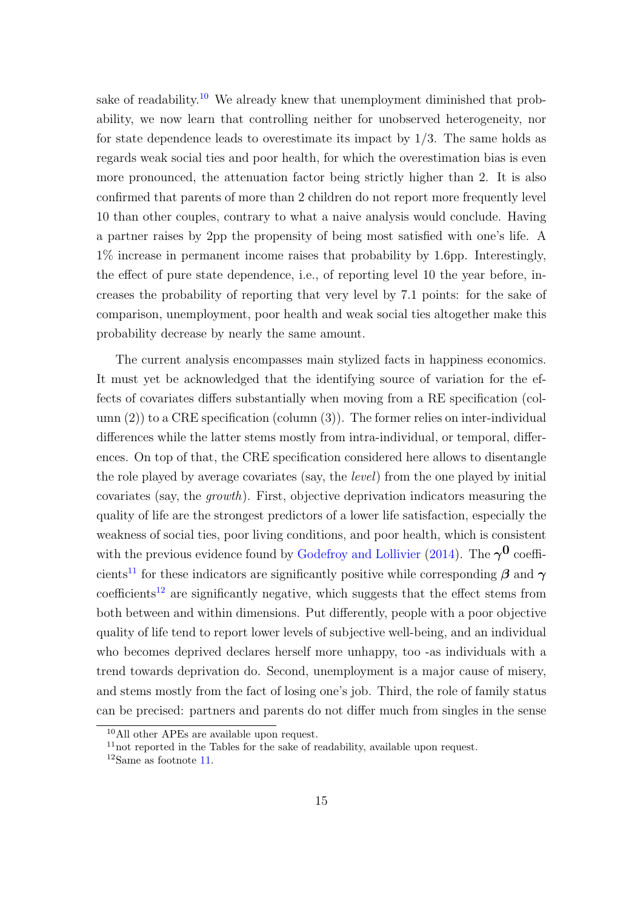sake of readability.[10] We already knew that unemployment diminished that probability, we now learn that controlling neither for unobserved heterogeneity, nor for state dependence leads to overestimate its impact by 1/3. The same holds as regards weak social ties and poor health, for which the overestimation bias is even more pronounced, the attenuation factor being strictly higher than 2. It is also confirmed that parents of more than 2 children do not report more frequently level 10 than other couples, contrary to what a naive analysis would conclude. Having a partner raises by 2pp the propensity of being most satisfied with one's life. A 1% increase in permanent income raises that probability by 1.6pp. Interestingly, the effect of pure state dependence, i.e., of reporting level 10 the year before, increases the probability of reporting that very level by 7.1 points: for the sake of comparison, unemployment, poor health and weak social ties altogether make this probability decrease by nearly the same amount.

The current analysis encompasses main stylized facts in happiness economics. It must yet be acknowledged that the identifying source of variation for the effects of covariates differs substantially when moving from a RE specification (column (2)) to a CRE specification (column (3)). The former relies on inter-individual differences while the latter stems mostly from intra-individual, or temporal, differences. On top of that, the CRE specification considered here allows to disentangle the role played by average covariates (say, the *level*) from the one played by initial covariates (say, the *growth*). First, objective deprivation indicators measuring the quality of life are the strongest predictors of a lower life satisfaction, especially the weakness of social ties, poor living conditions, and poor health, which is consistent with the previous evidence found by Godefroy and Lollivier (2014). The $\boldsymbol{\gamma^0}$ coefficients[11] for these indicators are significantly positive while corresponding $\boldsymbol{\beta}$ and $\boldsymbol{\gamma}$ coefficients[12] are significantly negative, which suggests that the effect stems from both between and within dimensions. Put differently, people with a poor objective quality of life tend to report lower levels of subjective well-being, and an individual who becomes deprived declares herself more unhappy, too -as individuals with a trend towards deprivation do. Second, unemployment is a major cause of misery, and stems mostly from the fact of losing one's job. Third, the role of family status can be precised: partners and parents do not differ much from singles in the sense

[10] All other APEs are available upon request.

[11] not reported in the Tables for the sake of readability, available upon request.

[12] Same as footnote 11.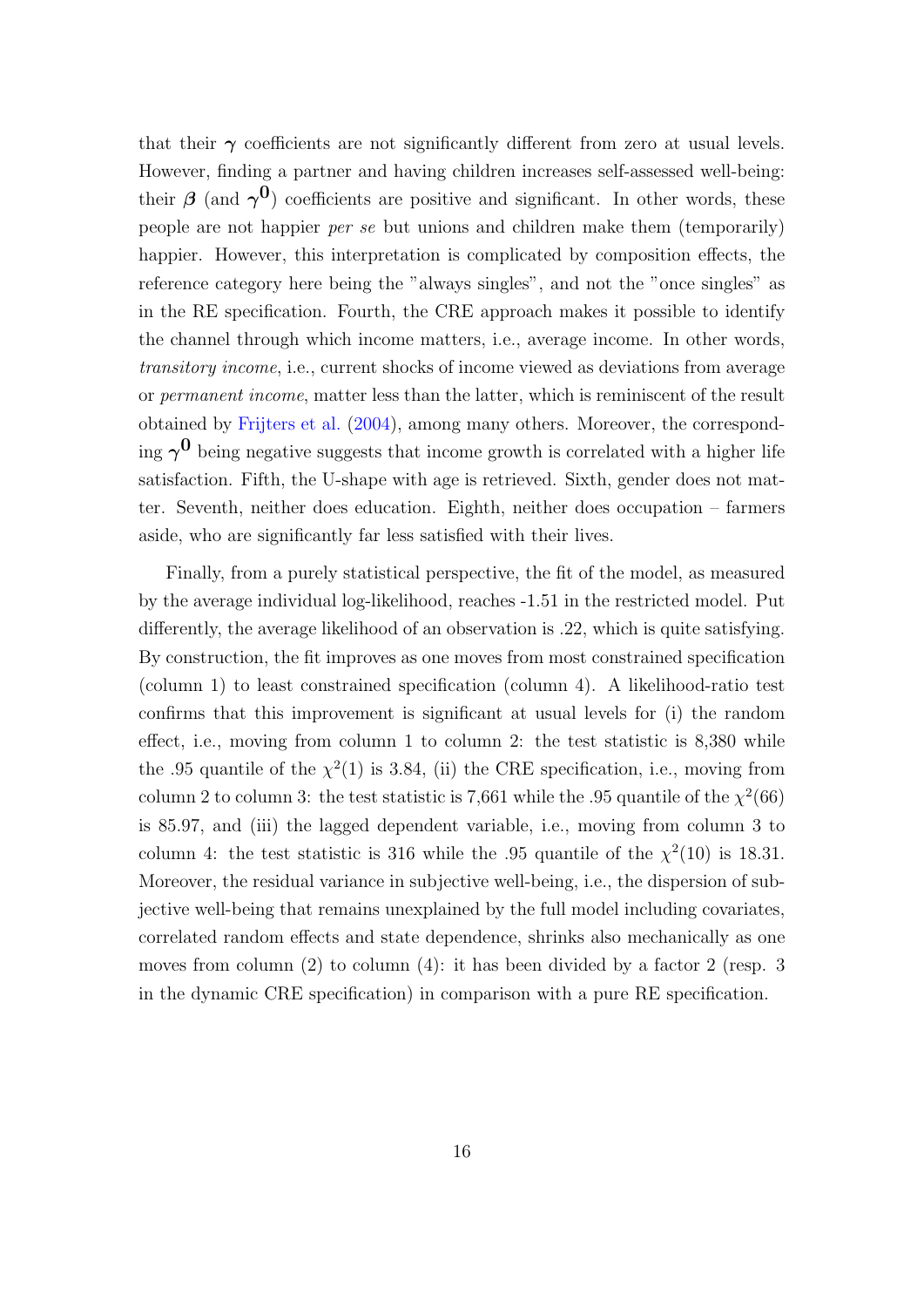that their $\boldsymbol{\gamma}$ coefficients are not significantly different from zero at usual levels. However, finding a partner and having children increases self-assessed well-being: their $\boldsymbol{\beta}$ (and $\boldsymbol{\gamma^0}$) coefficients are positive and significant. In other words, these people are not happier *per se* but unions and children make them (temporarily) happier. However, this interpretation is complicated by composition effects, the reference category here being the "always singles", and not the "once singles" as in the RE specification. Fourth, the CRE approach makes it possible to identify the channel through which income matters, i.e., average income. In other words, *transitory income*, i.e., current shocks of income viewed as deviations from average or *permanent income*, matter less than the latter, which is reminiscent of the result obtained by Frijters et al. (2004), among many others. Moreover, the corresponding $\boldsymbol{\gamma^0}$ being negative suggests that income growth is correlated with a higher life satisfaction. Fifth, the U-shape with age is retrieved. Sixth, gender does not matter. Seventh, neither does education. Eighth, neither does occupation – farmers aside, who are significantly far less satisfied with their lives.

Finally, from a purely statistical perspective, the fit of the model, as measured by the average individual log-likelihood, reaches -1.51 in the restricted model. Put differently, the average likelihood of an observation is .22, which is quite satisfying. By construction, the fit improves as one moves from most constrained specification (column 1) to least constrained specification (column 4). A likelihood-ratio test confirms that this improvement is significant at usual levels for (i) the random effect, i.e., moving from column 1 to column 2: the test statistic is 8,380 while the .95 quantile of the $\chi^2(1)$ is 3.84, (ii) the CRE specification, i.e., moving from column 2 to column 3: the test statistic is 7,661 while the .95 quantile of the $\chi^2(66)$ is 85.97, and (iii) the lagged dependent variable, i.e., moving from column 3 to column 4: the test statistic is 316 while the .95 quantile of the $\chi^2(10)$ is 18.31. Moreover, the residual variance in subjective well-being, i.e., the dispersion of subjective well-being that remains unexplained by the full model including covariates, correlated random effects and state dependence, shrinks also mechanically as one moves from column (2) to column (4): it has been divided by a factor 2 (resp. 3 in the dynamic CRE specification) in comparison with a pure RE specification.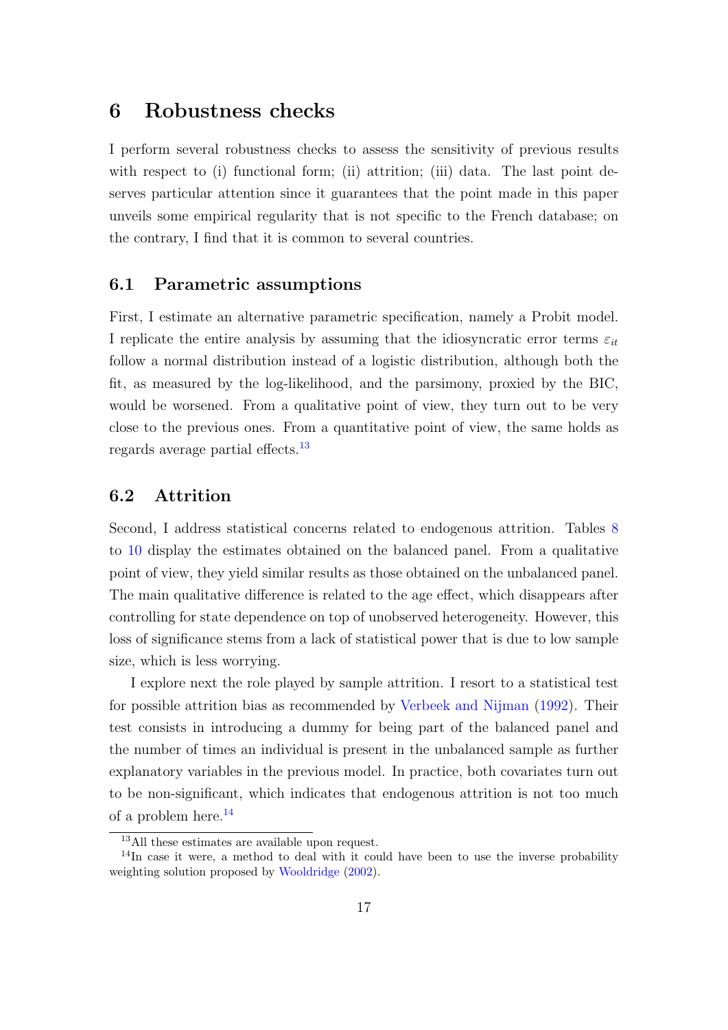# 6 Robustness checks

I perform several robustness checks to assess the sensitivity of previous results with respect to (i) functional form; (ii) attrition; (iii) data. The last point deserves particular attention since it guarantees that the point made in this paper unveils some empirical regularity that is not specific to the French database; on the contrary, I find that it is common to several countries.

## 6.1 Parametric assumptions

First, I estimate an alternative parametric specification, namely a Probit model. I replicate the entire analysis by assuming that the idiosyncratic error terms $\varepsilon_{it}$ follow a normal distribution instead of a logistic distribution, although both the fit, as measured by the log-likelihood, and the parsimony, proxied by the BIC, would be worsened. From a qualitative point of view, they turn out to be very close to the previous ones. From a quantitative point of view, the same holds as regards average partial effects.[13]

## 6.2 Attrition

Second, I address statistical concerns related to endogenous attrition. Tables 8 to 10 display the estimates obtained on the balanced panel. From a qualitative point of view, they yield similar results as those obtained on the unbalanced panel. The main qualitative difference is related to the age effect, which disappears after controlling for state dependence on top of unobserved heterogeneity. However, this loss of significance stems from a lack of statistical power that is due to low sample size, which is less worrying.

I explore next the role played by sample attrition. I resort to a statistical test for possible attrition bias as recommended by Verbeek and Nijman (1992). Their test consists in introducing a dummy for being part of the balanced panel and the number of times an individual is present in the unbalanced sample as further explanatory variables in the previous model. In practice, both covariates turn out to be non-significant, which indicates that endogenous attrition is not too much of a problem here.[14]

[13] All these estimates are available upon request.

[14] In case it were, a method to deal with it could have been to use the inverse probability weighting solution proposed by Wooldridge (2002).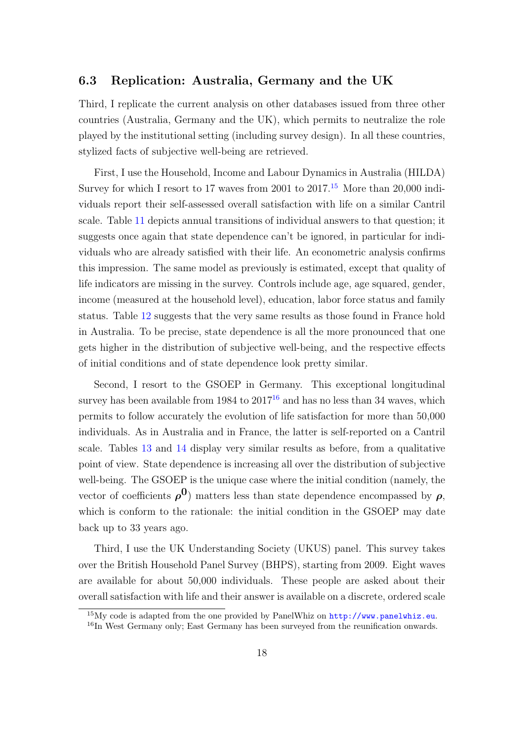## 6.3 Replication: Australia, Germany and the UK

Third, I replicate the current analysis on other databases issued from three other countries (Australia, Germany and the UK), which permits to neutralize the role played by the institutional setting (including survey design). In all these countries, stylized facts of subjective well-being are retrieved.

First, I use the Household, Income and Labour Dynamics in Australia (HILDA) Survey for which I resort to 17 waves from 2001 to 2017.[15] More than 20,000 individuals report their self-assessed overall satisfaction with life on a similar Cantril scale. Table 11 depicts annual transitions of individual answers to that question; it suggests once again that state dependence can't be ignored, in particular for individuals who are already satisfied with their life. An econometric analysis confirms this impression. The same model as previously is estimated, except that quality of life indicators are missing in the survey. Controls include age, age squared, gender, income (measured at the household level), education, labor force status and family status. Table 12 suggests that the very same results as those found in France hold in Australia. To be precise, state dependence is all the more pronounced that one gets higher in the distribution of subjective well-being, and the respective effects of initial conditions and of state dependence look pretty similar.

Second, I resort to the GSOEP in Germany. This exceptional longitudinal survey has been available from 1984 to 2017[16] and has no less than 34 waves, which permits to follow accurately the evolution of life satisfaction for more than 50,000 individuals. As in Australia and in France, the latter is self-reported on a Cantril scale. Tables 13 and 14 display very similar results as before, from a qualitative point of view. State dependence is increasing all over the distribution of subjective well-being. The GSOEP is the unique case where the initial condition (namely, the vector of coefficients $\boldsymbol{\rho}^{\mathbf{0}}$) matters less than state dependence encompassed by $\boldsymbol{\rho}$, which is conform to the rationale: the initial condition in the GSOEP may date back up to 33 years ago.

Third, I use the UK Understanding Society (UKUS) panel. This survey takes over the British Household Panel Survey (BHPS), starting from 2009. Eight waves are available for about 50,000 individuals. These people are asked about their overall satisfaction with life and their answer is available on a discrete, ordered scale

[15] My code is adapted from the one provided by PanelWhiz on http://www.panelwhiz.eu.

[16] In West Germany only; East Germany has been surveyed from the reunification onwards.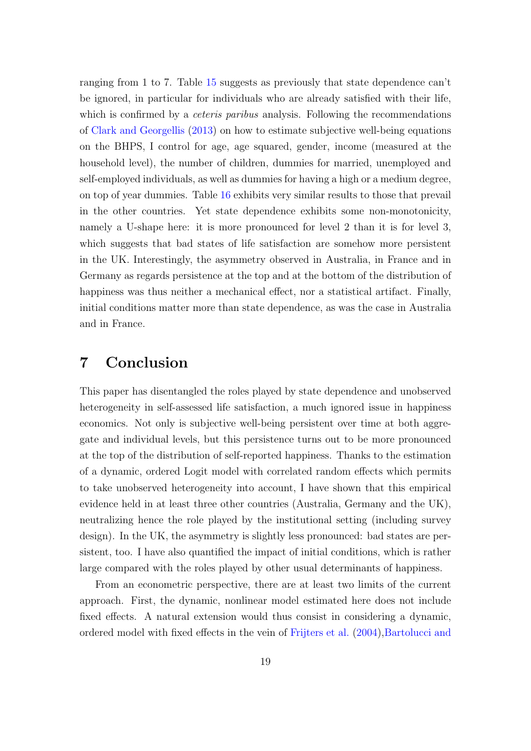ranging from 1 to 7. Table 15 suggests as previously that state dependence can't be ignored, in particular for individuals who are already satisfied with their life, which is confirmed by a *ceteris paribus* analysis. Following the recommendations of Clark and Georgellis (2013) on how to estimate subjective well-being equations on the BHPS, I control for age, age squared, gender, income (measured at the household level), the number of children, dummies for married, unemployed and self-employed individuals, as well as dummies for having a high or a medium degree, on top of year dummies. Table 16 exhibits very similar results to those that prevail in the other countries. Yet state dependence exhibits some non-monotonicity, namely a U-shape here: it is more pronounced for level 2 than it is for level 3, which suggests that bad states of life satisfaction are somehow more persistent in the UK. Interestingly, the asymmetry observed in Australia, in France and in Germany as regards persistence at the top and at the bottom of the distribution of happiness was thus neither a mechanical effect, nor a statistical artifact. Finally, initial conditions matter more than state dependence, as was the case in Australia and in France.

# 7 Conclusion

This paper has disentangled the roles played by state dependence and unobserved heterogeneity in self-assessed life satisfaction, a much ignored issue in happiness economics. Not only is subjective well-being persistent over time at both aggregate and individual levels, but this persistence turns out to be more pronounced at the top of the distribution of self-reported happiness. Thanks to the estimation of a dynamic, ordered Logit model with correlated random effects which permits to take unobserved heterogeneity into account, I have shown that this empirical evidence held in at least three other countries (Australia, Germany and the UK), neutralizing hence the role played by the institutional setting (including survey design). In the UK, the asymmetry is slightly less pronounced: bad states are persistent, too. I have also quantified the impact of initial conditions, which is rather large compared with the roles played by other usual determinants of happiness.

From an econometric perspective, there are at least two limits of the current approach. First, the dynamic, nonlinear model estimated here does not include fixed effects. A natural extension would thus consist in considering a dynamic, ordered model with fixed effects in the vein of Frijters et al. (2004),Bartolucci and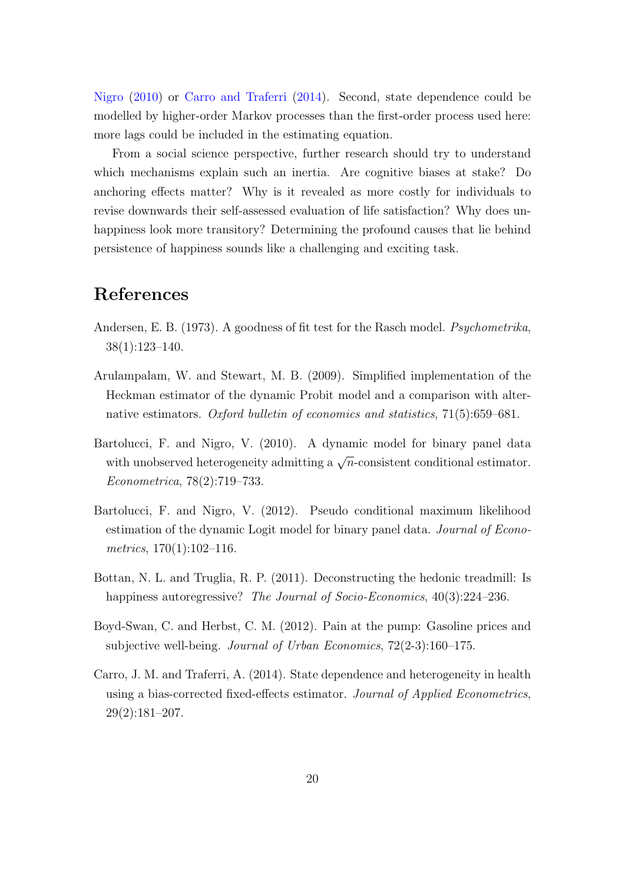Nigro (2010) or Carro and Traferri (2014). Second, state dependence could be modelled by higher-order Markov processes than the first-order process used here: more lags could be included in the estimating equation.

From a social science perspective, further research should try to understand which mechanisms explain such an inertia. Are cognitive biases at stake? Do anchoring effects matter? Why is it revealed as more costly for individuals to revise downwards their self-assessed evaluation of life satisfaction? Why does unhappiness look more transitory? Determining the profound causes that lie behind persistence of happiness sounds like a challenging and exciting task.

# References

Andersen, E. B. (1973). A goodness of fit test for the Rasch model. *Psychometrika*, 38(1):123–140.

Arulampalam, W. and Stewart, M. B. (2009). Simplified implementation of the Heckman estimator of the dynamic Probit model and a comparison with alternative estimators. *Oxford bulletin of economics and statistics*, 71(5):659–681.

Bartolucci, F. and Nigro, V. (2010). A dynamic model for binary panel data with unobserved heterogeneity admitting a $\sqrt{n}$-consistent conditional estimator. *Econometrica*, 78(2):719–733.

Bartolucci, F. and Nigro, V. (2012). Pseudo conditional maximum likelihood estimation of the dynamic Logit model for binary panel data. *Journal of Econometrics*, 170(1):102–116.

Bottan, N. L. and Truglia, R. P. (2011). Deconstructing the hedonic treadmill: Is happiness autoregressive? *The Journal of Socio-Economics*, 40(3):224–236.

Boyd-Swan, C. and Herbst, C. M. (2012). Pain at the pump: Gasoline prices and subjective well-being. *Journal of Urban Economics*, 72(2-3):160–175.

Carro, J. M. and Traferri, A. (2014). State dependence and heterogeneity in health using a bias-corrected fixed-effects estimator. *Journal of Applied Econometrics*, 29(2):181–207.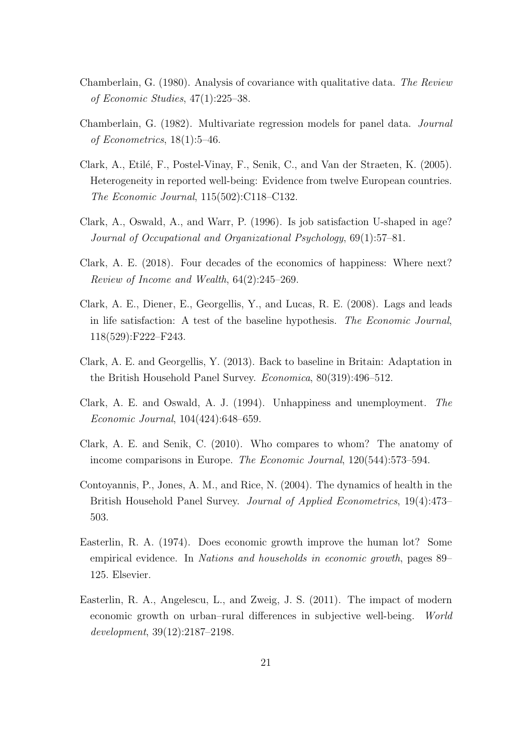Chamberlain, G. (1980). Analysis of covariance with qualitative data. *The Review of Economic Studies*, 47(1):225–38.

Chamberlain, G. (1982). Multivariate regression models for panel data. *Journal of Econometrics*, 18(1):5–46.

Clark, A., Etilé, F., Postel-Vinay, F., Senik, C., and Van der Straeten, K. (2005). Heterogeneity in reported well-being: Evidence from twelve European countries. *The Economic Journal*, 115(502):C118–C132.

Clark, A., Oswald, A., and Warr, P. (1996). Is job satisfaction U-shaped in age? *Journal of Occupational and Organizational Psychology*, 69(1):57–81.

Clark, A. E. (2018). Four decades of the economics of happiness: Where next? *Review of Income and Wealth*, 64(2):245–269.

Clark, A. E., Diener, E., Georgellis, Y., and Lucas, R. E. (2008). Lags and leads in life satisfaction: A test of the baseline hypothesis. *The Economic Journal*, 118(529):F222–F243.

Clark, A. E. and Georgellis, Y. (2013). Back to baseline in Britain: Adaptation in the British Household Panel Survey. *Economica*, 80(319):496–512.

Clark, A. E. and Oswald, A. J. (1994). Unhappiness and unemployment. *The Economic Journal*, 104(424):648–659.

Clark, A. E. and Senik, C. (2010). Who compares to whom? The anatomy of income comparisons in Europe. *The Economic Journal*, 120(544):573–594.

Contoyannis, P., Jones, A. M., and Rice, N. (2004). The dynamics of health in the British Household Panel Survey. *Journal of Applied Econometrics*, 19(4):473–503.

Easterlin, R. A. (1974). Does economic growth improve the human lot? Some empirical evidence. In *Nations and households in economic growth*, pages 89–125. Elsevier.

Easterlin, R. A., Angelescu, L., and Zweig, J. S. (2011). The impact of modern economic growth on urban–rural differences in subjective well-being. *World development*, 39(12):2187–2198.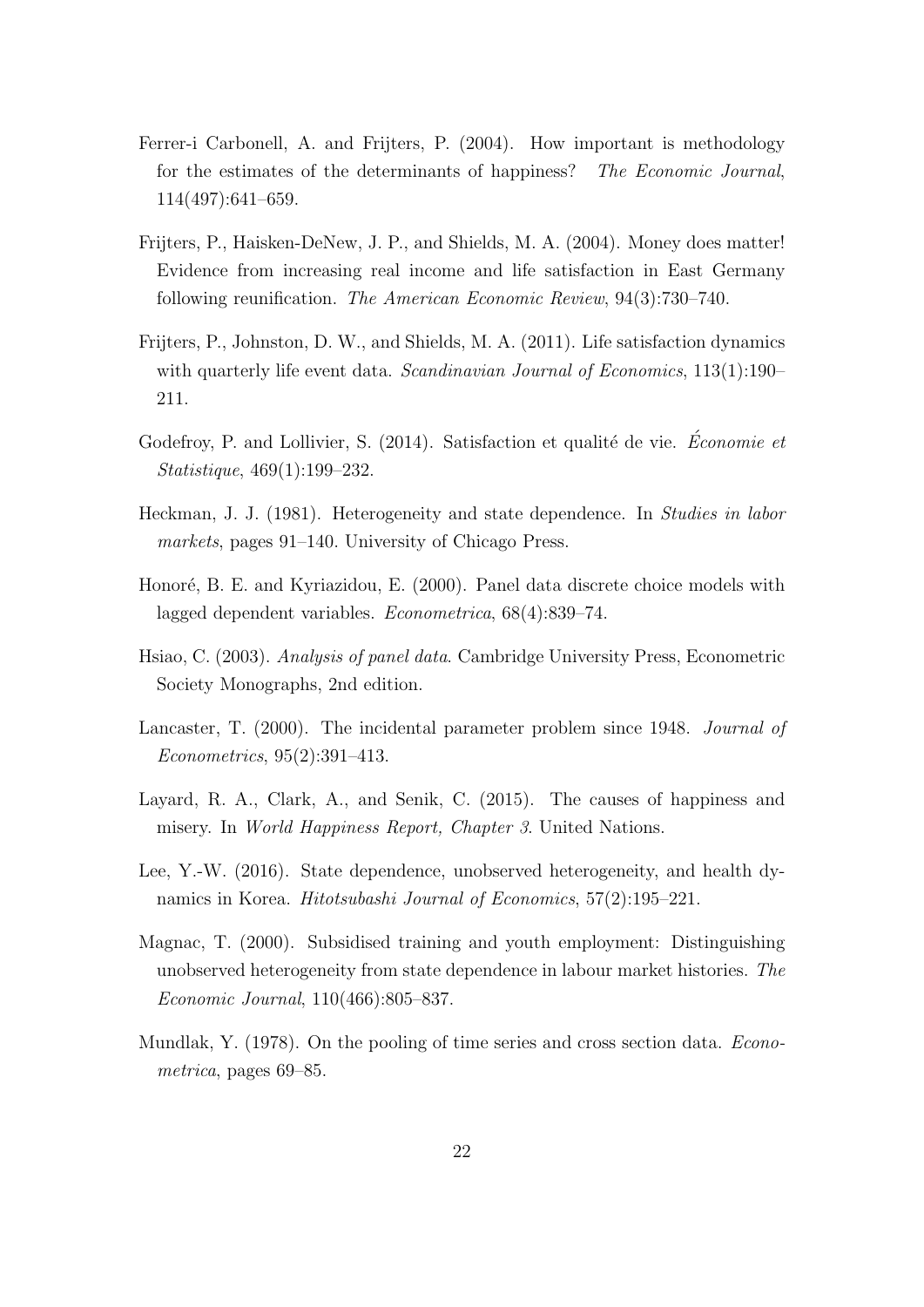Ferrer-i Carbonell, A. and Frijters, P. (2004). How important is methodology for the estimates of the determinants of happiness? *The Economic Journal*, 114(497):641–659.

Frijters, P., Haisken-DeNew, J. P., and Shields, M. A. (2004). Money does matter! Evidence from increasing real income and life satisfaction in East Germany following reunification. *The American Economic Review*, 94(3):730–740.

Frijters, P., Johnston, D. W., and Shields, M. A. (2011). Life satisfaction dynamics with quarterly life event data. *Scandinavian Journal of Economics*, 113(1):190–211.

Godefroy, P. and Lollivier, S. (2014). Satisfaction et qualité de vie. *Économie et Statistique*, 469(1):199–232.

Heckman, J. J. (1981). Heterogeneity and state dependence. In *Studies in labor markets*, pages 91–140. University of Chicago Press.

Honoré, B. E. and Kyriazidou, E. (2000). Panel data discrete choice models with lagged dependent variables. *Econometrica*, 68(4):839–74.

Hsiao, C. (2003). *Analysis of panel data*. Cambridge University Press, Econometric Society Monographs, 2nd edition.

Lancaster, T. (2000). The incidental parameter problem since 1948. *Journal of Econometrics*, 95(2):391–413.

Layard, R. A., Clark, A., and Senik, C. (2015). The causes of happiness and misery. In *World Happiness Report, Chapter 3*. United Nations.

Lee, Y.-W. (2016). State dependence, unobserved heterogeneity, and health dynamics in Korea. *Hitotsubashi Journal of Economics*, 57(2):195–221.

Magnac, T. (2000). Subsidised training and youth employment: Distinguishing unobserved heterogeneity from state dependence in labour market histories. *The Economic Journal*, 110(466):805–837.

Mundlak, Y. (1978). On the pooling of time series and cross section data. *Econometrica*, pages 69–85.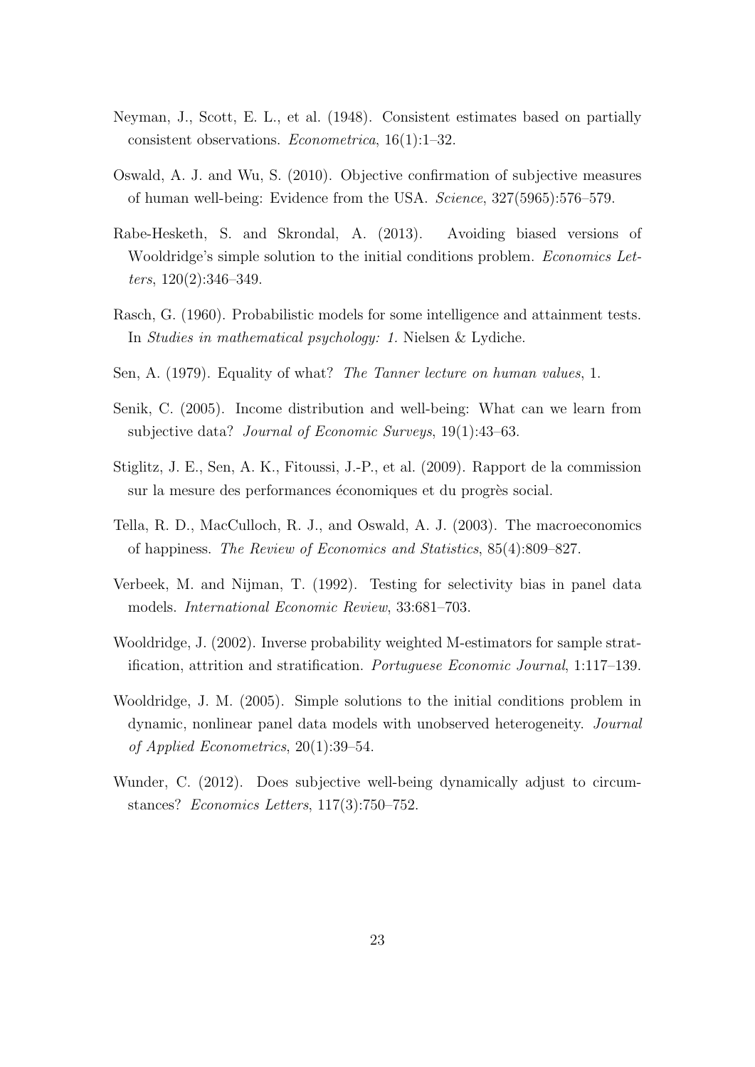Neyman, J., Scott, E. L., et al. (1948). Consistent estimates based on partially consistent observations. *Econometrica*, 16(1):1–32.

Oswald, A. J. and Wu, S. (2010). Objective confirmation of subjective measures of human well-being: Evidence from the USA. *Science*, 327(5965):576–579.

Rabe-Hesketh, S. and Skrondal, A. (2013). Avoiding biased versions of Wooldridge's simple solution to the initial conditions problem. *Economics Letters*, 120(2):346–349.

Rasch, G. (1960). Probabilistic models for some intelligence and attainment tests. In *Studies in mathematical psychology: 1*. Nielsen & Lydiche.

Sen, A. (1979). Equality of what? *The Tanner lecture on human values*, 1.

Senik, C. (2005). Income distribution and well-being: What can we learn from subjective data? *Journal of Economic Surveys*, 19(1):43–63.

Stiglitz, J. E., Sen, A. K., Fitoussi, J.-P., et al. (2009). Rapport de la commission sur la mesure des performances économiques et du progrès social.

Tella, R. D., MacCulloch, R. J., and Oswald, A. J. (2003). The macroeconomics of happiness. *The Review of Economics and Statistics*, 85(4):809–827.

Verbeek, M. and Nijman, T. (1992). Testing for selectivity bias in panel data models. *International Economic Review*, 33:681–703.

Wooldridge, J. (2002). Inverse probability weighted M-estimators for sample stratification, attrition and stratification. *Portuguese Economic Journal*, 1:117–139.

Wooldridge, J. M. (2005). Simple solutions to the initial conditions problem in dynamic, nonlinear panel data models with unobserved heterogeneity. *Journal of Applied Econometrics*, 20(1):39–54.

Wunder, C. (2012). Does subjective well-being dynamically adjust to circumstances? *Economics Letters*, 117(3):750–752.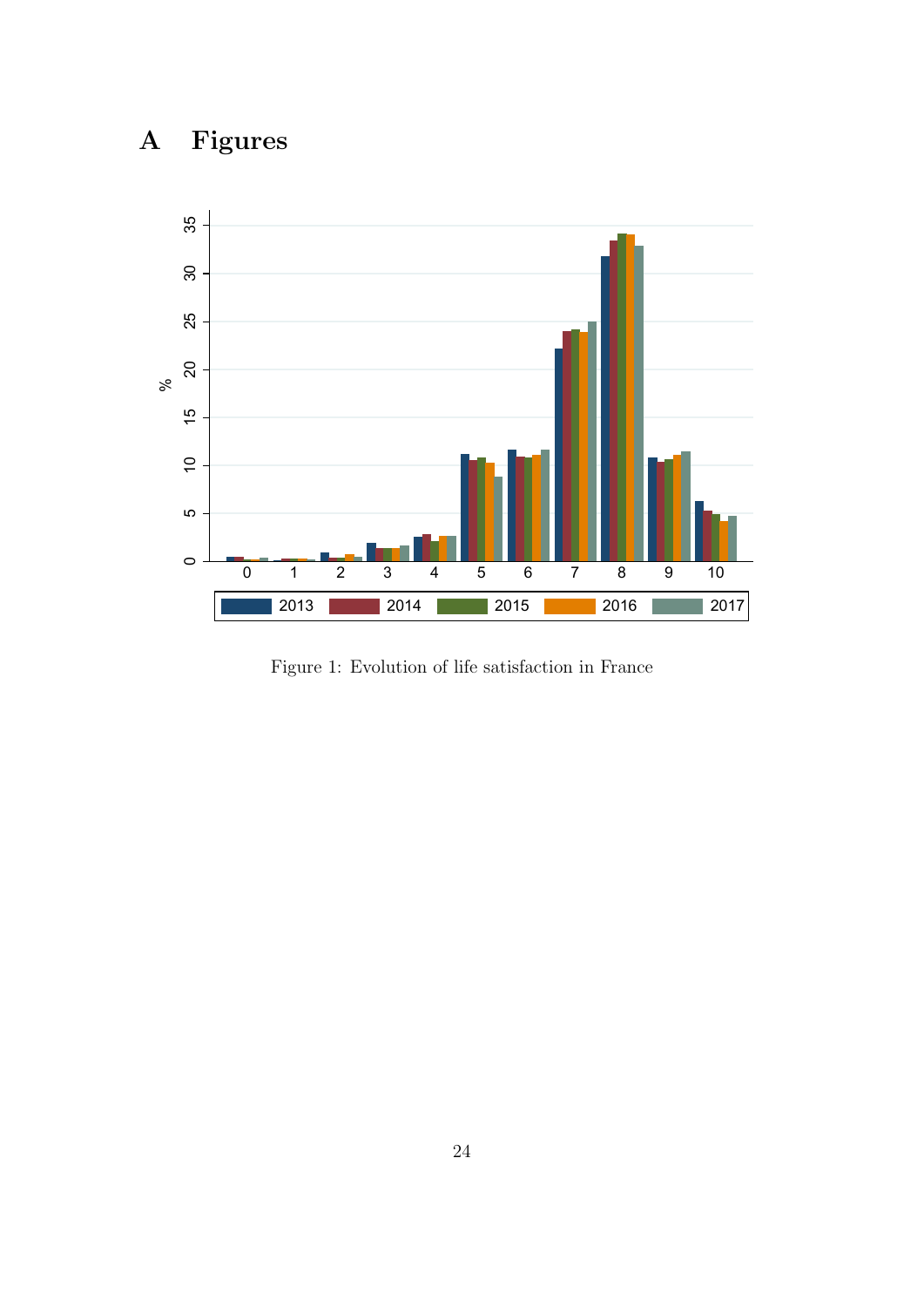# A Figures

Figure 1: Evolution of life satisfaction in France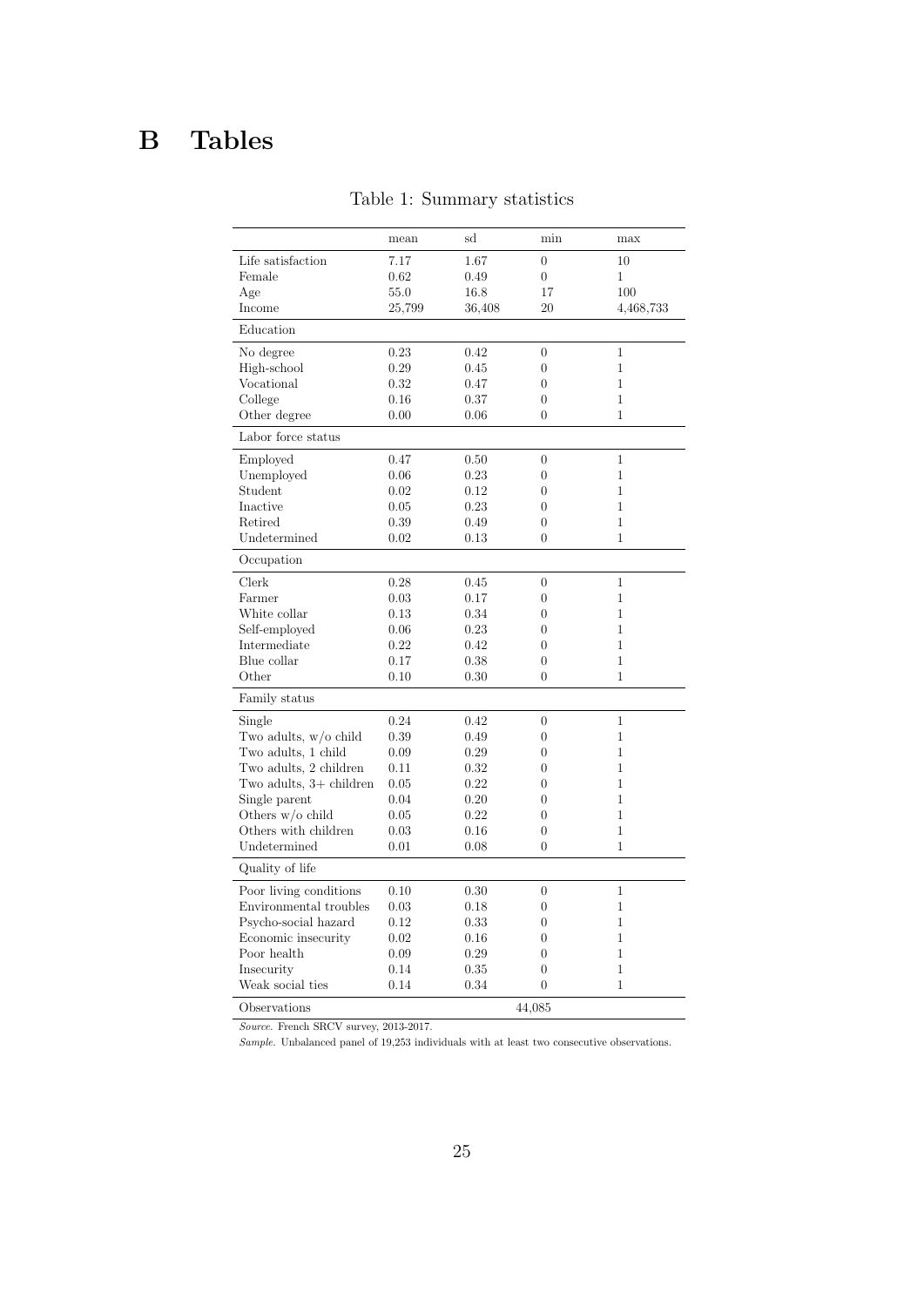# B Tables

Table 1: Summary statistics

| | mean | sd | min | max |
|---|---|---|---|---|
| Life satisfaction | 7.17 | 1.67 | 0 | 10 |
| Female | 0.62 | 0.49 | 0 | 1 |
| Age | 55.0 | 16.8 | 17 | 100 |
| Income | 25,799 | 36,408 | 20 | 4,468,733 |
| Education | | | | |
| No degree | 0.23 | 0.42 | 0 | 1 |
| High-school | 0.29 | 0.45 | 0 | 1 |
| Vocational | 0.32 | 0.47 | 0 | 1 |
| College | 0.16 | 0.37 | 0 | 1 |
| Other degree | 0.00 | 0.06 | 0 | 1 |
| Labor force status | | | | |
| Employed | 0.47 | 0.50 | 0 | 1 |
| Unemployed | 0.06 | 0.23 | 0 | 1 |
| Student | 0.02 | 0.12 | 0 | 1 |
| Inactive | 0.05 | 0.23 | 0 | 1 |
| Retired | 0.39 | 0.49 | 0 | 1 |
| Undetermined | 0.02 | 0.13 | 0 | 1 |
| Occupation | | | | |
| Clerk | 0.28 | 0.45 | 0 | 1 |
| Farmer | 0.03 | 0.17 | 0 | 1 |
| White collar | 0.13 | 0.34 | 0 | 1 |
| Self-employed | 0.06 | 0.23 | 0 | 1 |
| Intermediate | 0.22 | 0.42 | 0 | 1 |
| Blue collar | 0.17 | 0.38 | 0 | 1 |
| Other | 0.10 | 0.30 | 0 | 1 |
| Family status | | | | |
| Single | 0.24 | 0.42 | 0 | 1 |
| Two adults, w/o child | 0.39 | 0.49 | 0 | 1 |
| Two adults, 1 child | 0.09 | 0.29 | 0 | 1 |
| Two adults, 2 children | 0.11 | 0.32 | 0 | 1 |
| Two adults, 3+ children | 0.05 | 0.22 | 0 | 1 |
| Single parent | 0.04 | 0.20 | 0 | 1 |
| Others w/o child | 0.05 | 0.22 | 0 | 1 |
| Others with children | 0.03 | 0.16 | 0 | 1 |
| Undetermined | 0.01 | 0.08 | 0 | 1 |
| Quality of life | | | | |
| Poor living conditions | 0.10 | 0.30 | 0 | 1 |
| Environmental troubles | 0.03 | 0.18 | 0 | 1 |
| Psycho-social hazard | 0.12 | 0.33 | 0 | 1 |
| Economic insecurity | 0.02 | 0.16 | 0 | 1 |
| Poor health | 0.09 | 0.29 | 0 | 1 |
| Insecurity | 0.14 | 0.35 | 0 | 1 |
| Weak social ties | 0.14 | 0.34 | 0 | 1 |
| Observations | | | 44,085 | |

*Source.* French SRCV survey, 2013-2017.

*Sample.* Unbalanced panel of 19,253 individuals with at least two consecutive observations.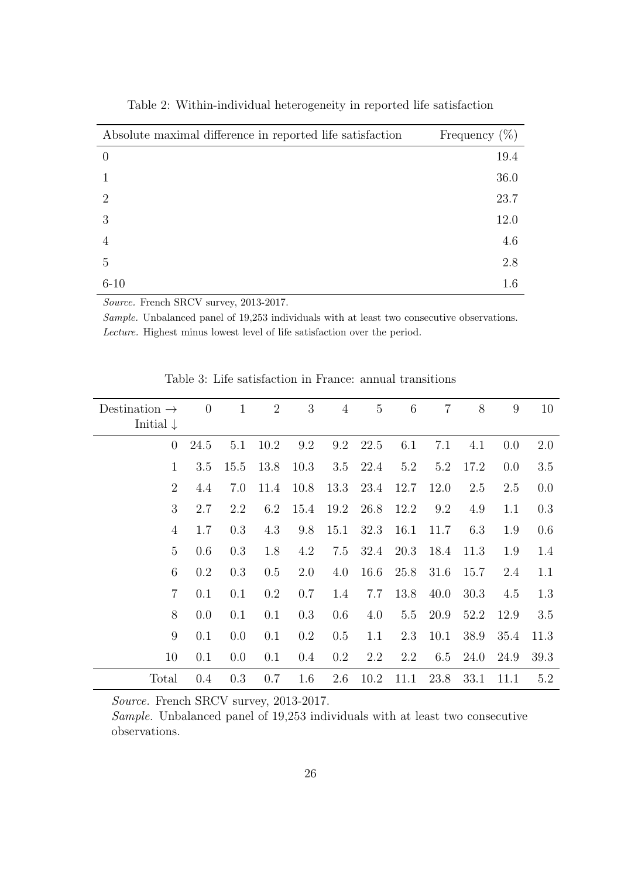Table 2: Within-individual heterogeneity in reported life satisfaction

| Absolute maximal difference in reported life satisfaction | Frequency (%) |
|---|---|
| 0 | 19.4 |
| 1 | 36.0 |
| 2 | 23.7 |
| 3 | 12.0 |
| 4 | 4.6 |
| 5 | 2.8 |
| 6-10 | 1.6 |

*Source.* French SRCV survey, 2013-2017.

*Sample.* Unbalanced panel of 19,253 individuals with at least two consecutive observations.

*Lecture.* Highest minus lowest level of life satisfaction over the period.

Table 3: Life satisfaction in France: annual transitions

| Destination → <br> Initial ↓ | 0 | 1 | 2 | 3 | 4 | 5 | 6 | 7 | 8 | 9 | 10 |
|---|---|---|---|---|---|---|---|---|---|---|---|
| 0 | 24.5 | 5.1 | 10.2 | 9.2 | 9.2 | 22.5 | 6.1 | 7.1 | 4.1 | 0.0 | 2.0 |
| 1 | 3.5 | 15.5 | 13.8 | 10.3 | 3.5 | 22.4 | 5.2 | 5.2 | 17.2 | 0.0 | 3.5 |
| 2 | 4.4 | 7.0 | 11.4 | 10.8 | 13.3 | 23.4 | 12.7 | 12.0 | 2.5 | 2.5 | 0.0 |
| 3 | 2.7 | 2.2 | 6.2 | 15.4 | 19.2 | 26.8 | 12.2 | 9.2 | 4.9 | 1.1 | 0.3 |
| 4 | 1.7 | 0.3 | 4.3 | 9.8 | 15.1 | 32.3 | 16.1 | 11.7 | 6.3 | 1.9 | 0.6 |
| 5 | 0.6 | 0.3 | 1.8 | 4.2 | 7.5 | 32.4 | 20.3 | 18.4 | 11.3 | 1.9 | 1.4 |
| 6 | 0.2 | 0.3 | 0.5 | 2.0 | 4.0 | 16.6 | 25.8 | 31.6 | 15.7 | 2.4 | 1.1 |
| 7 | 0.1 | 0.1 | 0.2 | 0.7 | 1.4 | 7.7 | 13.8 | 40.0 | 30.3 | 4.5 | 1.3 |
| 8 | 0.0 | 0.1 | 0.1 | 0.3 | 0.6 | 4.0 | 5.5 | 20.9 | 52.2 | 12.9 | 3.5 |
| 9 | 0.1 | 0.0 | 0.1 | 0.2 | 0.5 | 1.1 | 2.3 | 10.1 | 38.9 | 35.4 | 11.3 |
| 10 | 0.1 | 0.0 | 0.1 | 0.4 | 0.2 | 2.2 | 2.2 | 6.5 | 24.0 | 24.9 | 39.3 |
| Total | 0.4 | 0.3 | 0.7 | 1.6 | 2.6 | 10.2 | 11.1 | 23.8 | 33.1 | 11.1 | 5.2 |

*Source.* French SRCV survey, 2013-2017.

*Sample.* Unbalanced panel of 19,253 individuals with at least two consecutive observations.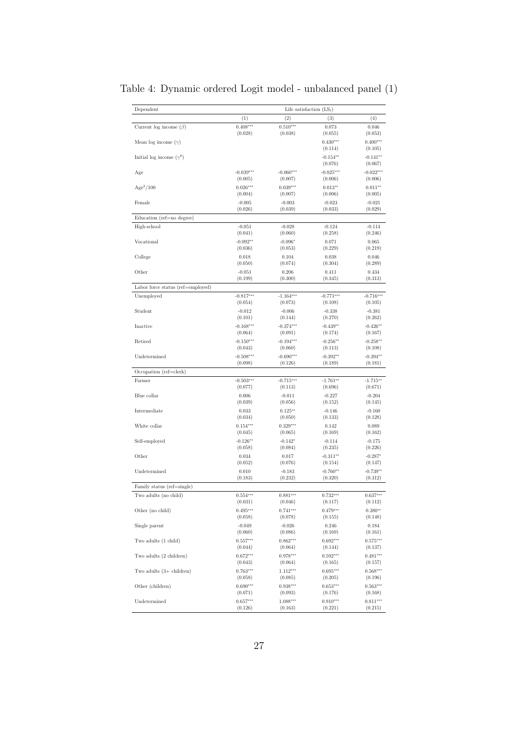Table 4: Dynamic ordered Logit model - unbalanced panel (1)

| Dependent | Life satisfaction ($LS_t$) | | | |
|---|---|---|---|---|
| | (1) | (2) | (3) | (4) |
| Current log income ($\beta$) | 0.408*** | 0.510*** | 0.073 | 0.046 |
| | (0.028) | (0.038) | (0.055) | (0.053) |
| Mean log income ($\gamma$) | | | 0.430*** | 0.400*** |
| | | | (0.114) | (0.105) |
| Initial log income ($\gamma^0$) | | | -0.154** | -0.141** |
| | | | (0.076) | (0.067) |
| Age | -0.039*** | -0.060*** | -0.025*** | -0.022*** |
| | (0.005) | (0.007) | (0.006) | (0.006) |
| $Age^2/100$ | 0.026*** | 0.039*** | 0.013** | 0.011** |
| | (0.004) | (0.007) | (0.006) | (0.005) |
| Female | -0.005 | -0.003 | -0.023 | -0.021 |
| | (0.026) | (0.039) | (0.033) | (0.029) |
| Education (ref=no degree) | | | | |
| High-school | -0.051 | -0.028 | -0.124 | -0.114 |
| | (0.041) | (0.060) | (0.258) | (0.246) |
| Vocational | -0.092** | -0.096* | 0.071 | 0.065 |
| | (0.036) | (0.053) | (0.229) | (0.219) |
| College | 0.018 | 0.104 | 0.038 | 0.046 |
| | (0.050) | (0.074) | (0.304) | (0.289) |
| Other | -0.051 | 0.206 | 0.411 | 0.434 |
| | (0.199) | (0.300) | (0.345) | (0.313) |
| Labor force status (ref=employed) | | | | |
| Unemployed | -0.817*** | -1.164*** | -0.771*** | -0.716*** |
| | (0.054) | (0.073) | (0.108) | (0.105) |
| Student | -0.012 | -0.006 | -0.338 | -0.381 |
| | (0.101) | (0.144) | (0.270) | (0.262) |
| Inactive | -0.168*** | -0.374*** | -0.439** | -0.426** |
| | (0.064) | (0.091) | (0.174) | (0.167) |
| Retired | -0.150*** | -0.194*** | -0.256** | -0.258** |
| | (0.043) | (0.060) | (0.113) | (0.108) |
| Undetermined | -0.508*** | -0.690*** | -0.392** | -0.394** |
| | (0.098) | (0.126) | (0.189) | (0.181) |
| Occupation (ref=clerk) | | | | |
| Farmer | -0.503*** | -0.715*** | -1.761** | -1.715** |
| | (0.077) | (0.113) | (0.696) | (0.671) |
| Blue collar | 0.006 | -0.011 | -0.227 | -0.204 |
| | (0.039) | (0.056) | (0.152) | (0.145) |
| Intermediate | 0.033 | 0.125** | -0.146 | -0.160 |
| | (0.034) | (0.050) | (0.133) | (0.128) |
| White collar | 0.154*** | 0.329*** | 0.142 | 0.089 |
| | (0.045) | (0.065) | (0.169) | (0.162) |
| Self-employed | -0.126** | -0.142* | -0.114 | -0.175 |
| | (0.058) | (0.084) | (0.235) | (0.226) |
| Other | 0.034 | 0.017 | -0.311** | -0.287* |
| | (0.052) | (0.076) | (0.154) | (0.147) |
| Undetermined | 0.010 | -0.183 | -0.760** | -0.739** |
| | (0.183) | (0.232) | (0.320) | (0.312) |
| Family status (ref=single) | | | | |
| Two adults (no child) | 0.554*** | 0.881*** | 0.732*** | 0.637*** |
| | (0.031) | (0.046) | (0.117) | (0.112) |
| Other (no child) | 0.495*** | 0.741*** | 0.479*** | 0.380** |
| | (0.058) | (0.078) | (0.155) | (0.148) |
| Single parent | -0.049 | -0.026 | 0.246 | 0.184 |
| | (0.060) | (0.086) | (0.169) | (0.161) |
| Two adults (1 child) | 0.557*** | 0.862*** | 0.692*** | 0.575*** |
| | (0.044) | (0.064) | (0.144) | (0.137) |
| Two adults (2 children) | 0.672*** | 0.978*** | 0.592*** | 0.481*** |
| | (0.043) | (0.064) | (0.165) | (0.157) |
| Two adults (3+ children) | 0.763*** | 1.112*** | 0.695*** | 0.568*** |
| | (0.058) | (0.085) | (0.205) | (0.196) |
| Other (children) | 0.690*** | 0.938*** | 0.653*** | 0.563*** |
| | (0.071) | (0.093) | (0.176) | (0.168) |
| Undetermined | 0.657*** | 1.088*** | 0.910*** | 0.811*** |
| | (0.126) | (0.163) | (0.221) | (0.215) |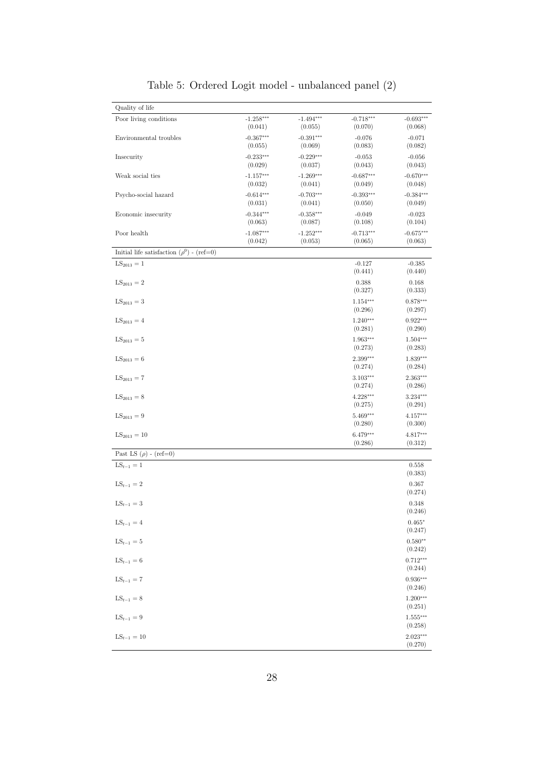# Table 5: Ordered Logit model - unbalanced panel (2)

| | | | | |
|---|---|---|---|---|
| **Quality of life** | | | | |
| Poor living conditions | -1.258*** | -1.494*** | -0.718*** | -0.693*** |
| | (0.041) | (0.055) | (0.070) | (0.068) |
| Environmental troubles | -0.367*** | -0.391*** | -0.076 | -0.071 |
| | (0.055) | (0.069) | (0.083) | (0.082) |
| Insecurity | -0.233*** | -0.229*** | -0.053 | -0.056 |
| | (0.029) | (0.037) | (0.043) | (0.043) |
| Weak social ties | -1.157*** | -1.269*** | -0.687*** | -0.670*** |
| | (0.032) | (0.041) | (0.049) | (0.048) |
| Psycho-social hazard | -0.614*** | -0.703*** | -0.393*** | -0.384*** |
| | (0.031) | (0.041) | (0.050) | (0.049) |
| Economic insecurity | -0.344*** | -0.358*** | -0.049 | -0.023 |
| | (0.063) | (0.087) | (0.108) | (0.104) |
| Poor health | -1.087*** | -1.252*** | -0.713*** | -0.675*** |
| | (0.042) | (0.053) | (0.065) | (0.063) |
| **Initial life satisfaction ($\rho^0$) - (ref=0)** | | | | |
| $LS_{2013} = 1$ | | | -0.127 | -0.385 |
| | | | (0.441) | (0.440) |
| $LS_{2013} = 2$ | | | 0.388 | 0.168 |
| | | | (0.327) | (0.333) |
| $LS_{2013} = 3$ | | | 1.154*** | 0.878*** |
| | | | (0.296) | (0.297) |
| $LS_{2013} = 4$ | | | 1.240*** | 0.922*** |
| | | | (0.281) | (0.290) |
| $LS_{2013} = 5$ | | | 1.963*** | 1.504*** |
| | | | (0.273) | (0.283) |
| $LS_{2013} = 6$ | | | 2.399*** | 1.839*** |
| | | | (0.274) | (0.284) |
| $LS_{2013} = 7$ | | | 3.103*** | 2.363*** |
| | | | (0.274) | (0.286) |
| $LS_{2013} = 8$ | | | 4.228*** | 3.234*** |
| | | | (0.275) | (0.291) |
| $LS_{2013} = 9$ | | | 5.469*** | 4.157*** |
| | | | (0.280) | (0.300) |
| $LS_{2013} = 10$ | | | 6.479*** | 4.817*** |
| | | | (0.286) | (0.312) |
| **Past LS ($\rho$) - (ref=0)** | | | | |
| $LS_{t-1} = 1$ | | | | 0.558 |
| | | | | (0.383) |
| $LS_{t-1} = 2$ | | | | 0.367 |
| | | | | (0.274) |
| $LS_{t-1} = 3$ | | | | 0.348 |
| | | | | (0.246) |
| $LS_{t-1} = 4$ | | | | 0.465* |
| | | | | (0.247) |
| $LS_{t-1} = 5$ | | | | 0.580** |
| | | | | (0.242) |
| $LS_{t-1} = 6$ | | | | 0.712*** |
| | | | | (0.244) |
| $LS_{t-1} = 7$ | | | | 0.936*** |
| | | | | (0.246) |
| $LS_{t-1} = 8$ | | | | 1.200*** |
| | | | | (0.251) |
| $LS_{t-1} = 9$ | | | | 1.555*** |
| | | | | (0.258) |
| $LS_{t-1} = 10$ | | | | 2.023*** |
| | | | | (0.270) |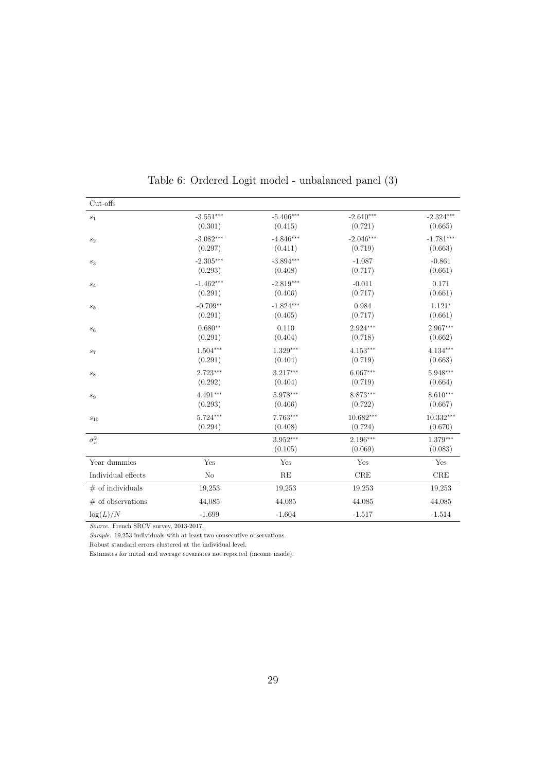Table 6: Ordered Logit model - unbalanced panel (3)

| Cut-offs | | | | |
|---|---|---|---|---|
| $s_1$ | -3.551*** | -5.406*** | -2.610*** | -2.324*** |
| | (0.301) | (0.415) | (0.721) | (0.665) |
| $s_2$ | -3.082*** | -4.846*** | -2.046*** | -1.781*** |
| | (0.297) | (0.411) | (0.719) | (0.663) |
| $s_3$ | -2.305*** | -3.894*** | -1.087 | -0.861 |
| | (0.293) | (0.408) | (0.717) | (0.661) |
| $s_4$ | -1.462*** | -2.819*** | -0.011 | 0.171 |
| | (0.291) | (0.406) | (0.717) | (0.661) |
| $s_5$ | -0.709** | -1.824*** | 0.984 | 1.121* |
| | (0.291) | (0.405) | (0.717) | (0.661) |
| $s_6$ | 0.680** | 0.110 | 2.924*** | 2.967*** |
| | (0.291) | (0.404) | (0.718) | (0.662) |
| $s_7$ | 1.504*** | 1.329*** | 4.153*** | 4.134*** |
| | (0.291) | (0.404) | (0.719) | (0.663) |
| $s_8$ | 2.723*** | 3.217*** | 6.067*** | 5.948*** |
| | (0.292) | (0.404) | (0.719) | (0.664) |
| $s_9$ | 4.491*** | 5.978*** | 8.873*** | 8.610*** |
| | (0.293) | (0.406) | (0.722) | (0.667) |
| $s_{10}$ | 5.724*** | 7.763*** | 10.682*** | 10.332*** |
| | (0.294) | (0.408) | (0.724) | (0.670) |
| $\sigma_u^2$ | | 3.952*** | 2.196*** | 1.379*** |
| | | (0.105) | (0.069) | (0.083) |
| Year dummies | Yes | Yes | Yes | Yes |
| Individual effects | No | RE | CRE | CRE |
| # of individuals | 19,253 | 19,253 | 19,253 | 19,253 |
| # of observations | 44,085 | 44,085 | 44,085 | 44,085 |
| $\log(L)/N$ | -1.699 | -1.604 | -1.517 | -1.514 |

*Source*. French SRCV survey, 2013-2017.

*Sample*. 19,253 individuals with at least two consecutive observations.

Robust standard errors clustered at the individual level.

Estimates for initial and average covariates not reported (income inside).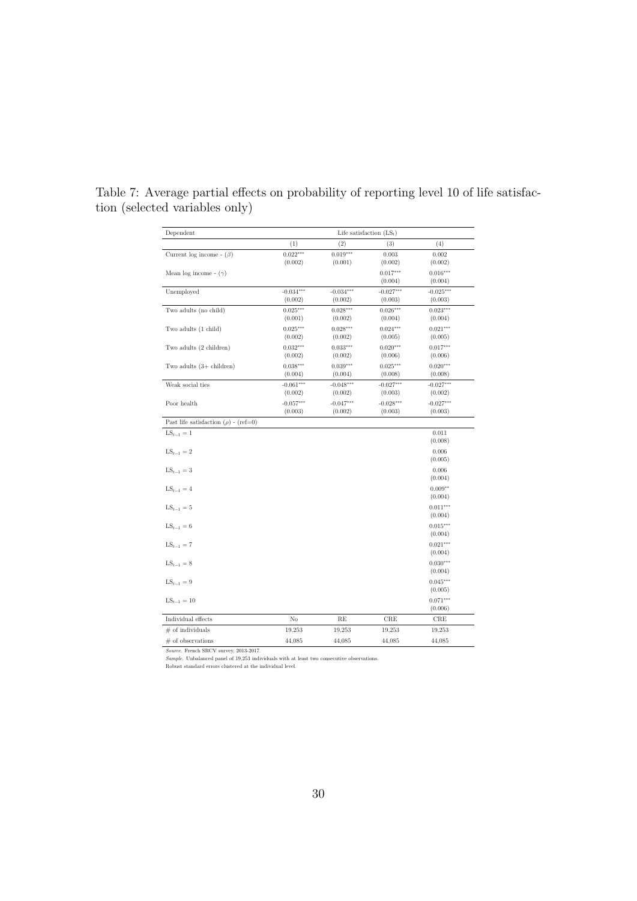Table 7: Average partial effects on probability of reporting level 10 of life satisfaction (selected variables only)

| Dependent | Life satisfaction ($LS_t$) | | | |
|---|---|---|---|---|
| | (1) | (2) | (3) | (4) |
| Current log income - ($\beta$) | 0.022*** | 0.019*** | 0.003 | 0.002 |
| | (0.002) | (0.001) | (0.002) | (0.002) |
| Mean log income - ($\gamma$) | | | 0.017*** | 0.016*** |
| | | | (0.004) | (0.004) |
| Unemployed | -0.034*** | -0.034*** | -0.027*** | -0.025*** |
| | (0.002) | (0.002) | (0.003) | (0.003) |
| Two adults (no child) | 0.025*** | 0.028*** | 0.026*** | 0.023*** |
| | (0.001) | (0.002) | (0.004) | (0.004) |
| Two adults (1 child) | 0.025*** | 0.028*** | 0.024*** | 0.021*** |
| | (0.002) | (0.002) | (0.005) | (0.005) |
| Two adults (2 children) | 0.032*** | 0.033*** | 0.020*** | 0.017*** |
| | (0.002) | (0.002) | (0.006) | (0.006) |
| Two adults (3+ children) | 0.038*** | 0.039*** | 0.025*** | 0.020*** |
| | (0.004) | (0.004) | (0.008) | (0.008) |
| Weak social ties | -0.061*** | -0.048*** | -0.027*** | -0.027*** |
| | (0.002) | (0.002) | (0.003) | (0.002) |
| Poor health | -0.057*** | -0.047*** | -0.028*** | -0.027*** |
| | (0.003) | (0.002) | (0.003) | (0.003) |
| Past life satisfaction ($\rho$) - (ref=0) | | | | |
| $LS_{t-1} = 1$ | | | | 0.011 |
| | | | | (0.008) |
| $LS_{t-1} = 2$ | | | | 0.006 |
| | | | | (0.005) |
| $LS_{t-1} = 3$ | | | | 0.006 |
| | | | | (0.004) |
| $LS_{t-1} = 4$ | | | | 0.009** |
| | | | | (0.004) |
| $LS_{t-1} = 5$ | | | | 0.011*** |
| | | | | (0.004) |
| $LS_{t-1} = 6$ | | | | 0.015*** |
| | | | | (0.004) |
| $LS_{t-1} = 7$ | | | | 0.021*** |
| | | | | (0.004) |
| $LS_{t-1} = 8$ | | | | 0.030*** |
| | | | | (0.004) |
| $LS_{t-1} = 9$ | | | | 0.045*** |
| | | | | (0.005) |
| $LS_{t-1} = 10$ | | | | 0.071*** |
| | | | | (0.006) |
| Individual effects | No | RE | CRE | CRE |
| # of individuals | 19,253 | 19,253 | 19,253 | 19,253 |
| # of observations | 44,085 | 44,085 | 44,085 | 44,085 |

*Source.* French SRCV survey, 2013-2017.
*Sample.* Unbalanced panel of 19,253 individuals with at least two consecutive observations.
Robust standard errors clustered at the individual level.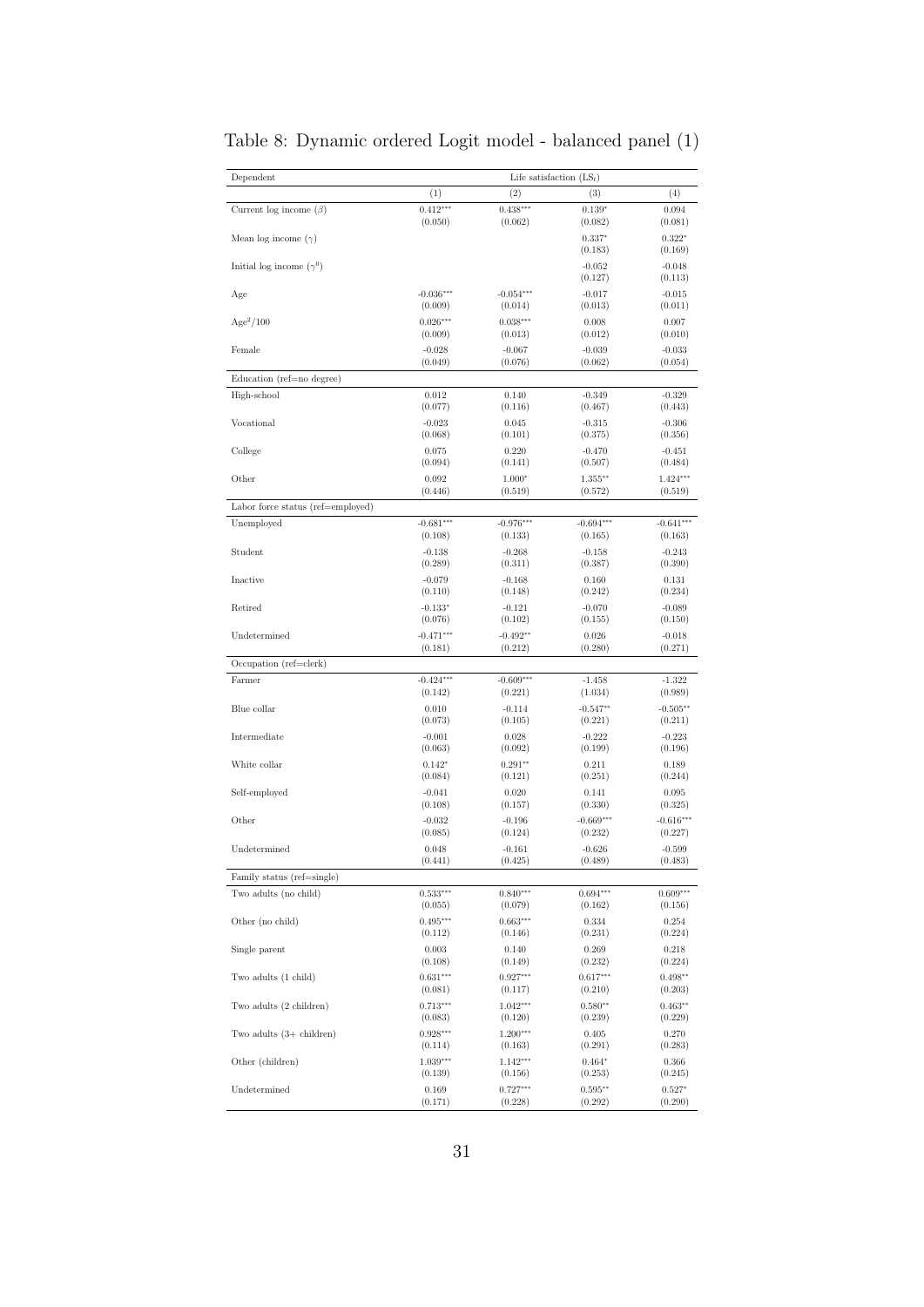Table 8: Dynamic ordered Logit model - balanced panel (1)

| Dependent | Life satisfaction ($LS_t$) | | | |
|---|---|---|---|---|
| | (1) | (2) | (3) | (4) |
| Current log income ($\beta$) | 0.412*** | 0.438*** | 0.139* | 0.094 |
| | (0.050) | (0.062) | (0.082) | (0.081) |
| Mean log income ($\gamma$) | | | 0.337* | 0.322* |
| | | | (0.183) | (0.169) |
| Initial log income ($\gamma^0$) | | | -0.052 | -0.048 |
| | | | (0.127) | (0.113) |
| Age | -0.036*** | -0.054*** | -0.017 | -0.015 |
| | (0.009) | (0.014) | (0.013) | (0.011) |
| $\text{Age}^2/100$ | 0.026*** | 0.038*** | 0.008 | 0.007 |
| | (0.009) | (0.013) | (0.012) | (0.010) |
| Female | -0.028 | -0.067 | -0.039 | -0.033 |
| | (0.049) | (0.076) | (0.062) | (0.054) |
| Education (ref=no degree) | | | | |
| High-school | 0.012 | 0.140 | -0.349 | -0.329 |
| | (0.077) | (0.116) | (0.467) | (0.443) |
| Vocational | -0.023 | 0.045 | -0.315 | -0.306 |
| | (0.068) | (0.101) | (0.375) | (0.356) |
| College | 0.075 | 0.220 | -0.470 | -0.451 |
| | (0.094) | (0.141) | (0.507) | (0.484) |
| Other | 0.092 | 1.000* | 1.355** | 1.424*** |
| | (0.446) | (0.519) | (0.572) | (0.519) |
| Labor force status (ref=employed) | | | | |
| Unemployed | -0.681*** | -0.976*** | -0.694*** | -0.641*** |
| | (0.108) | (0.133) | (0.165) | (0.163) |
| Student | -0.138 | -0.268 | -0.158 | -0.243 |
| | (0.289) | (0.311) | (0.387) | (0.390) |
| Inactive | -0.079 | -0.168 | 0.160 | 0.131 |
| | (0.110) | (0.148) | (0.242) | (0.234) |
| Retired | -0.133* | -0.121 | -0.070 | -0.089 |
| | (0.076) | (0.102) | (0.155) | (0.150) |
| Undetermined | -0.471*** | -0.492** | 0.026 | -0.018 |
| | (0.181) | (0.212) | (0.280) | (0.271) |
| Occupation (ref=clerk) | | | | |
| Farmer | -0.424*** | -0.609*** | -1.458 | -1.322 |
| | (0.142) | (0.221) | (1.034) | (0.989) |
| Blue collar | 0.010 | -0.114 | -0.547** | -0.505** |
| | (0.073) | (0.105) | (0.221) | (0.211) |
| Intermediate | -0.001 | 0.028 | -0.222 | -0.223 |
| | (0.063) | (0.092) | (0.199) | (0.196) |
| White collar | 0.142* | 0.291** | 0.211 | 0.189 |
| | (0.084) | (0.121) | (0.251) | (0.244) |
| Self-employed | -0.041 | 0.020 | 0.141 | 0.095 |
| | (0.108) | (0.157) | (0.330) | (0.325) |
| Other | -0.032 | -0.196 | -0.669*** | -0.616*** |
| | (0.085) | (0.124) | (0.232) | (0.227) |
| Undetermined | 0.048 | -0.161 | -0.626 | -0.599 |
| | (0.441) | (0.425) | (0.489) | (0.483) |
| Family status (ref=single) | | | | |
| Two adults (no child) | 0.533*** | 0.840*** | 0.694*** | 0.609*** |
| | (0.055) | (0.079) | (0.162) | (0.156) |
| Other (no child) | 0.495*** | 0.663*** | 0.334 | 0.254 |
| | (0.112) | (0.146) | (0.231) | (0.224) |
| Single parent | 0.003 | 0.140 | 0.269 | 0.218 |
| | (0.108) | (0.149) | (0.232) | (0.224) |
| Two adults (1 child) | 0.631*** | 0.927*** | 0.617*** | 0.498** |
| | (0.081) | (0.117) | (0.210) | (0.203) |
| Two adults (2 children) | 0.713*** | 1.042*** | 0.580** | 0.463** |
| | (0.083) | (0.120) | (0.239) | (0.229) |
| Two adults (3+ children) | 0.928*** | 1.200*** | 0.405 | 0.270 |
| | (0.114) | (0.163) | (0.291) | (0.283) |
| Other (children) | 1.039*** | 1.142*** | 0.464* | 0.366 |
| | (0.139) | (0.156) | (0.253) | (0.245) |
| Undetermined | 0.169 | 0.727*** | 0.595** | 0.527* |
| | (0.171) | (0.228) | (0.292) | (0.290) |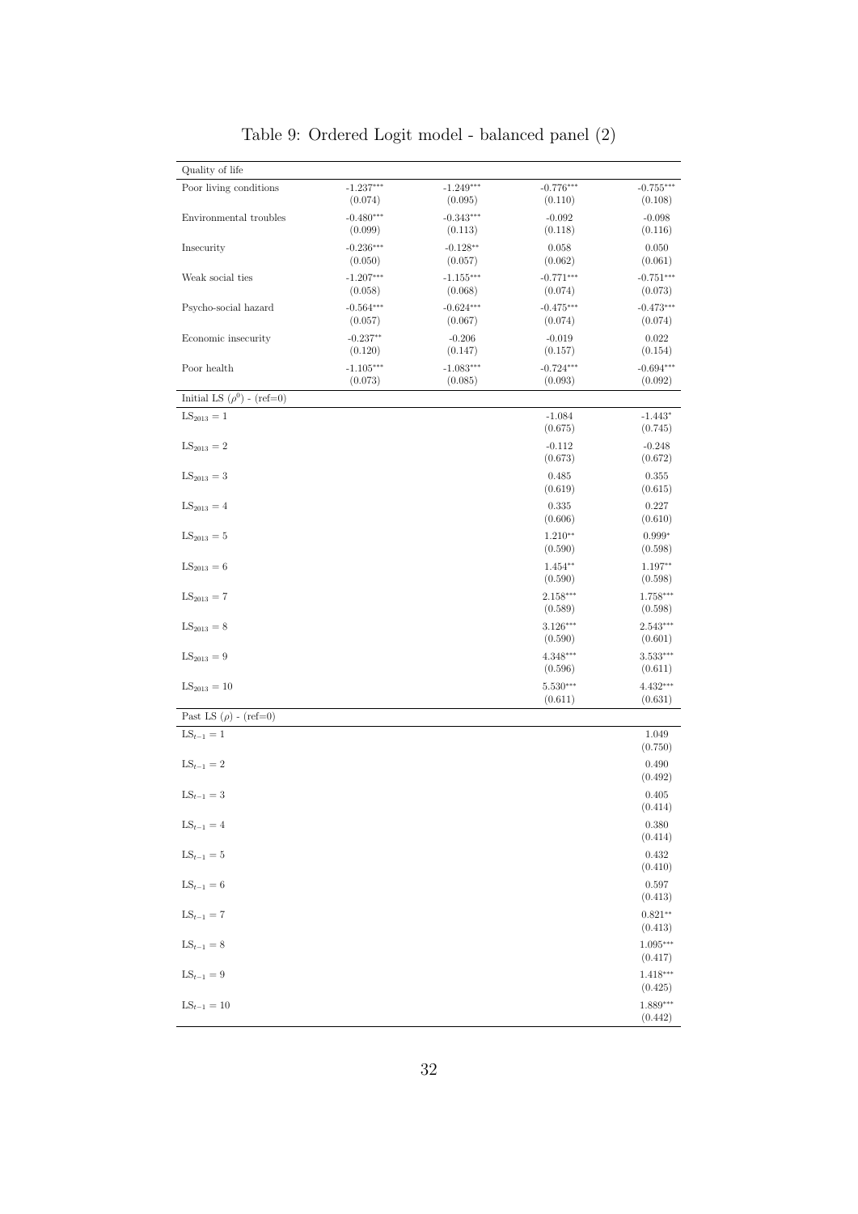# Table 9: Ordered Logit model - balanced panel (2)

| Quality of life | | | | |
|---|---|---|---|---|
| Poor living conditions | -1.237*** | -1.249*** | -0.776*** | -0.755*** |
| | (0.074) | (0.095) | (0.110) | (0.108) |
| Environmental troubles | -0.480*** | -0.343*** | -0.092 | -0.098 |
| | (0.099) | (0.113) | (0.118) | (0.116) |
| Insecurity | -0.236*** | -0.128** | 0.058 | 0.050 |
| | (0.050) | (0.057) | (0.062) | (0.061) |
| Weak social ties | -1.207*** | -1.155*** | -0.771*** | -0.751*** |
| | (0.058) | (0.068) | (0.074) | (0.073) |
| Psycho-social hazard | -0.564*** | -0.624*** | -0.475*** | -0.473*** |
| | (0.057) | (0.067) | (0.074) | (0.074) |
| Economic insecurity | -0.237** | -0.206 | -0.019 | 0.022 |
| | (0.120) | (0.147) | (0.157) | (0.154) |
| Poor health | -1.105*** | -1.083*** | -0.724*** | -0.694*** |
| | (0.073) | (0.085) | (0.093) | (0.092) |
| Initial LS ($\rho^0$) - (ref=0) | | | | |
| $LS_{2013} = 1$ | | | -1.084 | -1.443* |
| | | | (0.675) | (0.745) |
| $LS_{2013} = 2$ | | | -0.112 | -0.248 |
| | | | (0.673) | (0.672) |
| $LS_{2013} = 3$ | | | 0.485 | 0.355 |
| | | | (0.619) | (0.615) |
| $LS_{2013} = 4$ | | | 0.335 | 0.227 |
| | | | (0.606) | (0.610) |
| $LS_{2013} = 5$ | | | 1.210** | 0.999* |
| | | | (0.590) | (0.598) |
| $LS_{2013} = 6$ | | | 1.454** | 1.197** |
| | | | (0.590) | (0.598) |
| $LS_{2013} = 7$ | | | 2.158*** | 1.758*** |
| | | | (0.589) | (0.598) |
| $LS_{2013} = 8$ | | | 3.126*** | 2.543*** |
| | | | (0.590) | (0.601) |
| $LS_{2013} = 9$ | | | 4.348*** | 3.533*** |
| | | | (0.596) | (0.611) |
| $LS_{2013} = 10$ | | | 5.530*** | 4.432*** |
| | | | (0.611) | (0.631) |
| Past LS ($\rho$) - (ref=0) | | | | |
| $LS_{t-1} = 1$ | | | | 1.049 |
| | | | | (0.750) |
| $LS_{t-1} = 2$ | | | | 0.490 |
| | | | | (0.492) |
| $LS_{t-1} = 3$ | | | | 0.405 |
| | | | | (0.414) |
| $LS_{t-1} = 4$ | | | | 0.380 |
| | | | | (0.414) |
| $LS_{t-1} = 5$ | | | | 0.432 |
| | | | | (0.410) |
| $LS_{t-1} = 6$ | | | | 0.597 |
| | | | | (0.413) |
| $LS_{t-1} = 7$ | | | | 0.821** |
| | | | | (0.413) |
| $LS_{t-1} = 8$ | | | | 1.095*** |
| | | | | (0.417) |
| $LS_{t-1} = 9$ | | | | 1.418*** |
| | | | | (0.425) |
| $LS_{t-1} = 10$ | | | | 1.889*** |
| | | | | (0.442) |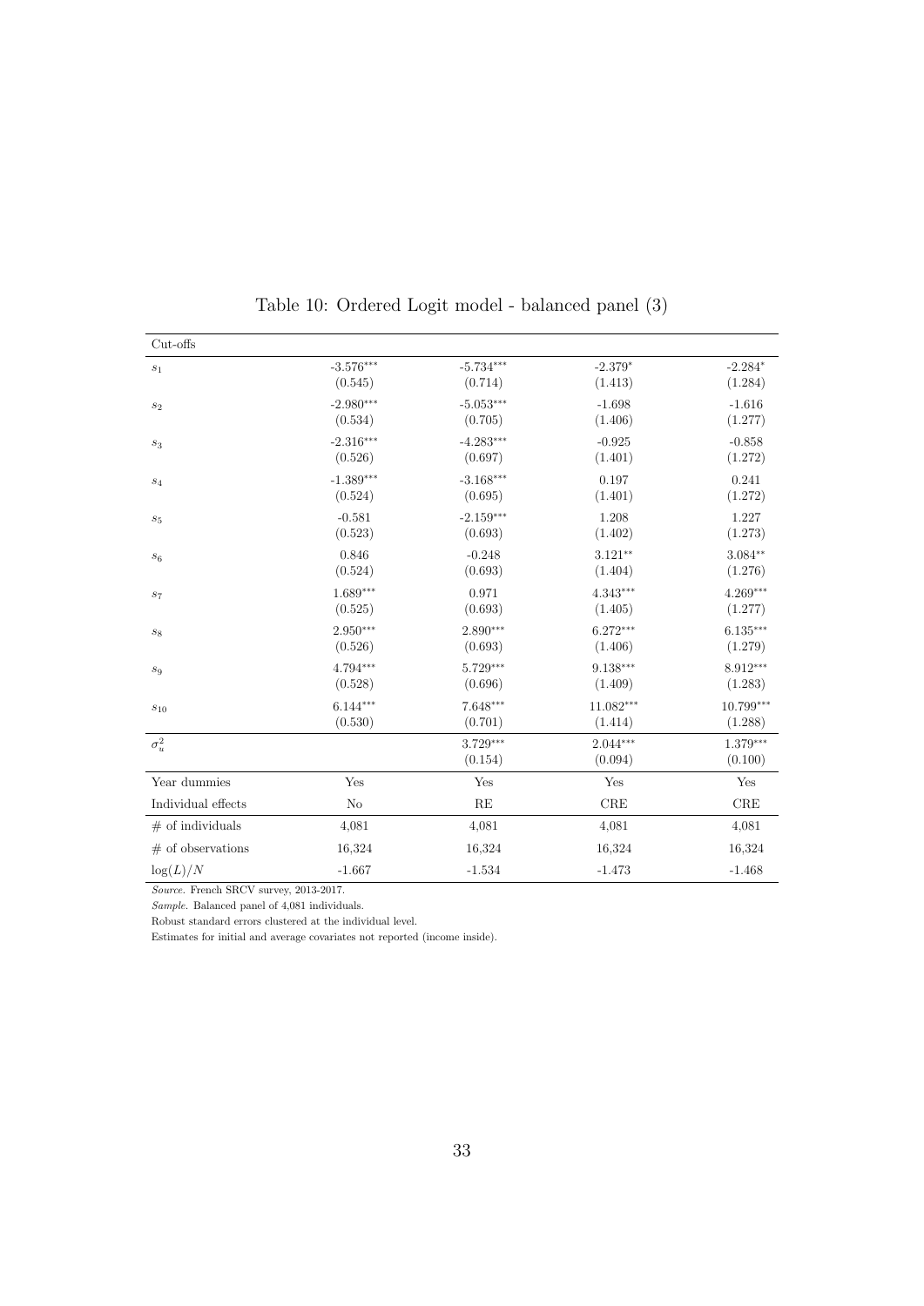Table 10: Ordered Logit model - balanced panel (3)

| Cut-offs | | | | |
|---|---|---|---|---|
| $s_1$ | -3.576*** | -5.734*** | -2.379* | -2.284* |
| | (0.545) | (0.714) | (1.413) | (1.284) |
| $s_2$ | -2.980*** | -5.053*** | -1.698 | -1.616 |
| | (0.534) | (0.705) | (1.406) | (1.277) |
| $s_3$ | -2.316*** | -4.283*** | -0.925 | -0.858 |
| | (0.526) | (0.697) | (1.401) | (1.272) |
| $s_4$ | -1.389*** | -3.168*** | 0.197 | 0.241 |
| | (0.524) | (0.695) | (1.401) | (1.272) |
| $s_5$ | -0.581 | -2.159*** | 1.208 | 1.227 |
| | (0.523) | (0.693) | (1.402) | (1.273) |
| $s_6$ | 0.846 | -0.248 | 3.121** | 3.084** |
| | (0.524) | (0.693) | (1.404) | (1.276) |
| $s_7$ | 1.689*** | 0.971 | 4.343*** | 4.269*** |
| | (0.525) | (0.693) | (1.405) | (1.277) |
| $s_8$ | 2.950*** | 2.890*** | 6.272*** | 6.135*** |
| | (0.526) | (0.693) | (1.406) | (1.279) |
| $s_9$ | 4.794*** | 5.729*** | 9.138*** | 8.912*** |
| | (0.528) | (0.696) | (1.409) | (1.283) |
| $s_{10}$ | 6.144*** | 7.648*** | 11.082*** | 10.799*** |
| | (0.530) | (0.701) | (1.414) | (1.288) |
| $\sigma_u^2$ | | 3.729*** | 2.044*** | 1.379*** |
| | | (0.154) | (0.094) | (0.100) |
| Year dummies | Yes | Yes | Yes | Yes |
| Individual effects | No | RE | CRE | CRE |
| # of individuals | 4,081 | 4,081 | 4,081 | 4,081 |
| # of observations | 16,324 | 16,324 | 16,324 | 16,324 |
| $\log(L)/N$ | -1.667 | -1.534 | -1.473 | -1.468 |

*Source*. French SRCV survey, 2013-2017.

*Sample*. Balanced panel of 4,081 individuals.

Robust standard errors clustered at the individual level.

Estimates for initial and average covariates not reported (income inside).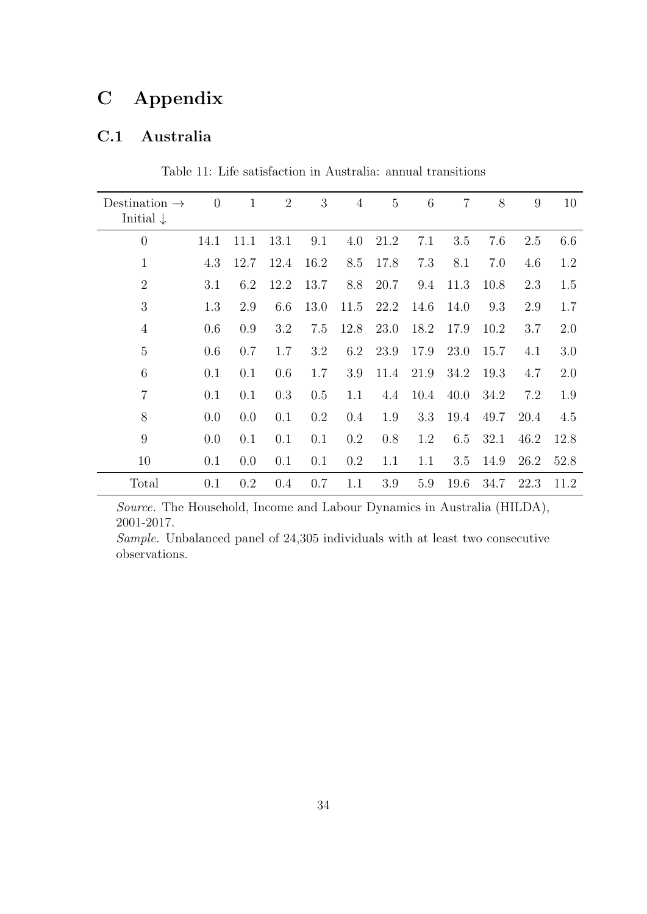# C Appendix

## C.1 Australia

Table 11: Life satisfaction in Australia: annual transitions

| Destination → <br> Initial ↓ | 0 | 1 | 2 | 3 | 4 | 5 | 6 | 7 | 8 | 9 | 10 |
|---|---|---|---|---|---|---|---|---|---|---|---|
| 0 | 14.1 | 11.1 | 13.1 | 9.1 | 4.0 | 21.2 | 7.1 | 3.5 | 7.6 | 2.5 | 6.6 |
| 1 | 4.3 | 12.7 | 12.4 | 16.2 | 8.5 | 17.8 | 7.3 | 8.1 | 7.0 | 4.6 | 1.2 |
| 2 | 3.1 | 6.2 | 12.2 | 13.7 | 8.8 | 20.7 | 9.4 | 11.3 | 10.8 | 2.3 | 1.5 |
| 3 | 1.3 | 2.9 | 6.6 | 13.0 | 11.5 | 22.2 | 14.6 | 14.0 | 9.3 | 2.9 | 1.7 |
| 4 | 0.6 | 0.9 | 3.2 | 7.5 | 12.8 | 23.0 | 18.2 | 17.9 | 10.2 | 3.7 | 2.0 |
| 5 | 0.6 | 0.7 | 1.7 | 3.2 | 6.2 | 23.9 | 17.9 | 23.0 | 15.7 | 4.1 | 3.0 |
| 6 | 0.1 | 0.1 | 0.6 | 1.7 | 3.9 | 11.4 | 21.9 | 34.2 | 19.3 | 4.7 | 2.0 |
| 7 | 0.1 | 0.1 | 0.3 | 0.5 | 1.1 | 4.4 | 10.4 | 40.0 | 34.2 | 7.2 | 1.9 |
| 8 | 0.0 | 0.0 | 0.1 | 0.2 | 0.4 | 1.9 | 3.3 | 19.4 | 49.7 | 20.4 | 4.5 |
| 9 | 0.0 | 0.1 | 0.1 | 0.1 | 0.2 | 0.8 | 1.2 | 6.5 | 32.1 | 46.2 | 12.8 |
| 10 | 0.1 | 0.0 | 0.1 | 0.1 | 0.2 | 1.1 | 1.1 | 3.5 | 14.9 | 26.2 | 52.8 |
| Total | 0.1 | 0.2 | 0.4 | 0.7 | 1.1 | 3.9 | 5.9 | 19.6 | 34.7 | 22.3 | 11.2 |

*Source.* The Household, Income and Labour Dynamics in Australia (HILDA), 2001-2017.

*Sample.* Unbalanced panel of 24,305 individuals with at least two consecutive observations.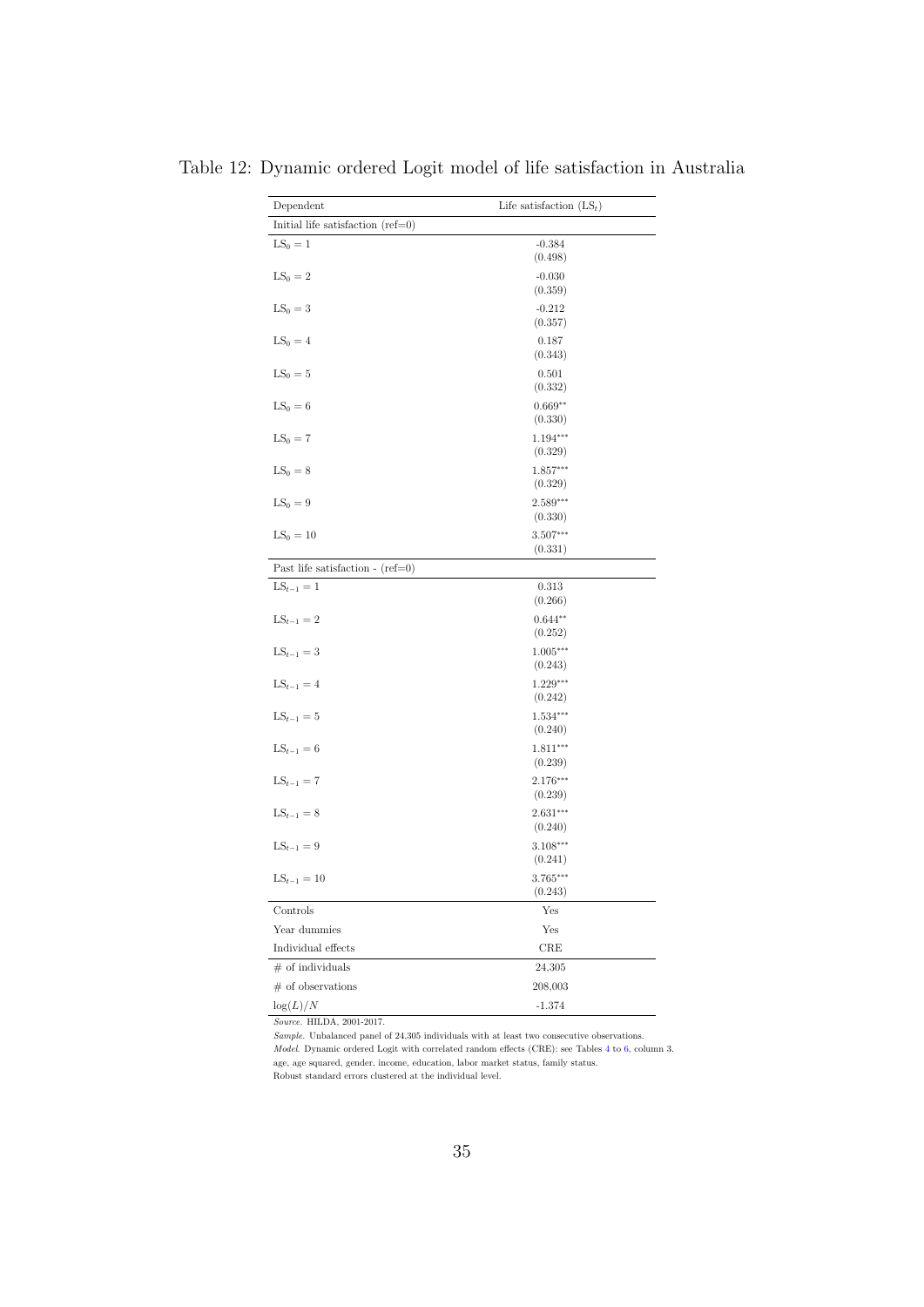Table 12: Dynamic ordered Logit model of life satisfaction in Australia

| Dependent | Life satisfaction ($\text{LS}_t$) |
|---|---|
| Initial life satisfaction (ref=0) | |
| $\text{LS}_0 = 1$ | -0.384 |
| | (0.498) |
| $\text{LS}_0 = 2$ | -0.030 |
| | (0.359) |
| $\text{LS}_0 = 3$ | -0.212 |
| | (0.357) |
| $\text{LS}_0 = 4$ | 0.187 |
| | (0.343) |
| $\text{LS}_0 = 5$ | 0.501 |
| | (0.332) |
| $\text{LS}_0 = 6$ | 0.669** |
| | (0.330) |
| $\text{LS}_0 = 7$ | 1.194*** |
| | (0.329) |
| $\text{LS}_0 = 8$ | 1.857*** |
| | (0.329) |
| $\text{LS}_0 = 9$ | 2.589*** |
| | (0.330) |
| $\text{LS}_0 = 10$ | 3.507*** |
| | (0.331) |
| Past life satisfaction - (ref=0) | |
| $\text{LS}_{t-1} = 1$ | 0.313 |
| | (0.266) |
| $\text{LS}_{t-1} = 2$ | 0.644** |
| | (0.252) |
| $\text{LS}_{t-1} = 3$ | 1.005*** |
| | (0.243) |
| $\text{LS}_{t-1} = 4$ | 1.229*** |
| | (0.242) |
| $\text{LS}_{t-1} = 5$ | 1.534*** |
| | (0.240) |
| $\text{LS}_{t-1} = 6$ | 1.811*** |
| | (0.239) |
| $\text{LS}_{t-1} = 7$ | 2.176*** |
| | (0.239) |
| $\text{LS}_{t-1} = 8$ | 2.631*** |
| | (0.240) |
| $\text{LS}_{t-1} = 9$ | 3.108*** |
| | (0.241) |
| $\text{LS}_{t-1} = 10$ | 3.765*** |
| | (0.243) |
| Controls | Yes |
| Year dummies | Yes |
| Individual effects | CRE |
| # of individuals | 24,305 |
| # of observations | 208,003 |
| $\log(L)/N$ | -1.374 |

*Source.* HILDA, 2001-2017.
*Sample.* Unbalanced panel of 24,305 individuals with at least two consecutive observations.
*Model.* Dynamic ordered Logit with correlated random effects (CRE): see Tables 4 to 6, column 3.
age, age squared, gender, income, education, labor market status, family status.
Robust standard errors clustered at the individual level.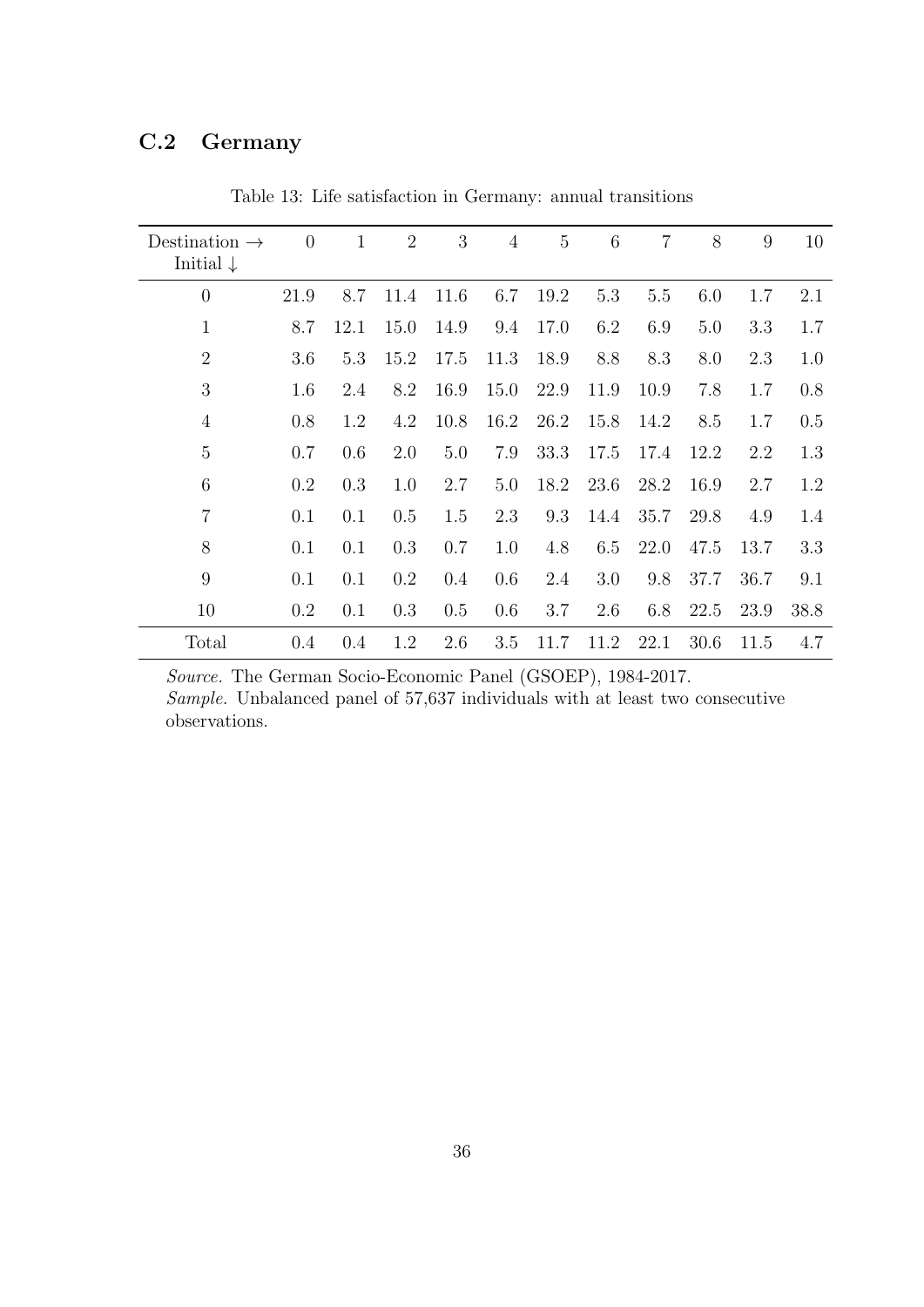## C.2 Germany

Table 13: Life satisfaction in Germany: annual transitions

| Destination → <br> Initial ↓ | 0 | 1 | 2 | 3 | 4 | 5 | 6 | 7 | 8 | 9 | 10 |
|---|---|---|---|---|---|---|---|---|---|---|---|
| 0 | 21.9 | 8.7 | 11.4 | 11.6 | 6.7 | 19.2 | 5.3 | 5.5 | 6.0 | 1.7 | 2.1 |
| 1 | 8.7 | 12.1 | 15.0 | 14.9 | 9.4 | 17.0 | 6.2 | 6.9 | 5.0 | 3.3 | 1.7 |
| 2 | 3.6 | 5.3 | 15.2 | 17.5 | 11.3 | 18.9 | 8.8 | 8.3 | 8.0 | 2.3 | 1.0 |
| 3 | 1.6 | 2.4 | 8.2 | 16.9 | 15.0 | 22.9 | 11.9 | 10.9 | 7.8 | 1.7 | 0.8 |
| 4 | 0.8 | 1.2 | 4.2 | 10.8 | 16.2 | 26.2 | 15.8 | 14.2 | 8.5 | 1.7 | 0.5 |
| 5 | 0.7 | 0.6 | 2.0 | 5.0 | 7.9 | 33.3 | 17.5 | 17.4 | 12.2 | 2.2 | 1.3 |
| 6 | 0.2 | 0.3 | 1.0 | 2.7 | 5.0 | 18.2 | 23.6 | 28.2 | 16.9 | 2.7 | 1.2 |
| 7 | 0.1 | 0.1 | 0.5 | 1.5 | 2.3 | 9.3 | 14.4 | 35.7 | 29.8 | 4.9 | 1.4 |
| 8 | 0.1 | 0.1 | 0.3 | 0.7 | 1.0 | 4.8 | 6.5 | 22.0 | 47.5 | 13.7 | 3.3 |
| 9 | 0.1 | 0.1 | 0.2 | 0.4 | 0.6 | 2.4 | 3.0 | 9.8 | 37.7 | 36.7 | 9.1 |
| 10 | 0.2 | 0.1 | 0.3 | 0.5 | 0.6 | 3.7 | 2.6 | 6.8 | 22.5 | 23.9 | 38.8 |
| Total | 0.4 | 0.4 | 1.2 | 2.6 | 3.5 | 11.7 | 11.2 | 22.1 | 30.6 | 11.5 | 4.7 |

*Source.* The German Socio-Economic Panel (GSOEP), 1984-2017.
*Sample.* Unbalanced panel of 57,637 individuals with at least two consecutive observations.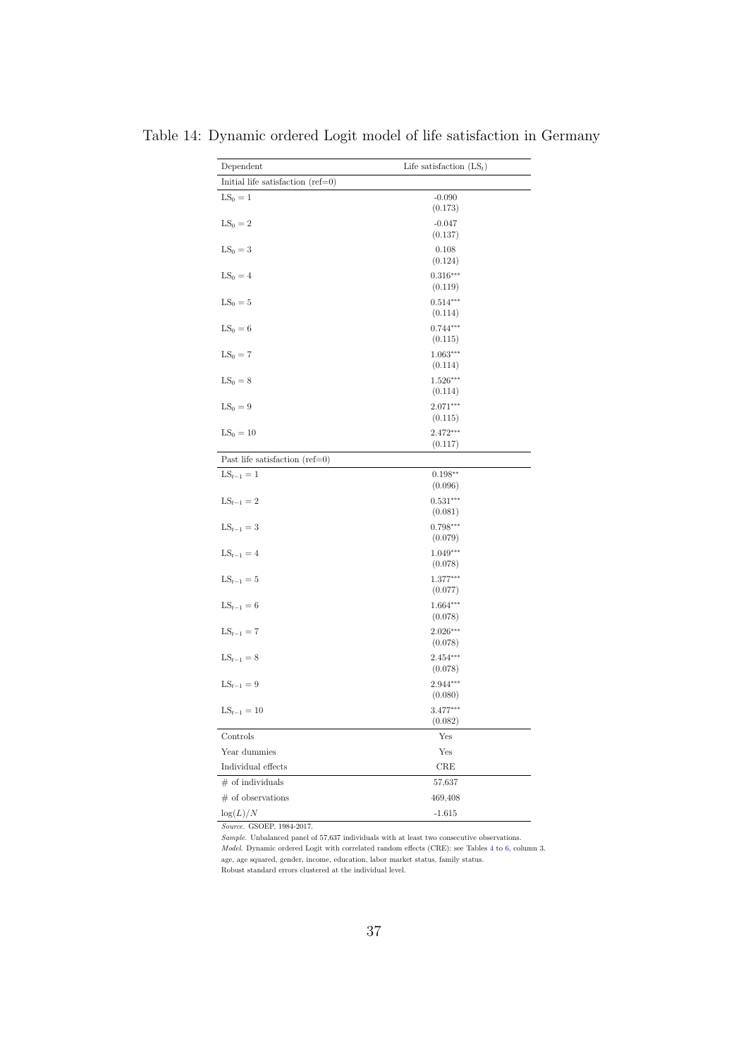Table 14: Dynamic ordered Logit model of life satisfaction in Germany

| Dependent | Life satisfaction ($\text{LS}_t$) |
|---|---|
| Initial life satisfaction (ref=0) | |
| $\text{LS}_0 = 1$ | -0.090 |
| | (0.173) |
| $\text{LS}_0 = 2$ | -0.047 |
| | (0.137) |
| $\text{LS}_0 = 3$ | 0.108 |
| | (0.124) |
| $\text{LS}_0 = 4$ | 0.316*** |
| | (0.119) |
| $\text{LS}_0 = 5$ | 0.514*** |
| | (0.114) |
| $\text{LS}_0 = 6$ | 0.744*** |
| | (0.115) |
| $\text{LS}_0 = 7$ | 1.063*** |
| | (0.114) |
| $\text{LS}_0 = 8$ | 1.526*** |
| | (0.114) |
| $\text{LS}_0 = 9$ | 2.071*** |
| | (0.115) |
| $\text{LS}_0 = 10$ | 2.472*** |
| | (0.117) |
| Past life satisfaction (ref=0) | |
| $\text{LS}_{t-1} = 1$ | 0.198** |
| | (0.096) |
| $\text{LS}_{t-1} = 2$ | 0.531*** |
| | (0.081) |
| $\text{LS}_{t-1} = 3$ | 0.798*** |
| | (0.079) |
| $\text{LS}_{t-1} = 4$ | 1.049*** |
| | (0.078) |
| $\text{LS}_{t-1} = 5$ | 1.377*** |
| | (0.077) |
| $\text{LS}_{t-1} = 6$ | 1.664*** |
| | (0.078) |
| $\text{LS}_{t-1} = 7$ | 2.026*** |
| | (0.078) |
| $\text{LS}_{t-1} = 8$ | 2.454*** |
| | (0.078) |
| $\text{LS}_{t-1} = 9$ | 2.944*** |
| | (0.080) |
| $\text{LS}_{t-1} = 10$ | 3.477*** |
| | (0.082) |
| Controls | Yes |
| Year dummies | Yes |
| Individual effects | CRE |
| # of individuals | 57,637 |
| # of observations | 469,408 |
| $\log(L)/N$ | -1.615 |

*Source.* GSOEP, 1984-2017.
*Sample.* Unbalanced panel of 57,637 individuals with at least two consecutive observations.
*Model.* Dynamic ordered Logit with correlated random effects (CRE): see Tables 4 to 6, column 3.
age, age squared, gender, income, education, labor market status, family status.
Robust standard errors clustered at the individual level.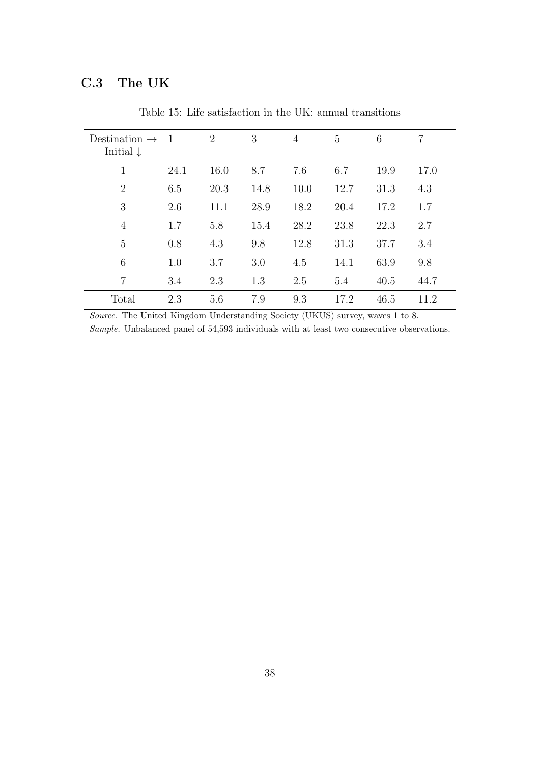### C.3 The UK

Table 15: Life satisfaction in the UK: annual transitions

| Destination → <br> Initial ↓ | 1 | 2 | 3 | 4 | 5 | 6 | 7 |
|---|---|---|---|---|---|---|---|
| 1 | 24.1 | 16.0 | 8.7 | 7.6 | 6.7 | 19.9 | 17.0 |
| 2 | 6.5 | 20.3 | 14.8 | 10.0 | 12.7 | 31.3 | 4.3 |
| 3 | 2.6 | 11.1 | 28.9 | 18.2 | 20.4 | 17.2 | 1.7 |
| 4 | 1.7 | 5.8 | 15.4 | 28.2 | 23.8 | 22.3 | 2.7 |
| 5 | 0.8 | 4.3 | 9.8 | 12.8 | 31.3 | 37.7 | 3.4 |
| 6 | 1.0 | 3.7 | 3.0 | 4.5 | 14.1 | 63.9 | 9.8 |
| 7 | 3.4 | 2.3 | 1.3 | 2.5 | 5.4 | 40.5 | 44.7 |
| Total | 2.3 | 5.6 | 7.9 | 9.3 | 17.2 | 46.5 | 11.2 |

*Source.* The United Kingdom Understanding Society (UKUS) survey, waves 1 to 8.

*Sample.* Unbalanced panel of 54,593 individuals with at least two consecutive observations.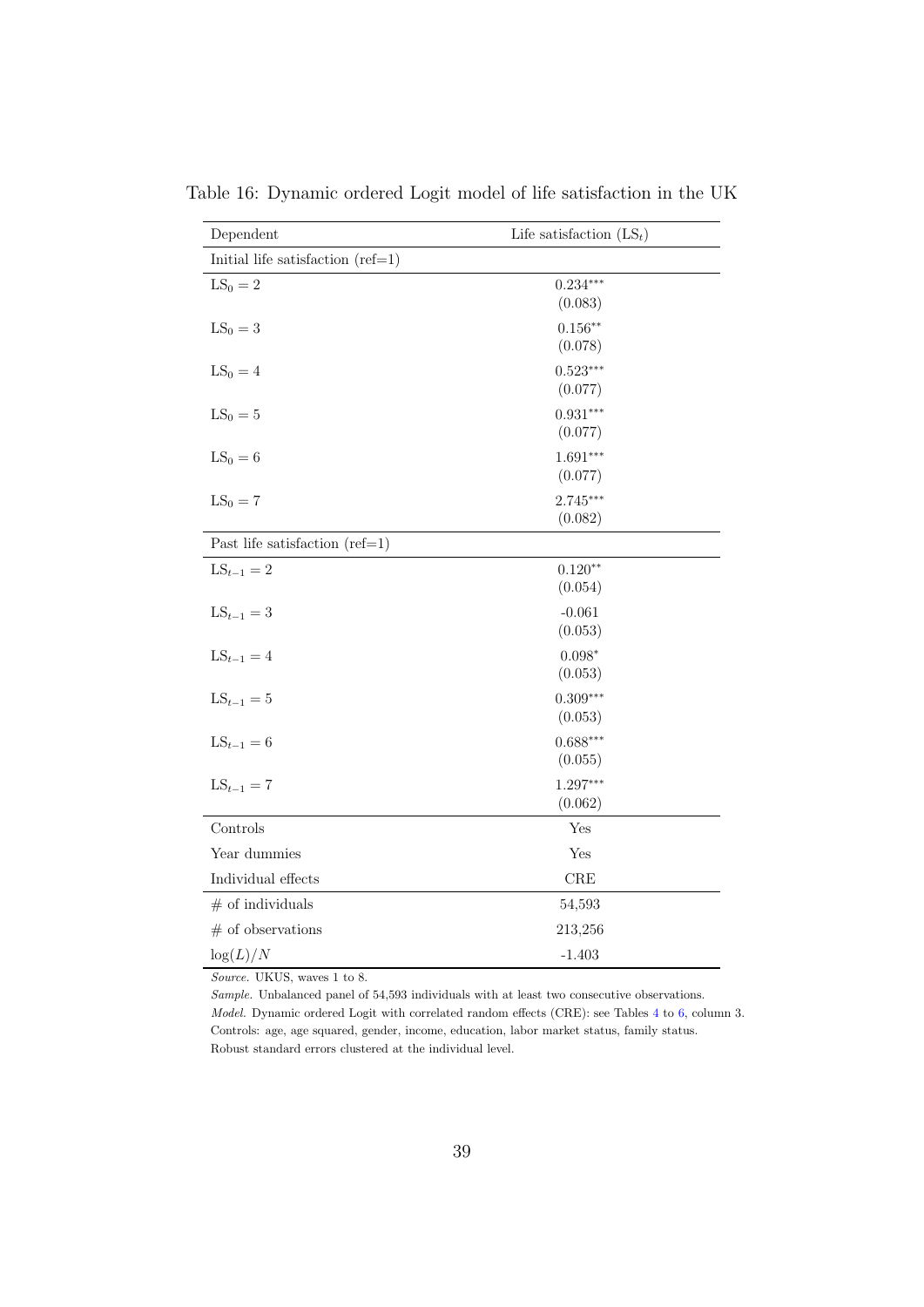Table 16: Dynamic ordered Logit model of life satisfaction in the UK

| Dependent | Life satisfaction ($\text{LS}_t$) |
|---|---|
| Initial life satisfaction (ref=1) | |
| $\text{LS}_0 = 2$ | $0.234^{***}$ |
| | (0.083) |
| $\text{LS}_0 = 3$ | $0.156^{**}$ |
| | (0.078) |
| $\text{LS}_0 = 4$ | $0.523^{***}$ |
| | (0.077) |
| $\text{LS}_0 = 5$ | $0.931^{***}$ |
| | (0.077) |
| $\text{LS}_0 = 6$ | $1.691^{***}$ |
| | (0.077) |
| $\text{LS}_0 = 7$ | $2.745^{***}$ |
| | (0.082) |
| Past life satisfaction (ref=1) | |
| $\text{LS}_{t-1} = 2$ | $0.120^{**}$ |
| | (0.054) |
| $\text{LS}_{t-1} = 3$ | -0.061 |
| | (0.053) |
| $\text{LS}_{t-1} = 4$ | $0.098^{*}$ |
| | (0.053) |
| $\text{LS}_{t-1} = 5$ | $0.309^{***}$ |
| | (0.053) |
| $\text{LS}_{t-1} = 6$ | $0.688^{***}$ |
| | (0.055) |
| $\text{LS}_{t-1} = 7$ | $1.297^{***}$ |
| | (0.062) |
| Controls | Yes |
| Year dummies | Yes |
| Individual effects | CRE |
| # of individuals | 54,593 |
| # of observations | 213,256 |
| $\log(L)/N$ | -1.403 |

*Source.* UKUS, waves 1 to 8.

*Sample.* Unbalanced panel of 54,593 individuals with at least two consecutive observations.

*Model.* Dynamic ordered Logit with correlated random effects (CRE): see Tables 4 to 6, column 3.

Controls: age, age squared, gender, income, education, labor market status, family status.

Robust standard errors clustered at the individual level.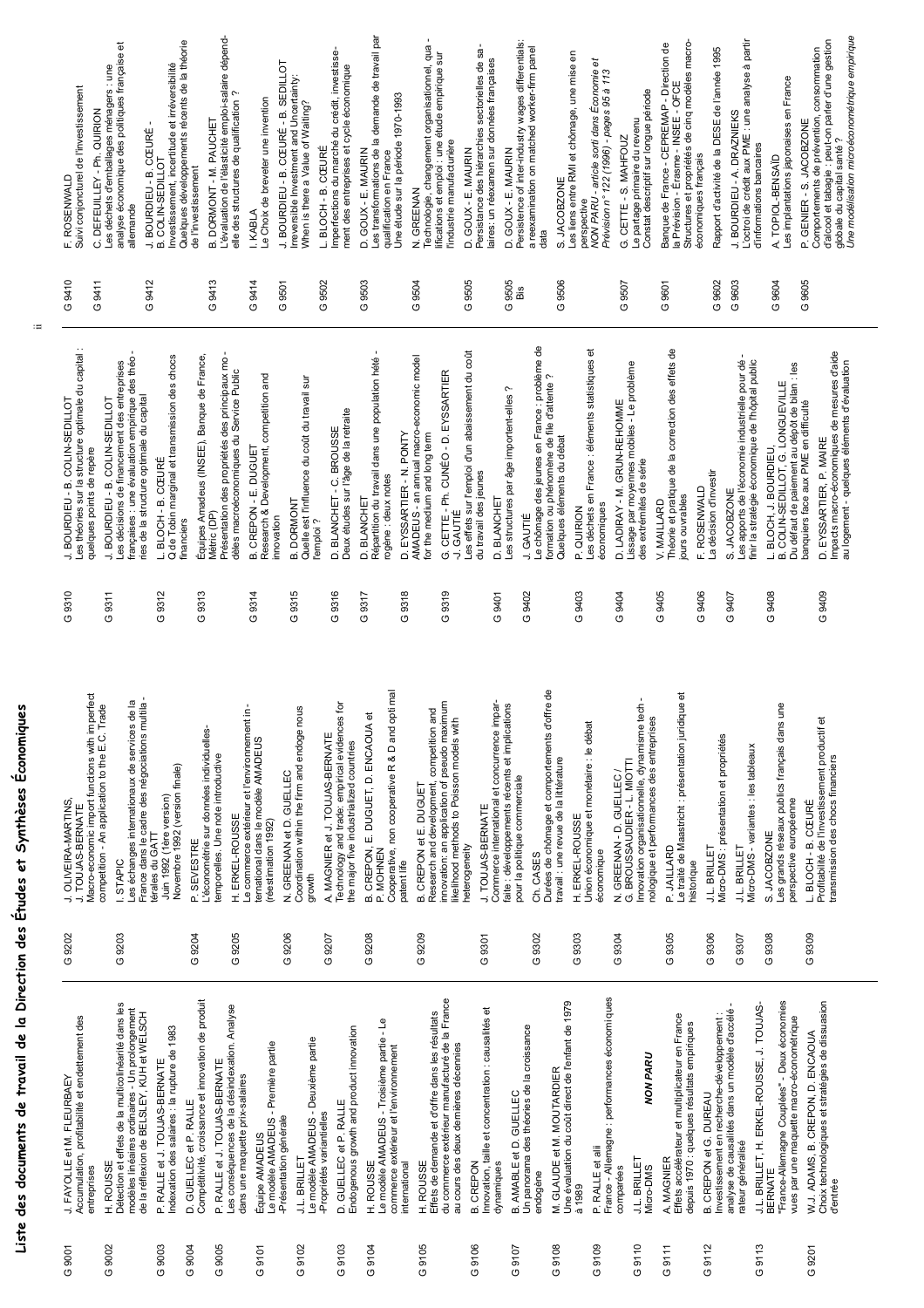# Liste des documents de travail de la Direction des Études et Synthèses Économiques

G 9001 J. FAYOLLE et M. FLEURBAEY
Accumulation, profitabilité et endettement des entreprises

G 9002 H. ROUSSE
Détection et effets de la multicolinéarité dans les modèles linéaires ordinaires - Un prolongement de la réflexion de BELSLEY, KUH et WELSCH

G 9003 P. RALLE et J. TOUJAS-BERNATE
Indexation des salaires : la rupture de 1983

G 9004 D. GUELLEC et P. RALLE
Compétitivité, croissance et innovation de produit

G 9005 P. RALLE et J. TOUJAS-BERNATE
Les conséquences de la désindexation. Analyse dans une maquette prix-salaires

G 9101 Équipe AMADEUS
Le modèle AMADEUS - Première partie -Présentation générale

G 9102 J.L. BRILLET
Le modèle AMADEUS - Deuxième partie -Propriétés variantielles

G 9103 D. GUELLEC et P. RALLE
Endogenous growth and product innovation

G 9104 H. ROUSSE
Le modèle AMADEUS - Troisième partie - Le commerce extérieur et l'environnement international

G 9105 H. ROUSSE
Effets de demande et d'offre dans les résultats du commerce extérieur manufacturé de la France au cours des deux dernières décennies

G 9106 B. CREPON
Innovation, taille et concentration : causalités et dynamiques

G 9107 B. AMABLE et D. GUELLEC
Un panorama des théories de la croissance endogène

G 9108 M. GLAUDE et M. MOUTARDIER
Une évaluation du coût direct de l'enfant de 1979 à 1989

G 9109 P. RALLE et alii
France - Allemagne : performances économiques comparées

G 9110 J.L. BRILLET
Micro-DMS
***NON PARU***

G 9111 A. MAGNIER
Effets accélérateur et multiplicateur en France depuis 1970 : quelques résultats empiriques

G 9112 B. CREPON et G. DUREAU
Investissement en recherche-développement : analyse de causalités dans un modèle d'accélérateur généralisé

G 9113 J.L. BRILLET, H. ERKEL-ROUSSE, J. TOUJAS-BERNATE
"France-Allemagne Couplées" - Deux économies vues par une maquette macro-économétrique

G 9201 W.J. ADAMS, B. CREPON, D. ENCAOUA
Choix technologiques et stratégies de dissuasion d'entrée

G 9202 J. OLIVEIRA-MARTINS, J. TOUJAS-BERNATE
Macro-economic import functions with imperfect competition - An application to the E.C. Trade

G 9203 I. STAPIC
Les échanges internationaux de services de la France dans le cadre des négociations multilatérales du GATT
Juin 1992 (1ère version)
Novembre 1992 (version finale)

G 9204 P. SEVESTRE
L'économétrie sur données individuelles-temporelles. Une note introductive

G 9205 H. ERKEL-ROUSSE
Le commerce extérieur et l'environnement international dans le modèle AMADEUS (réestimation 1992)

G 9206 N. GREENAN et D. GUELLEC
Coordination within the firm and endogenous growth

G 9207 A. MAGNIER et J. TOUJAS-BERNATE
Technology and trade: empirical evidences for the major five industrialized countries

G 9208 B. CREPON, E. DUGUET, D. ENCAOUA et P. MOHNEN
Cooperative, non cooperative R & D and optimal patent life

G 9209 B. CREPON et E. DUGUET
Research and development, competition and innovation: an application of pseudo maximum likelihood methods to Poisson models with heterogeneity

G 9301 J. TOUJAS-BERNATE
Commerce international et concurrence imparfaite : développements récents et implications pour la politique commerciale

G 9302 Ch. CASES
Durées de chômage et comportements d'offre de travail : une revue de la littérature

G 9303 H. ERKEL-ROUSSE
Union économique et monétaire : le débat économique

G 9304 N. GREENAN - D. GUELLEC / G. BROUSSAUDIER - L. MIOTTI
Innovation organisationnelle, dynamisme technologique et performances des entreprises

G 9305 P. JAILLARD
Le traité de Maastricht : présentation juridique et historique

G 9306 J.L. BRILLET
Micro-DMS : présentation et propriétés

G 9307 J.L. BRILLET
Micro-DMS - variantes : les tableaux

G 9308 S. JACOBZONE
Les grands réseaux publics français dans une perspective européenne

G 9309 L. BLOCH - B. CŒURÉ
Profitabilité de l'investissement productif et transmission des chocs financiers

G 9310 J. BOURDIEU - B. COLIN-SEDILLOT
Les théories sur la structure optimale du capital : quelques points de repère

G 9311 J. BOURDIEU - B. COLIN-SEDILLOT
Les décisions de financement des entreprises françaises : une évaluation empirique des théories de la structure optimale du capital

G 9312 L. BLOCH - B. CŒURÉ
Q de Tobin marginal et transmission des chocs financiers

G 9313 Équipes Amadeus (INSEE), Banque de France, Métric (DP)
Présentation des propriétés des principaux modèles macroéconomiques du Service Public

G 9314 B. CREPON - E. DUGUET
Research & Development, competition and innovation

G 9315 B. DORMONT
Quelle est l'influence du coût du travail sur l'emploi ?

G 9316 D. BLANCHET - C. BROUSSE
Deux études sur l'âge de la retraite

G 9317 D. BLANCHET
Répartition du travail dans une population hétérogène : deux notes

G 9318 D. EYSSARTIER - N. PONTY
AMADEUS - an annual macro-economic model for the medium and long term

G 9319 G. CETTE - Ph. CUNÉO - D. EYSSARTIER -J. GAUTIÉ
Les effets sur l'emploi d'un abaissement du coût du travail des jeunes

G 9401 D. BLANCHET
Les structures par âge importent-elles ?

G 9402 J. GAUTIÉ
Le chômage des jeunes en France : problème de formation ou phénomène de file d'attente ? Quelques éléments du débat

G 9403 P. QUIRION
Les déchets en France : éléments statistiques et économiques

G 9404 D. LADIRAY - M. GRUN-REHOMME
Lissage par moyennes mobiles - Le problème des extrémités de série

G 9405 V. MAILLARD
Théorie et pratique de la correction des effets de jours ouvrables

G 9406 F. ROSENWALD
La décision d'investir

G 9407 S. JACOBZONE
Les apports de l'économie industrielle pour définir la stratégie économique de l'hôpital public

G 9408 L. BLOCH, J. BOURDIEU, B. COLIN-SEDILLOT, G. LONGUEVILLE
Du défaut de paiement au dépôt de bilan : les banquiers face aux PME en difficulté

G 9409 D. EYSSARTIER, P. MAIRE
Impacts macro-économiques de mesures d'aide au logement - quelques éléments d'évaluation

G 9410 F. ROSENWALD
Suivi conjoncturel de l'investissement

G 9411 C. DEFEUILLEY - Ph. QUIRION
Les déchets d'emballages ménagers : une analyse économique des politiques française et allemande

G 9412 J. BOURDIEU - B. CŒURÉ - B. COLIN-SEDILLOT
Investissement, incertitude et irréversibilité
Quelques développements récents de la théorie de l'investissement

G 9413 B. DORMONT - M. PAUCHET
L'évaluation de l'élasticité emploi-salaire dépend-elle des structures de qualification ?

G 9414 I. KABLA
Le Choix de breveter une invention

G 9501 J. BOURDIEU - B. CŒURÉ - B. SEDILLOT
Irreversible Investment and Uncertainty: When is there a Value of Waiting?

G 9502 L. BLOCH - B. CŒURÉ
Imperfections du marché du crédit, investissement des entreprises et cycle économique

G 9503 D. GOUX - E. MAURIN
Les transformations de la demande de travail par qualification en France
Une étude sur la période 1970-1993

G 9504 N. GREENAN
Technologie, changement organisationnel, qualifications et emploi : une étude empirique sur l'industrie manufacturière

G 9505 D. GOUX - E. MAURIN
Persistance des hiérarchies sectorielles de salaires: un réexamen sur données françaises

G 9505 Bis D. GOUX - E. MAURIN
Persistence of inter-industry wages differentials: a reexamination on matched worker-firm panel data

G 9506 S. JACOBZONE
Les liens entre RMI et chômage, une mise en perspective
*NON PARU - article sorti dans Économie et Prévision n° 122 (1996) - pages 95 à 113*

G 9507 G. CETTE - S. MAHFOUZ
Le partage primaire du revenu
Constat descriptif sur longue période

G 9601 Banque de France - CEPREMAP - Direction de la Prévision - Érasme - INSEE - OFCE
Structures et propriétés de cinq modèles macro-économiques français

G 9602 Rapport d'activité de la DESE de l'année 1995

G 9603 J. BOURDIEU - A. DRAZNIEKS
L'octroi de crédit aux PME : une analyse à partir d'informations bancaires

G 9604 A. TOPIOL-BENSAÏD
Les implantations japonaises en France

G 9605 P. GENIER - S. JACOBZONE
Comportements de prévention, consommation d'alcool et tabagie : peut-on parler d'une gestion globale du capital santé ?
*Une modélisation microéconométrique empirique*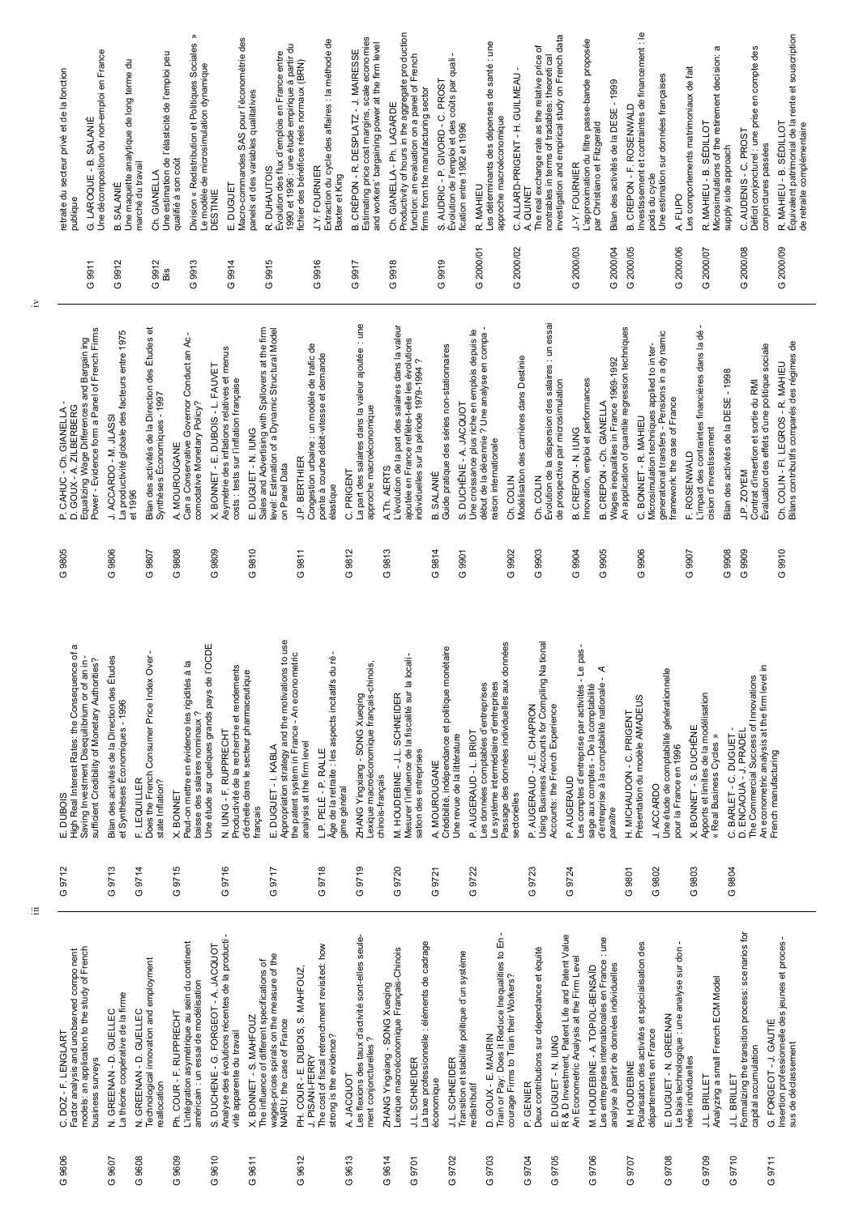G 9606 C. DOZ - F. LENGLART
Factor analysis and unobserved component models: an application to the study of French business surveys

G 9607 N. GREENAN - D. GUELLEC
La théorie coopérative de la firme

G 9608 N. GREENAN - D. GUELLEC
Technological innovation and employment reallocation

G 9609 Ph. COUR - F. RUPPRECHT
L'intégration asymétrique au sein du continent américain : un essai de modélisation

G 9610 S. DUCHENE - G. FORGEOT - A. JACQUOT
Analyse des évolutions récentes de la productivité apparente du travail

G 9611 X. BONNET - S. MAHFOUZ
The influence of different specifications of wages-prices spirals on the measure of the NAIRU: the case of France

G 9612 PH. COUR - E. DUBOIS, S. MAHFOUZ, J. PISANI-FERRY
The cost of fiscal retrenchment revisited: how strong is the evidence?

G 9613 A. JACQUOT
Les flexions des taux d'activité sont-elles seulement conjoncturelles ?

G 9614 ZHANG Yingxiang - SONG Xueqing
Lexique macroéconomique Français-Chinois

G 9701 J.L. SCHNEIDER
La taxe professionnelle : éléments de cadrage économique

G 9702 J.L. SCHNEIDER
Transition et stabilité politique d'un système redistributif

G 9703 D. GOUX - E. MAURIN
Train or Pay: Does It Reduce Inequalities to Encourage Firms to Train their Workers?

G 9704 P. GENIER
Deux contributions sur dépendance et équité

G 9705 E. DUGUET - N. IUNG
R & D Investment, Patent Life and Patent Value
An Econometric Analysis at the Firm Level

G 9706 M. HOUDEBINE - A. TOPIOL-BENSAÏD
Les entreprises internationales en France : une analyse à partir de données individuelles

G 9707 M. HOUDEBINE
Polarisation des activités et spécialisation des départements en France

G 9708 E. DUGUET - N. GREENAN
Le biais technologique : une analyse sur données individuelles

G 9709 J.L. BRILLET
Analyzing a small French ECM Model

G 9710 J.L. BRILLET
Formalizing the transition process: scenarios for capital accumulation

G 9711 G. FORGEOT - J. GAUTIÉ
Insertion professionnelle des jeunes et processus de déclassement

G 9712 E. DUBOIS
High Real Interest Rates: the Consequence of a Saving Investment Disequilibrium or of an insufficient Credibility of Monetary Authorities?

G 9713 Bilan des activités de la Direction des Études et Synthèses Économiques - 1996

G 9714 F. LEQUILLER
Does the French Consumer Price Index Overstate Inflation?

G 9715 X. BONNET
Peut-on mettre en évidence les rigidités à la baisse des salaires nominaux ?
Une étude sur quelques grands pays de l'OCDE

G 9716 N. IUNG - F. RUPPRECHT
Productivité de la recherche et rendements d'échelle dans le secteur pharmaceutique français

G 9717 E. DUGUET - I. KABLA
Appropriation strategy and the motivations to use the patent system in France - An econometric analysis at the firm level

G 9718 L.P. PELÉ - P. RALLE
Âge de la retraite : les aspects incitatifs du régime général

G 9719 ZHANG Yingxiang - SONG Xueqing
Lexique macroéconomique français-chinois, chinois-français

G 9720 M. HOUDEBINE - J.L. SCHNEIDER
Mesurer l'influence de la fiscalité sur la localisation des entreprises

G 9721 A. MOUROUGANE
Crédibilité, indépendance et politique monétaire
Une revue de la littérature

G 9722 P. AUGERAUD - L. BRIOT
Les données comptables d'entreprises
Le système intermédiaire d'entreprises
Passage des données individuelles aux données sectorielles

G 9723 P. AUGERAUD - J.E. CHAPRON
Using Business Accounts for Compiling National Accounts: the French Experience

G 9724 P. AUGERAUD
Les comptes d'entreprise par activités - Le passage aux comptes - De la comptabilité d'entreprise à la comptabilité nationale - A *paraître*

G 9801 H. MICHAUDON - C. PRIGENT
Présentation du modèle AMADEUS

G 9802 J. ACCARDO
Une étude de comptabilité générationnelle pour la France en 1996

G 9803 X. BONNET - S. DUCHÊNE
Apports et limites de la modélisation « Real Business Cycles »

G 9804 C. BARLET - C. DUGUET - D. ENCAOUA - J. PRADEL
The Commercial Success of Innovations
An econometric analysis at the firm level in French manufacturing

G 9805 P. CAHUC - Ch. GIANELLA - D. GOUX - A. ZILBERBERG
Equalizing Wage Differences and Bargaining Power - Evidence form a Panel of French Firms

G 9806 J. ACCARDO - M. JLASSI
La productivité globale des facteurs entre 1975 et 1996

G 9807 Bilan des activités de la Direction des Études et Synthèses Économiques - 1997

G 9808 A. MOUROUGANE
Can a Conservative Governor Conduct an Accomodative Monetary Policy?

G 9809 X. BONNET - E. DUBOIS - L. FAUVET
Asymétrie des inflations relatives et menus costs : tests sur l'inflation française

G 9810 E. DUGUET - N. IUNG
Sales and Advertising with Spillovers at the firm level: Estimation of a Dynamic Structural Model on Panel Data

G 9811 J.P. BERTHIER
Congestion urbaine : un modèle de trafic de pointe à courbe débit-vitesse et demande élastique

G 9812 C. PRIGENT
La part des salaires dans la valeur ajoutée : une approche macroéconomique

G 9813 A.Th. AERTS
L'évolution de la part des salaires dans la valeur ajoutée en France reflète-t-elle les évolutions individuelles sur la période 1979-1994 ?

G 9814 B. SALANIÉ
Guide pratique des séries non-stationnaires

G 9901 S. DUCHÊNE - A. JACQUOT
Une croissance plus riche en emplois depuis le début de la décennie ? Une analyse en comparaison internationale

G 9902 Ch. COLIN
Modélisation des carrières dans Destinie

G 9903 Ch. COLIN
Évolution de la dispersion des salaires : un essai de prospective par microsimulation

G 9904 B. CREPON - N. IUNG
Innovation, emploi et performances

G 9905 B. CREPON - Ch. GIANELLA
Wages inequalities in France 1969-1992
An application of quantile regression techniques

G 9906 C. BONNET - R. MAHIEU
Microsimulation techniques applied to intergenerational transfers - Pensions in a dynamic framework: the case of France

G 9907 F. ROSENWALD
L'impact des contraintes financières dans la décision d'investissement

G 9908 Bilan des activités de la DESE - 1998

G 9909 J.P. ZOYEM
Contrat d'insertion et sortie du RMI
Évaluation des effets d'une politique sociale

G 9910 Ch. COLIN - Fl. LEGROS - R. MAHIEU
Bilans contributifs comparés des régimes de retraite du secteur privé et de la fonction publique

G 9911 G. LAROQUE - B. SALANIÉ
Une décomposition du non-emploi en France

G 9912 B. SALANIÉ
Une maquette analytique de long terme du marché du travail

G 9912 Bis Ch. GIANELLA
Une estimation de l'élasticité de l'emploi peu qualifié à son coût

G 9913 Division « Redistribution et Politiques Sociales »
Le modèle de microsimulation dynamique DESTINIE

G 9914 E. DUGUET
Macro-commandes SAS pour l'économétrie des panels et des variables qualitatives

G 9915 R. DUHAUTOIS
Évolution des flux d'emplois en France entre 1990 et 1996 : une étude empirique à partir du fichier des bénéfices réels normaux (BRN)

G 9916 J.Y. FOURNIER
Extraction du cycle des affaires : la méthode de Baxter et King

G 9917 B. CRÉPON - R. DESPLATZ - J. MAIRESSE
Estimating price cost margins, scale economies and workers' bargaining power at the firm level

G 9918 Ch. GIANELLA - Ph. LAGARDE
Productivity of hours in the aggregate production function: an evaluation on a panel of French firms from the manufacturing sector

G 9919 S. AUDRIC - P. GIVORD - C. PROST
Évolution de l'emploi et des coûts par qualification entre 1982 et 1996

G 2000/01 R. MAHIEU
Les déterminants des dépenses de santé : une approche macroéconomique

G 2000/02 C. ALLARD-PRIGENT - H. GUILMEAU - A. QUINET
The real exchange rate as the relative price of nontrables in terms of tradables: theoretical investigation and empirical study on French data

G 2000/03 J.-Y. FOURNIER
L'approximation du filtre passe-bande proposée par Christiano et Fitzgerald

G 2000/04 Bilan des activités de la DESE - 1999

G 2000/05 B. CREPON - F. ROSENWALD
Investissement et contraintes de financement : le poids du cycle
Une estimation sur données françaises

G 2000/06 A. FLIPO
Les comportements matrimoniaux de fait

G 2000/07 R. MAHIEU - B. SÉDILLOT
Microsimulations of the retirement decision: a supply side approach

G 2000/08 C. AUDENIS - C. PROST
Déficit conjoncturel : une prise en compte des conjonctures passées

G 2000/09 R. MAHIEU - B. SÉDILLOT
Équivalent patrimonial de la rente et souscription de retraite complémentaire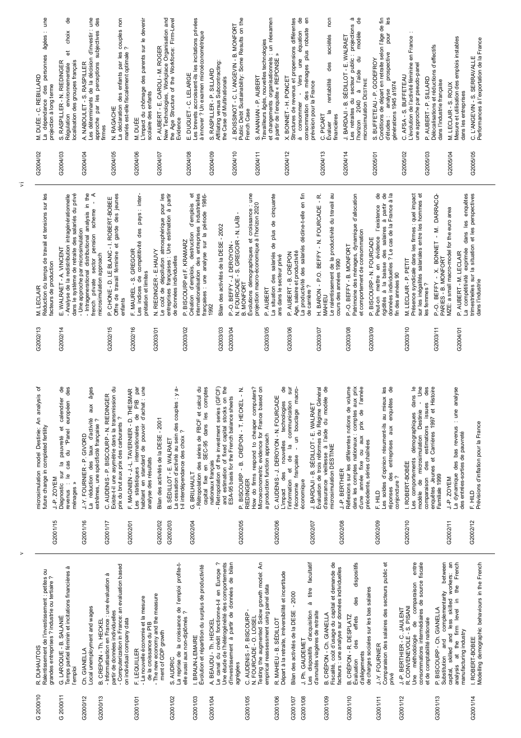| | |
|---|---|
| G 2000/10 | R. DUHAUTOIS<br>Ralentissement de l'investissement : petites ou grandes entreprises ? industrie ou tertiaire ? |
| G 2000/11 | G. LAROQUE - B. SALANIÉ<br>Temps partiel féminin et incitations financières à l'emploi |
| G2000/12 | Ch. GIANELLA<br>Local unemployment and wages |
| G2000/13 | B. CREPON - Th. HECKEL<br>- Informatisation en France : une évaluation à partir de données individuelles<br>- Computerization in France: an evaluation based on individual company data |
| G2001/01 | F. LEQUILLER<br>- La nouvelle économie et la mesure de la croissance du PIB<br>- The new economy and the measure ment of GDP growth |
| G2001/02 | S. AUDRIC<br>La reprise de la croissance de l'emploi profite-t-elle aussi aux non-diplômés ? |
| G2001/03 | I. BRAUN-LEMAIRE<br>Évolution et répartition du surplus de productivité |
| G2001/04 | A. BEAUDU - Th. HECKEL<br>Le canal du crédit fonctionne-t-il en Europe ? Une étude de l'hétérogénéité des comportements d'investissement à partir de données de bilan agrégées |
| G2001/05 | C. AUDENIS - P. BISCOURP - N. FOURCADE - O. LOISEL<br>Testing the augmented Solow growth model: An empirical reassessment using panel data |
| G2001/06 | R. MAHIEU - B. SÉDILLOT<br>Départ à la retraite, irréversibilité et incertitude |
| G2001/07 | Bilan des activités de la DESE - 2000 |
| G2001/08 | J. Ph. GAUDEMET<br>Les dispositifs d'acquisition à titre facultatif d'annuités viagères de retraite |
| G2001/09 | B. CRÉPON - Ch. GIANELLA<br>Fiscalité, coût d'usage du capital et demande de facteurs : une analyse sur données individuelles |
| G2001/10 | B. CRÉPON - R. DESPLATZ<br>Évaluation des effets des dispositifs d'allégements de charges sociales sur les bas salaires |
| G2001/11 | J.-Y. FOURNIER<br>Comparaison des salaires des secteurs public et privé |
| G2001/12 | J.-P. BERTHIER - C. JAULENT<br>R. CONVENEVOLE - S. PISANI<br>Une méthodologie de comparaison entre consommations intermédiaires de source fiscale et de comptabilité nationale |
| G2001/13 | P. BISCOURP - Ch. GIANELLA<br>Substitution and complementarity between capital, skilled and less skilled workers: an analysis at the firm level in the French manufacturing industry |
| G2001/14 | I. ROBERT-BOBEE<br>Modelling demographic behaviours in the French microsimulation model Destinie: An analysis of future change in completed fertility |
| G2001/15 | J.-P. ZOYEM<br>Diagnostic sur la pauvreté et calendrier de revenus : le cas du "Panel européen des ménages » |
| G2001/16 | J.-Y. FOURNIER - P. GIVORD<br>La réduction des taux d'activité aux âges extrêmes, une spécificité française ? |
| G2001/17 | C. AUDENIS - P. BISCOURP - N. RIEDINGER<br>Existe-t-il une asymétrie dans la transmission du prix du brut aux prix des carburants ? |
| G2002/01 | F. MAGNIEN - J.-L. TAVERNIER - D. THESMAR<br>Les statistiques internationales de PIB par habitant en standard de pouvoir d'achat : une analyse des résultats |
| G2002/02 | Bilan des activités de la DESE - 2001 |
| G2002/03 | B. SÉDILLOT - E. WALRAET<br>La cessation d'activité au sein des couples : y a-t-il interdépendance des choix ? |
| G2002/04 | G. BRILHAULT<br>- Rétropolation des séries de FBCF et calcul du capital fixe en SEC-95 dans les comptes nationaux français<br>- Retropolation of the investment series (GFCF) and estimation of fixed capital stocks on the ESA-95 basis for the French balance sheets |
| G2002/05 | P. BISCOURP - B. CRÉPON - T. HECKEL - N. RIEDINGER<br>How do firms respond to cheaper computers? Microeconometric evidence for France based on a production function approach |
| G2002/06 | C. AUDENIS - J. DEROYON - N. FOURCADE<br>L'impact des nouvelles technologies de l'information et de la communication sur l'économie française - un bouclage macro-économique |
| G2002/07 | J. BARDAJI - B. SÉDILLOT - E. WALRAET<br>Évaluation de trois réformes du Régime Général d'assurance vieillesse à l'aide du modèle de microsimulation DESTINIE |
| G2002/08 | J.-P. BERTHIER<br>Réflexions sur les différentes notions de volume dans les comptes nationaux : comptes aux prix d'une année fixe ou aux prix de l'année précédente, séries chaînées |
| G2002/09 | F. HILD<br>Les soldes d'opinion résument-ils au mieux les réponses des entreprises aux enquêtes de conjoncture ? |
| G2002/10 | I. ROBERT-BOBÉE<br>Les comportements démographiques dans le modèle de microsimulation Destinie - Une comparaison des estimations issues des enquêtes Jeunes et Carrières 1997 et Histoire Familiale 1999 |
| G2002/11 | J.-P. ZOYEM<br>La dynamique des bas revenus : une analyse des entrées-sorties de pauvreté |
| G2002/12 | F. HILD<br>Prévisions d'inflation pour la France |
| G2002/13 | M. LECLAIR<br>Réduction du temps de travail et tensions sur les facteurs de production |
| G2002/14 | E. WALRAET - A. VINCENT<br>- Analyse de la redistribution intragénérationnelle dans le système de retraite des salariés du privé - Une approche par microsimulation<br>- Intragenerational distributional analysis in the french private sector pension scheme - A microsimulation approach |
| G2002/15 | P. CHONE - D. LE BLANC - I. ROBERT-BOBEE<br>Offre de travail féminine et garde des jeunes enfants |
| G2002/16 | F. MAUREL - S. GREGOIR<br>Les indices de compétitivité des pays : interprétation et limites |
| G2003/01 | N. RIEDINGER - E.HAUVY<br>Le coût de dépollution atmosphérique pour les entreprises françaises : Une estimation à partir de données individuelles |
| G2003/02 | P. BISCOURP et F. KRAMARZ<br>Création d'emplois, destruction d'emplois et internationalisation des entreprises industrielles françaises : une analyse sur la période 1986-1992 |
| G2003/03 | Bilan des activités de la DESE - 2002 |
| G2003/04 | P.-O. BEFFY - J. DEROYON -<br>N. FOURCADE - S. GREGOIR - N. LAÏB -<br>B. MONFORT<br>Évolutions démographiques et croissance : une projection macro-économique à l'horizon 2020 |
| G2003/05 | P. AUBERT<br>La situation des salariés de plus de cinquante ans dans le secteur privé |
| G2003/06 | P. AUBERT - B. CRÉPON<br>Age, salaire et productivité<br>La productivité des salariés décline-t-elle en fin de carrière ? |
| G2003/07 | H. BARON - P.O. BEFFY - N. FOURCADE - R. MAHIEU<br>Le ralentissement de la productivité du travail au cours des années 1990 |
| G2003/08 | P.-O. BEFFY - B. MONFORT<br>Patrimoine des ménages, dynamique d'allocation et comportement de consommation |
| G2003/09 | P. BISCOURP - N. FOURCADE<br>Peut-on mettre en évidence l'existence de rigidités à la baisse des salaires à partir de données individuelles ? Le cas de la France à la fin des années 90 |
| G2003/10 | M. LECLAIR - P. PETIT<br>Présence syndicale dans les firmes : quel impact sur les inégalités salariales entre les hommes et les femmes ? |
| G2003/11 | P.-O. BEFFY - X. BONNET - M. DARRACQ-PARIES - B. MONFORT<br>MZE: a small macro-model for the euro area |
| G2004/01 | P. AUBERT - M. LECLAIR<br>La compétitivité exprimée dans les enquêtes trimestrielles sur la situation et les perspectives dans l'industrie |
| G2004/02 | M. DUÉE - C. REBILLARD<br>La dépendance des personnes âgées : une projection à long terme |
| G2004/03 | S. RASPILLER - N. RIEDINGER<br>Régulation environnementale et choix de localisation des groupes français |
| G2004/04 | A. NABOULET - S. RASPILLER<br>Les déterminants de la décision d'investir : une approche par les perceptions subjectives des firmes |
| G2004/05 | N. RAGACHE<br>La déclaration des enfants par les couples non mariés est-elle fiscalement optimale ? |
| G2004/06 | M. DUÉE<br>L'impact du chômage des parents sur le devenir scolaire des enfants |
| G2004/07 | P. AUBERT - E. CAROLI - M. ROGER<br>New Technologies, Workplace Organisation and the Age Structure of the Workforce: Firm-Level Evidence |
| G2004/08 | E. DUGUET - C. LELARGE<br>Les brevets accroissent-ils les incitations privées à innover ? Un examen microéconométrique |
| G2004/09 | S. RASPILLER - P. SILLARD<br>Affiliating versus Subcontracting: the Case of Multinationals |
| G2004/10 | J. BOISSINOT - C. L'ANGEVIN - B. MONFORT<br>Public Debt Sustainability: Some Results on the French Case |
| G2004/11 | S. ANANIAN - P. AUBERT<br>Travailleurs âgés, nouvelles technologies et changements organisationnels : un réexamen à partir de l'enquête « REPONSE » |
| G2004/12 | X. BONNET - H. PONCET<br>Structures de revenus et propensions différentes à consommer - Vers une équation de consommation des ménages plus robuste en prévision pour la France |
| G2004/13 | C. PICART<br>Évaluer la rentabilité des sociétés non financières |
| G2004/14 | J. BARDAJI - B. SÉDILLOT - E. WALRAET<br>Les retraites du secteur public : projections à l'horizon 2040 à l'aide du modèle de microsimulation DESTINIE |
| G2005/01 | S. BUFFETEAU - P. GODEFROY<br>Conditions de départ en retraite selon l'âge de fin d'études : analyse prospective pour les générations 1945 à1974 |
| G2005/02 | C. AFSA - S. BUFFETEAU<br>L'évolution de l'activité féminine en France : une approche par pseudo-panel |
| G2005/03 | P. AUBERT - P. SILLARD<br>Délocalisations et réductions d'effectifs dans l'industrie française |
| G2005/04 | M. LECLAIR - S. ROUX<br>Mesure et utilisation des emplois instables dans les entreprises |
| G2005/05 | C. L'ANGEVIN - S. SERRAVALLE<br>Performances à l'exportation de la France |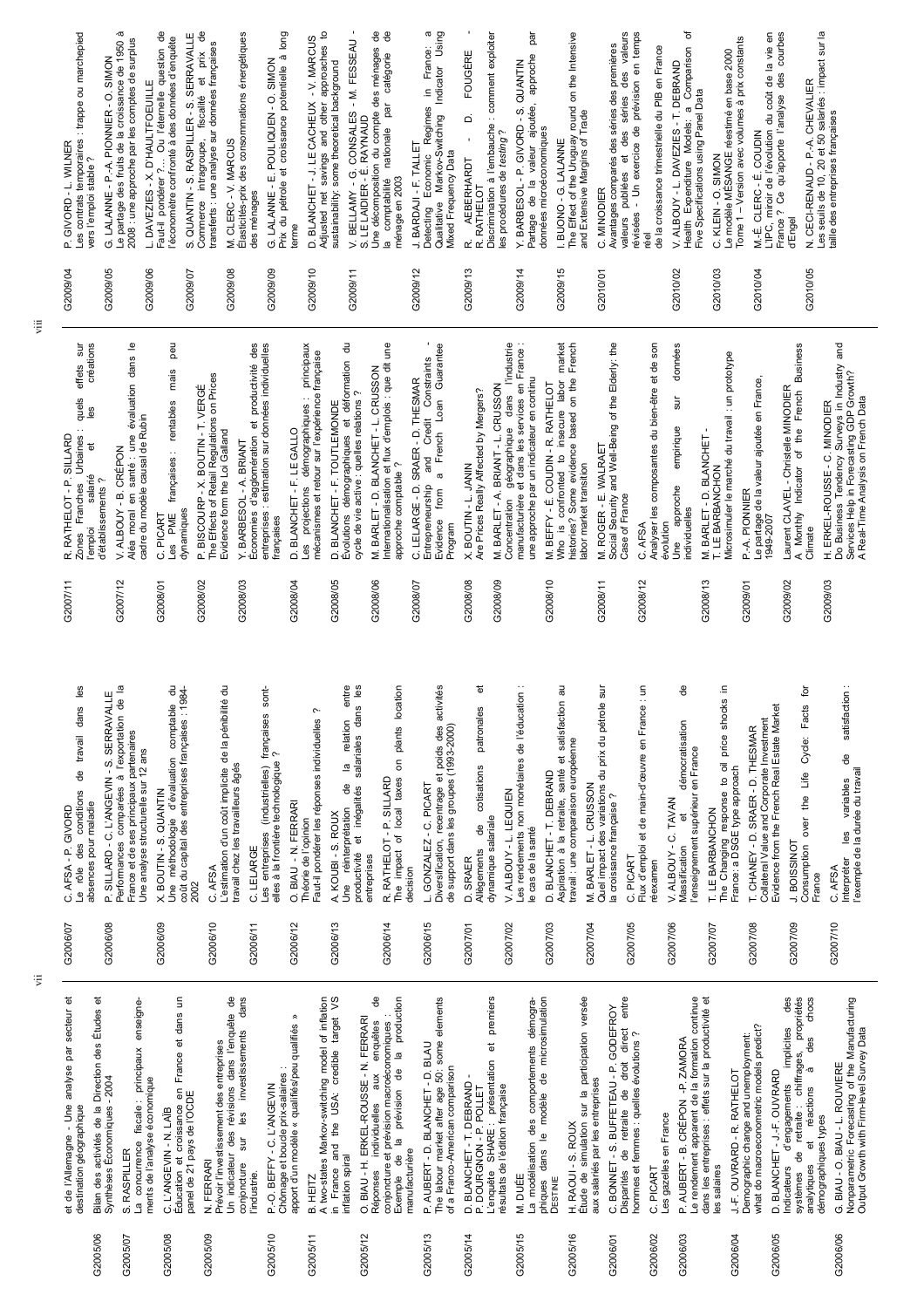et de l'Allemagne - Une analyse par secteur et destination géographique

Bilan des activités de la Direction des Études et Synthèses Économiques - 2004

| | |
|---|---|
| G2005/06 | Bilan des activités de la Direction des Études et Synthèses Économiques - 2004 |
| G2005/07 | S. RASPILLER<br>La concurrence fiscale : principaux enseignements de l'analyse économique |
| G2005/08 | C. L'ANGEVIN - N. LAÏB<br>Éducation et croissance en France et dans un panel de 21 pays de l'OCDE |
| G2005/09 | N. FERRARI<br>Prévoir l'investissement des entreprises<br>Un indicateur des révisions dans l'enquête de conjoncture sur les investissements dans l'industrie. |
| G2005/10 | P.-O. BEFFY - C. L'ANGEVIN<br>Chômage et boucle prix-salaires : apport d'un modèle « qualifiés/peu qualifiés » |
| G2005/11 | B. HEITZ<br>A two-states Markov-switching model of inflation in France and the USA: credible target VS inflation spiral |
| G2005/12 | O. BIAU - H. ERKEL-ROUSSE - N. FERRARI<br>Réponses individuelles aux enquêtes de conjoncture et prévision macroéconomiques : Exemple de la prévision de la production manufacturière |
| G2005/13 | P. AUBERT - D. BLANCHET - D. BLAU<br>The labour market after age 50: some elements of a Franco-American comparison |
| G2005/14 | D. BLANCHET - T. DEBRAND - P. DOURGNON - P. POLLET<br>L'enquête SHARE : présentation et premiers résultats de l'édition française |
| G2005/15 | M. DUÉE<br>La modélisation des comportements démographiques dans le modèle de microsimulation DESTINIE |
| G2005/16 | H. RAOUI - S. ROUX<br>Étude de simulation sur la participation versée aux salariés par les entreprises |
| G2006/01 | C. BONNET - S. BUFFETEAU - P. GODEFROY<br>Disparités de retraite de droit direct entre hommes et femmes : quelles évolutions ? |
| G2006/02 | C. PICART<br>Les gazelles en France |
| G2006/03 | P. AUBERT - B. CRÉPON - P. ZAMORA<br>Le rendement apparent de la formation continue dans les entreprises : effets sur la productivité et les salaires |
| G2006/04 | J.-F. OUVRARD - R. RATHELOT<br>Demographic change and unemployment: what do macroeconometric models predict? |
| G2006/05 | D. BLANCHET - J.-F. OUVRARD<br>Indicateurs d'engagements implicites des systèmes de retraite : chiffrages, propriétés analytiques et réactions à des chocs démographiques types |
| G2006/06 | G. BIAU - O. BIAU - L. ROUVIERE<br>Nonparametric Forecasting of the Manufacturing Output Growth with Firm-level Survey Data |
| G2006/07 | C. AFSA - P. GIVORD<br>Le rôle des conditions de travail dans les absences pour maladie |
| G2006/08 | P. SILLARD - C. L'ANGEVIN - S. SERRAVALLE<br>Performances comparées à l'exportation de la France et de ses principaux partenaires<br>Une analyse structurelle sur 12 ans |
| G2006/09 | X. BOUTIN - S. QUANTIN<br>Une méthodologie d'évaluation comptable du coût du capital des entreprises françaises : 1984-2002 |
| G2006/10 | C. AFSA<br>L'estimation d'un coût implicite de la pénibilité du travail chez les travailleurs âgés |
| G2006/11 | C. LELARGE<br>Les entreprises (industrielles) françaises sont-elles à la frontière technologique ? |
| G2006/12 | O. BIAU - N. FERRARI<br>Théorie de l'opinion<br>Faut-il pondérer les réponses individuelles ? |
| G2006/13 | A. KOUBI - S. ROUX<br>Une réinterprétation de la relation entre productivité et inégalités salariales dans les entreprises |
| G2006/14 | R. RATHELOT - P. SILLARD<br>The impact of local taxes on plants location decision |
| G2006/15 | L. GONZALEZ - C. PICART<br>Diversification, recentrage et poids des activités de support dans les groupes (1993-2000) |
| G2007/01 | D. SRAER<br>Allègements de cotisations patronales et dynamique salariale |
| G2007/02 | V. ALBOUY - L. LEQUIEN<br>Les rendements non monétaires de l'éducation : le cas de la santé |
| G2007/03 | D. BLANCHET - T. DEBRAND<br>Aspiration à la retraite, santé et satisfaction au travail : une comparaison européenne |
| G2007/04 | M. BARLET - L. CRUSSON<br>Quel impact des variations du prix du pétrole sur la croissance française ? |
| G2007/05 | C. PICART<br>Flux d'emploi et de main-d'œuvre en France : un réexamen |
| G2007/06 | V. ALBOUY - C. TAVAN<br>Massification et démocratisation de l'enseignement supérieur en France |
| G2007/07 | T. LE BARBANCHON<br>The Changing response to oil price shocks in France: a DSGE type approach |
| G2007/08 | T. CHANEY - D. SRAER - D. THESMAR<br>Collateral Value and Corporate Investment Evidence from the French Real Estate Market |
| G2007/09 | J. BOISSINOT<br>Consumption over the Life Cycle: Facts for France |
| G2007/10 | C. AFSA<br>Interpréter les variables de satisfaction : l'exemple de la durée du travail |
| G2007/11 | R. RATHELOT - P. SILLARD<br>Zones Franches Urbaines : quels effets sur l'emploi salarié et les créations d'établissements ? |
| G2007/12 | V. ALBOUY - B. CRÉPON<br>Aléa moral en santé : une évaluation dans le cadre du modèle causal de Rubin |
| G2008/01 | C. PICART<br>Les PME françaises : rentables mais peu dynamiques |
| G2008/02 | P. BISCOURP - X. BOUTIN - T. VERGÉ<br>The Effects of Retail Regulations on Prices Evidence form the Loi Galland |
| G2008/03 | Y. BARBESOL - A. BRIANT<br>Économies d'agglomération et productivité des entreprises : estimation sur données individuelles françaises |
| G2008/04 | D. BLANCHET - F. LE GALLO<br>Les projections démographiques : principaux mécanismes et retour sur l'expérience française |
| G2008/05 | D. BLANCHET - F. TOUTLEMONDE<br>Évolutions démographiques et déformation du cycle de vie active : quelles relations ? |
| G2008/06 | M. BARLET - D. BLANCHET - L. CRUSSON<br>Internationalisation et flux d'emplois : que dit une approche comptable ? |
| G2008/07 | C. LELARGE - D. SRAER - D. THESMAR<br>Entrepreneurship and Credit Constraints - Evidence from a French Loan Guarantee Program |
| G2008/08 | X. BOUTIN - L. JANIN<br>Are Prices Really Affected by Mergers? |
| G2008/09 | M. BARLET - A. BRIANT - L. CRUSSON<br>Concentration géographique dans l'industrie manufacturière et dans les services en France : une approche par un indicateur en continu |
| G2008/10 | M. BEFFY - É. COUDIN - R. RATHELOT<br>Who is confronted to insecure labor market histories? Some evidence based on the French labor market transition |
| G2008/11 | M. ROGER - E. WALRAET<br>Social Security and Well-Being of the Elderly: the Case of France |
| G2008/12 | C. AFSA<br>Analyser les composantes du bien-être et de son évolution<br>Une approche empirique sur données individuelles |
| G2008/13 | M. BARLET - D. BLANCHET - T. LE BARBANCHON<br>Microsimuler le marché du travail : un prototype |
| G2009/01 | P.-A. PIONNIER<br>Le partage de la valeur ajoutée en France, 1949-2007 |
| G2009/02 | Laurent CLAVEL - Christelle MINODIER<br>A Monthly Indicator of the French Business Climate |
| G2009/03 | H. ERKEL-ROUSSE - C. MINODIER<br>Do Business Tendency Surveys in Industry and Services Help in Forecasting GDP Growth? A Real-Time Analysis on French Data |
| G2009/04 | P. GIVORD - L. WILNER<br>Les contrats temporaires : trappe ou marchepied vers l'emploi stable ? |
| G2009/05 | G. LALANNE - P.-A. PIONNIER - O. SIMON<br>Le partage des fruits de la croissance de 1950 à 2008 : une approche par les comptes de surplus |
| G2009/06 | L. DAVEZIES - X. D'HAULTFOEUILLE<br>Faut-il pondérer ?... Ou l'éternelle question de l'économètre confronté à des données d'enquête |
| G2009/07 | S. QUANTIN - S. RASPILLER - S. SERRAVALLE<br>Commerce intragroupe, fiscalité et prix de transferts : une analyse sur données françaises |
| G2009/08 | M. CLERC - V. MARCUS<br>Élasticités-prix des consommations énergétiques des ménages |
| G2009/09 | G. LALANNE - E. POULIQUEN - O. SIMON<br>Prix du pétrole et croissance potentielle à long terme |
| G2009/10 | D. BLANCHET - J. LE CACHEUX - V. MARCUS<br>Adjusted net savings and other approaches to sustainability: some theoretical background |
| G2009/11 | V. BELLAMY - G. CONSALES - M. FESSEAU - S. LE LAIDIER - É. RAYNAUD<br>Une décomposition du compte des ménages de la comptabilité nationale par catégorie de ménage en 2003 |
| G2009/12 | J. BARDAJI - F. TALLET<br>Detecting Economic Regimes in France: a Qualitative Markov-Switching Indicator Using Mixed Frequency Data |
| G2009/13 | R. AEBERHARDT - D. FOUGÈRE - R. RATHELOT<br>Discrimination à l'embauche : comment exploiter les procédures de *testing* ? |
| G2009/14 | Y. BARBESOL - P. GIVORD - S. QUANTIN<br>Partage de la valeur ajoutée, approche par données microéconomiques |
| G2009/15 | I. BUONO - G. LALANNE<br>The Effect of the Uruguay round on the Intensive and Extensive Margins of Trade |
| G2010/01 | C. MINODIER<br>Avantages comparés des séries des premières valeurs publiées et des séries des valeurs révisées - Un exercice de prévision en temps réel de la croissance trimestrielle du PIB en France |
| G2010/02 | V. ALBOUY - L. DAVEZIES - T. DEBRAND<br>Health Expenditure Models: a Comparison of Five Specifications using Panel Data |
| G2010/03 | C. KLEIN - O. SIMON<br>Le modèle MÉSANGE réestimé en base 2000<br>Tome 1 – Version avec volumes à prix constants |
| G2010/04 | M.-É. CLERC - É. COUDIN<br>L'IPC, miroir de l'évolution du coût de la vie en France ? Ce qu'apporte l'analyse des courbes d'Engel |
| G2010/05 | N. CECI-RENAUD - P.-A. CHEVALIER<br>Les seuils de 10, 20 et 50 salariés : impact sur la taille des entreprises françaises |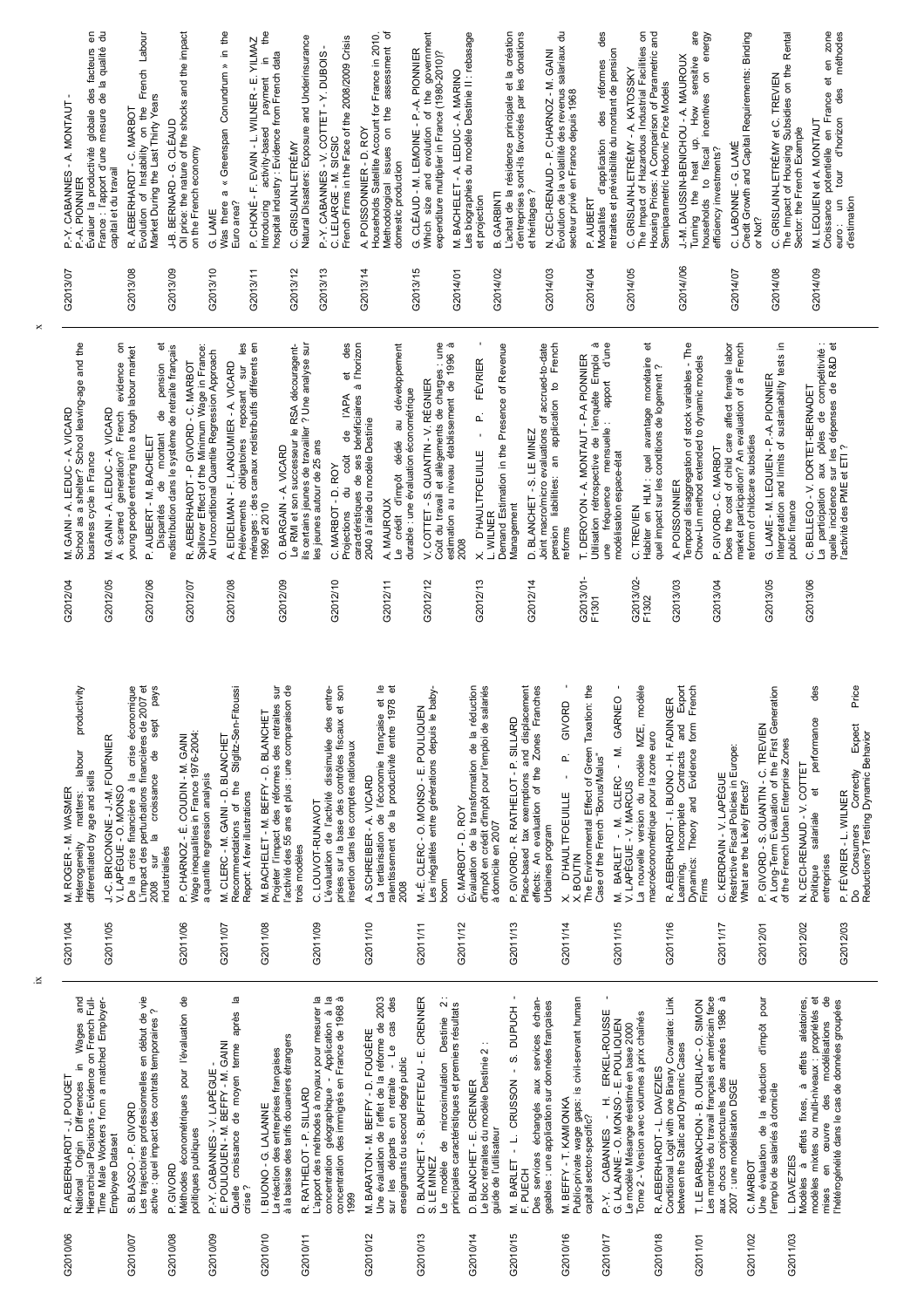| | |
|---|---|
| G2010/06 | R. AEBERHARDT - J. POUGET<br>National Origin Differences in Wages and Hierarchical Positions - Evidence on French Full-Time Male Workers from a matched Employer-Employee Dataset |
| G2010/07 | S. BLASCO - P. GIVORD<br>Les trajectoires professionnelles en début de vie active : quel impact des contrats temporaires ? |
| G2010/08 | P. GIVORD<br>Méthodes économétriques pour l'évaluation de politiques publiques |
| G2010/09 | P.-Y. CABANNES - V. LAPÈGUE - E. POULIQUEN - M. BEFFY - M. GAINI<br>Quelle croissance de moyen terme après la crise ? |
| G2010/10 | I. BUONO - G. LALANNE<br>La réaction des entreprises françaises à la baisse des tarifs douaniers étrangers |
| G2010/11 | R. RATHELOT - P. SILLARD<br>L'apport des méthodes à noyaux pour mesurer la concentration géographique - Application à la concentration des immigrés en France de 1968 à 1999 |
| G2010/12 | M. BARATON - M. BEFFY - D. FOUGÈRE<br>Une évaluation de l'effet de la réforme de 2003 sur les départs en retraite - Le cas des enseignants du second degré public |
| G2010/13 | D. BLANCHET - S. BUFFETEAU - E. CRENNER S. LE MINEZ<br>Le modèle de microsimulation Destinie 2 : principales caractéristiques et premiers résultats |
| G2010/14 | D. BLANCHET - E. CRENNER<br>Le bloc retraites du modèle Destinie 2 : guide de l'utilisateur |
| G2010/15 | M. BARLET - L. CRUSSON - S. DUPUCH - F. PUECH<br>Des services échangés aux services échangeables : une application sur données françaises |
| G2010/16 | M. BEFFY - T. KAMIONKA<br>Public-private wage gaps: is civil-servant human capital sector-specific? |
| G2010/17 | P.-Y. CABANNES - H. ERKEL-ROUSSE - G. LALANNE - O. MONSO - E. POULIQUEN<br>Le modèle Mésange réestimé en base 2000<br>Tome 2 - Version avec volumes à prix chaînés |
| G2010/18 | R. AEBERHARDT - L. DAVEZIES<br>Conditional Logit with one Binary Covariate: Link between the Static and Dynamic Cases |
| G2011/01 | T. LE BARBANCHON - B. OURLIAC - O. SIMON<br>Les marchés du travail français et américain face aux chocs conjoncturels des années 1986 à 2007 : une modélisation DSGE |
| G2011/02 | C. MARBOT<br>Une évaluation de la réduction d'impôt pour l'emploi de salariés à domicile |
| G2011/03 | L. DAVEZIES<br>Modèles à effets fixes, à effets aléatoires, modèles mixtes ou multi-niveaux : propriétés et mises en œuvre des modélisations de l'hétérogénéité dans le cas de données groupées |
| G2011/04 | M. ROGER - M. WASMER<br>Heterogeneity matters: labour productivity differentiated by age and skills |
| G2011/05 | J.-C. BRICONGNE - J.-M. FOURNIER V. LAPÈGUE - O. MONSO<br>De la crise financière à la crise économique L'impact des perturbations financières de 2007 et 2008 sur la croissance de sept pays industrialisés |
| G2011/06 | P. CHARNOZ - É. COUDIN - M. GAINI<br>Wage inequalities in France 1976-2004: a quantile regression analysis |
| G2011/07 | M. CLERC - M. GAINI - D. BLANCHET<br>Recommendations of the Stiglitz-Sen-Fitoussi Report: A few illustrations |
| G2011/08 | M. BACHELET - M. BEFFY - D. BLANCHET<br>Projeter l'impact des réformes des retraites sur l'activité des 55 ans et plus : une comparaison de trois modèles |
| G2011/09 | C. LOUVOT-RUNAVOT<br>L'évaluation de l'activité dissimulée des entreprises sur la base des contrôles fiscaux et son insertion dans les comptes nationaux |
| G2011/10 | A. SCHREIBER - A. VICARD<br>La tertiarisation de l'économie française et le ralentissement de la productivité entre 1978 et 2008 |
| G2011/11 | M.-É. CLERC - O. MONSO - E. POULIQUEN<br>Les inégalités entre générations depuis le baby-boom |
| G2011/12 | C. MARBOT - D. ROY<br>Évaluation de la transformation de la réduction d'impôt en crédit d'impôt pour l'emploi de salariés à domicile en 2007 |
| G2011/13 | P. GIVORD - R. RATHELOT - P. SILLARD<br>Place-based tax exemptions and displacement effects: An evaluation of the Zones Franches Urbaines program |
| G2011/14 | X. D'HAULTFOEUILLE - P. GIVORD - X. BOUTIN<br>The Environmental Effect of Green Taxation: the Case of the French "Bonus/Malus" |
| G2011/15 | M. BARLET - M. CLERC - M. GARNEO - V. LAPÈGUE - V. MARCUS<br>La nouvelle version du modèle MZE, modèle macroéconométrique pour la zone euro |
| G2011/16 | R. AEBERHARDT - I. BUONO - H. FADINGER<br>Learning, Incomplete Contracts and Export Dynamics: Theory and Evidence form French Firms |
| G2011/17 | C. KERDRAIN - V. LAPÈGUE<br>Restrictive Fiscal Policies in Europe: What are the Likely Effects? |
| G2012/01 | P. GIVORD - S. QUANTIN - C. TREVIEN<br>A Long-Term Evaluation of the First Generation of the French Urban Enterprise Zones |
| G2012/02 | N. CECI-RENAUD - V. COTTET<br>Politique salariale et performance des entreprises |
| G2012/03 | P. FÉVRIER - L. WILNER<br>Do Consumers Correctly Expect Price Reductions? Testing Dynamic Behavior |
| G2012/04 | M. GAINI - A. LEDUC - A. VICARD<br>School as a shelter? School leaving-age and the business cycle in France |
| G2012/05 | M. GAINI - A. LEDUC - A. VICARD<br>A scarred generation? French evidence on young people entering into a tough labour market |
| G2012/06 | P. AUBERT - M. BACHELET<br>Disparités de montant de pension et redistribution dans le système de retraite français |
| G2012/07 | R. AEBERHARDT - P GIVORD - C. MARBOT<br>Spillover Effect of the Minimum Wage in France: An Unconditional Quantile Regression Approach |
| G2012/08 | A. EIDELMAN - F. LANGUMIER - A. VICARD<br>Prélèvements obligatoires reposant sur les ménages : des canaux redistributifs différents en 1990 et 2010 |
| G2012/09 | O. BARGAIN - A. VICARD<br>Le RMI et son successeur le RSA découragent-ils certains jeunes de travailler ? Une analyse sur les jeunes autour de 25 ans |
| G2012/10 | C. MARBOT - D. ROY<br>Projections du coût de l'APA et des caractéristiques de ses bénéficiaires à l'horizon 2040 à l'aide du modèle Destinie |
| G2012/11 | A. MAUROUX<br>Le crédit d'impôt dédié au développement durable : une évaluation économétrique |
| G2012/12 | V. COTTET - S. QUANTIN - V. RÉGNIER<br>Coût du travail et allègements de charges : une estimation au niveau établissement de 1996 à 2008 |
| G2012/13 | X. D'HAULTFOEUILLE - P. FÉVRIER - L. WILNER<br>Demand Estimation in the Presence of Revenue Management |
| G2012/14 | D. BLANCHET - S. LE MINEZ<br>Joint macro/micro evaluations of accrued-to-date pension liabilities: an application to French reforms |
| G2013/01-F1301 | T. DEROYON - A. MONTAUT - P-A PIONNIER<br>Utilisation rétrospective de l'enquête Emploi à une fréquence mensuelle : apport d'une modélisation espace-état |
| G2013/02-F1302 | C. TREVIEN<br>Habiter en HLM : quel avantage monétaire et quel impact sur les conditions de logement ? |
| G2013/03 | A. POISSONNIER<br>Temporal disaggregation of stock variables - The Chow-Lin method extended to dynamic models |
| G2013/04 | P. GIVORD - C. MARBOT<br>Does the cost of child care affect female labor market participation? An evaluation of a French reform of childcare subsidies |
| G2013/05 | G. LAME - M. LEQUIEN - P.-A. PIONNIER<br>Interpretation and limits of sustainability tests in public finance |
| G2013/06 | C. BELLEGO - V. DORTET-BERNADET<br>La participation aux pôles de compétitivité : quelle incidence sur les dépenses de R&D et l'activité des PME et ETI ? |
| G2013/07 | P.-Y. CABANNES - A. MONTAUT - P.-A. PIONNIER<br>Évaluer la productivité globale des facteurs en France : l'apport d'une mesure de la qualité du capital et du travail |
| G2013/08 | R. AEBERHARDT - C. MARBOT<br>Evolution of Instability on the French Labour Market During the Last Thirty Years |
| G2013/09 | J-B. BERNARD - G. CLÉAUD<br>Oil price: the nature of the shocks and the impact on the French economy |
| G2013/10 | G. LAME<br>Was there a « Greenspan Conundrum » in the Euro area? |
| G2013/11 | P. CHONÉ - F. EVAIN - L. WILNER - E. YILMAZ<br>Introducing activity-based payment in the hospital industry : Evidence from French data |
| G2013/12 | C. GRISLAIN-LETRÉMY<br>Natural Disasters: Exposure and Underinsurance |
| G2013/13 | P.-Y. CABANNES - V. COTTET - Y. DUBOIS - C. LELARGE - M. SICSIC<br>French Firms in the Face of the 2008/2009 Crisis |
| G2013/14 | A. POISSONNIER - D. ROY<br>Households Satellite Account for France in 2010. Methodological issues on the assessment of domestic production |
| G2013/15 | G. CLÉAUD - M. LEMOINE - P.-A. PIONNIER<br>Which size and evolution of the government expenditure multiplier in France (1980-2010)? |
| G2014/01 | M. BACHELET - A. LEDUC - A. MARINO<br>Les biographies du modèle Destinie II : rebasage et projection |
| G2014/02 | B. GARBINTI<br>L'achat de la résidence principale et la création d'entreprises sont-ils favorisés par les donations et héritages ? |
| G2014/03 | N. CECI-RENAUD - P. CHARNOZ - M. GAINI<br>Évolution de la volatilité des revenus salariaux du secteur privé en France depuis 1968 |
| G2014/04 | P. AUBERT<br>Modalités d'application des réformes des retraites et prévisibilité du montant de pension |
| G2014/05 | C. GRISLAIN-LETRÉMY - A. KATOSSKY<br>The Impact of Hazardous Industrial Facilities on Housing Prices: A Comparison of Parametric and Semiparametric Hedonic Price Models |
| G2014/06 | J.-M. DAUSSIN-BENICHOU - A. MAUROUX<br>Turning the heat up. How sensitive are households to fiscal incentives on energy efficiency investments? |
| G2014/07 | C. LABONNE - G. LAMÉ<br>Credit Growth and Capital Requirements: Binding or Not? |
| G2014/08 | C. GRISLAIN-LETRÉMY et C. TREVIEN<br>The Impact of Housing Subsidies on the Rental Sector: the French Example |
| G2014/09 | M. LEQUIEN et A. MONTAUT<br>Croissance potentielle en France et en zone euro : un tour d'horizon des méthodes d'estimation |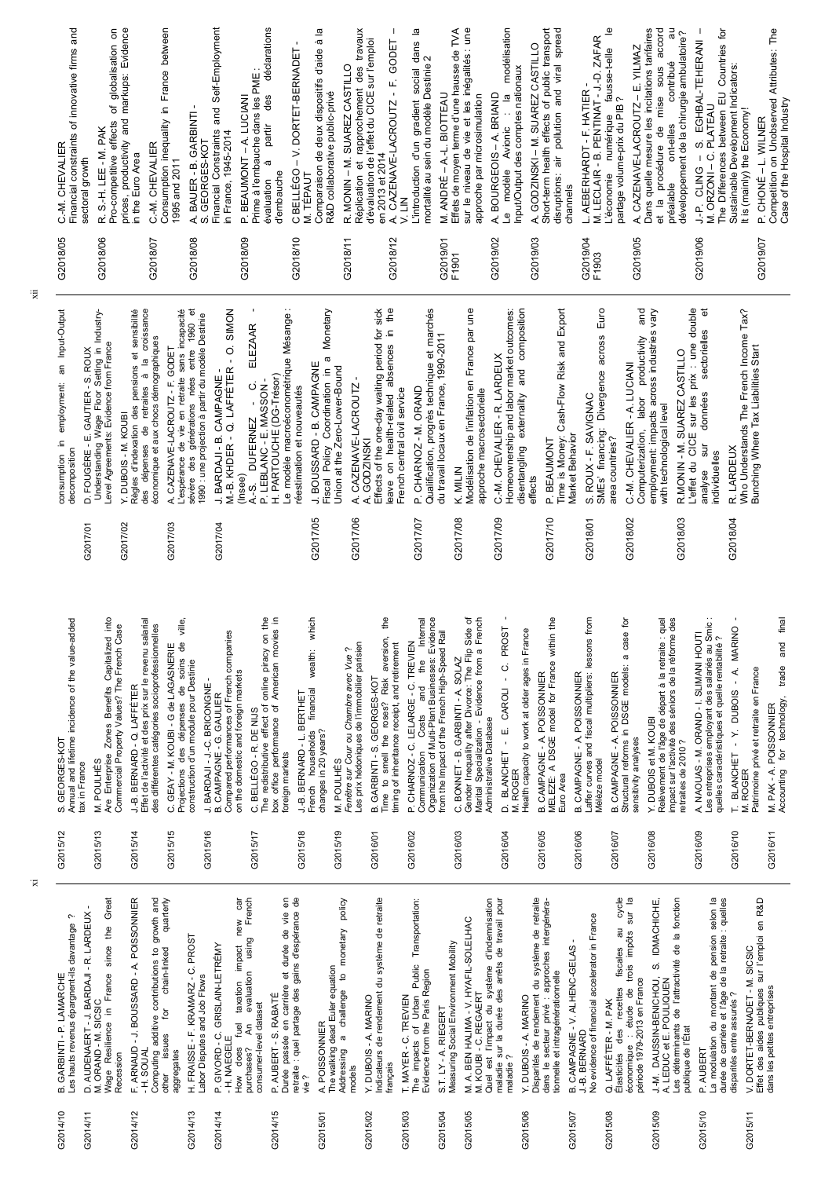| | |
|---|---|
| G2014/10 | B. GARBINTI - P. LAMARCHE<br>Les hauts revenus épargnent-ils davantage ? |
| G2014/11 | D. AUDENAERT - J. BARDAJI - R. LARDEUX - M. ORAND - M. SICSIC<br>Wage Resilience in France since the Great Recession |
| G2014/12 | F. ARNAUD - J. BOUSSARD - A. POISSONNIER - H. SOUAL<br>Computing additive contributions to growth and other issues for chain-linked quarterly aggregates |
| G2014/13 | H. FRAISSE - F. KRAMARZ - C. PROST<br>Labor Disputes and Job Flows |
| G2014/14 | P. GIVORD - C. GRISLAIN-LETRÉMY - H. NAEGELE<br>How does fuel taxation impact new car purchases? An evaluation using French consumer-level dataset |
| G2014/15 | P. AUBERT - S. RABATÉ<br>Durée passée en carrière et durée de vie en retraite : quel partage des gains d'espérance de vie ? |
| G2015/01 | A. POISSONNIER<br>The walking dead Euler equation Addressing a challenge to monetary policy models |
| G2015/02 | Y. DUBOIS - A. MARINO<br>Indicateurs de rendement du système de retraite français |
| G2015/03 | T. MAYER - C. TREVIEN<br>The impacts of Urban Public Transportation: Evidence from the Paris Region |
| G2015/04 | S.T. LY - A. RIEGERT<br>Measuring Social Environment Mobility |
| G2015/05 | M. A. BEN HALIMA - V. HYAFIL-SOLELHAC M. KOUBI - C. REGAERT<br>Quel est l'impact du système d'indemnisation maladie sur la durée des arrêts de travail pour maladie ? |
| G2015/06 | Y. DUBOIS - A. MARINO<br>Disparités de rendement du système de retraite dans le secteur privé : approches intergénérationnelle et intragénérationnelle |
| G2015/07 | B. CAMPAGNE - V. ALHENC-GELAS - J.-B. BERNARD<br>No evidence of financial accelerator in France |
| G2015/08 | Q. LAFFÉTER - M. PAK<br>Élasticités des recettes fiscales au cycle économique : étude de trois impôts sur la période 1979-2013 en France |
| G2015/09 | J.-M. DAUSSIN-BENICHOU, S. IDMACHICHE, A. LEDUC et E. POULIQUEN<br>Les déterminants de l'attractivité de la fonction publique de l'État |
| G2015/10 | P. AUBERT<br>La modulation du montant de pension selon la durée de carrière et l'âge de la retraite : quelles disparités entre assurés ? |
| G2015/11 | V. DORTET-BERNADET - M. SICSIC<br>Effet des aides publiques sur l'emploi en R&D dans les petites entreprises |
| G2015/12 | S. GEORGES-KOT<br>Annual and lifetime incidence of the value-added tax in France |
| G2015/13 | M. POULHÈS<br>Are Enterprise Zones Benefits Capitalized into Commercial Property Values? The French Case |
| G2015/14 | J.-B. BERNARD - Q. LAFFÉTER<br>Effet de l'activité et des prix sur le revenu salarial des différentes catégories socioprofessionnelles |
| G2015/15 | C. GEAY - M. KOUBI - G de LAGASNERIE<br>Projections des dépenses de soins de ville, construction d'un module pour Destinie |
| G2015/16 | J. BARDAJI - J.-C. BRICONGNE - B. CAMPAGNE - G. GAULIER<br>Compared performances of French companies on the domestic and foreign markets |
| G2015/17 | C. BELLÉGO - R. DE NIJS<br>The redistributive effect of online piracy on the box office performance of American movies in foreign markets |
| G2015/18 | J.-B. BERNARD - L. BERTHET<br>French households financial wealth: which changes in 20 years? |
| G2015/19 | M. POULHÈS<br>*Fenêtre sur Cour ou Chambre avec Vue ?* Les prix hédoniques de l'immobilier parisien |
| G2016/01 | B. GARBINTI - S. GEORGES-KOT<br>Time to smell the roses? Risk aversion, the timing of inheritance receipt, and retirement |
| G2016/02 | P. CHARNOZ - C. LELARGE - C. TREVIEN<br>Communication Costs and the Internal Organization of Multi-Plant Businesses: Evidence from the Impact of the French High-Speed Rail |
| G2016/03 | C. BONNET - B. GARBINTI - A. SOLAZ<br>Gender Inequality after Divorce: The Flip Side of Marital Specialization - Evidence from a French Administrative Database |
| G2016/04 | D. BLANCHET - E. CAROLI - C. PROST - M. ROGER<br>Health capacity to work at older ages in France |
| G2016/05 | B. CAMPAGNE - A. POISSONNIER<br>MELEZE: A DSGE model for France within the Euro Area |
| G2016/06 | B. CAMPAGNE - A. POISSONNIER<br>Laffer curves and fiscal multipliers: lessons from Mélèze model |
| G2016/07 | B. CAMPAGNE - A. POISSONNIER<br>Structural reforms in DSGE models: a case for sensitivity analyses |
| G2016/08 | Y. DUBOIS et M. KOUBI<br>Relèvement de l'âge de départ à la retraite : quel impact sur l'activité des séniors de la réforme des retraites de 2010 ? |
| G2016/09 | A. NAOUAS - M. ORAND - I. SLIMANI HOUTI<br>Les entreprises employant des salariés au Smic : quelles caractéristiques et quelle rentabilité ? |
| G2016/10 | T. BLANCHET - Y. DUBOIS - A. MARINO - M. ROGER<br>Patrimoine privé et retraite en France |
| G2016/11 | M. PAK - A. POISSONNIER<br>Accounting for technology, trade and final consumption in employment: an Input-Output decomposition |
| G2017/01 | D. FOUGÈRE - E. GAUTIER - S. ROUX<br>Understanding Wage Floor Setting in Industry-Level Agreements: Evidence from France |
| G2017/02 | Y. DUBOIS - M. KOUBI<br>Règles d'indexation des pensions et sensibilité des dépenses de retraites à la croissance économique et aux chocs démographiques |
| G2017/03 | A. CAZENAVE-LACROUTZ - F. GODET<br>L'espérance de vie en retraite sans incapacité sévère des générations nées entre 1960 et 1990 : une projection à partir du modèle Destinie |
| G2017/04 | J. BARDAJI - B. CAMPAGNE - M.-B. KHDER - Q. LAFFÉTER - O. SIMON (Insee)<br>A.-S. DUFERNEZ - C. ELEZAAR - P. LEBLANC - E. MASSON - H. PARTOUCHE (DG-Trésor)<br>Le modèle macroéconométrique Mésange : réestimation et nouveautés |
| G2017/05 | J. BOUSSARD - B. CAMPAGNE<br>Fiscal Policy Coordination in a Monetary Union at the Zero-Lower-Bound |
| G2017/06 | A. CAZENAVE-LACROUTZ - A. GODZINSKI<br>Effects of the one-day waiting period for sick leave on health-related absences in the French central civil service |
| G2017/07 | P. CHARNOZ - M. ORAND<br>Qualification, progrès technique et marchés du travail locaux en France, 1990-2011 |
| G2017/08 | K. MILIN<br>Modélisation de l'inflation en France par une approche macrosectorielle |
| G2017/09 | C.-M. CHEVALIER - R. LARDEUX<br>Homeownership and labor market outcomes: disentangling externality and composition effects |
| G2017/10 | P. BEAUMONT<br>Time is Money: Cash-Flow Risk and Export Market Behavior |
| G2018/01 | S. ROUX - F. SAVIGNAC<br>SMEs' financing: Divergence across Euro area countries? |
| G2018/02 | C.-M. CHEVALIER - A. LUCIANI<br>Computerization, labor productivity and employment: impacts across industries vary with technological level |
| G2018/03 | R. MONIN - M. SUAREZ CASTILLO<br>L'effet du CICE sur les prix : une double analyse sur données sectorielles et individuelles |
| G2018/04 | R. LARDEUX<br>Who Understands The French Income Tax? Bunching Where Tax Liabilities Start |
| G2018/05 | C.-M. CHEVALIER<br>Financial constraints of innovative firms and sectoral growth |
| G2018/06 | R. S.-H. LEE - M. PAK<br>Pro-competitive effects of globalisation on prices, productivity and markups: Evidence in the Euro Area |
| G2018/07 | C.-M. CHEVALIER<br>Consumption inequality in France between 1995 and 2011 |
| G2018/08 | A. BAUER - B. GARBINTI - S. GEORGES-KOT<br>Financial Constraints and Self-Employment in France, 1945-2014 |
| G2018/09 | P. BEAUMONT - A. LUCIANI<br>Prime à l'embauche dans les PME : évaluation à partir des déclarations d'embauche |
| G2018/10 | C. BELLÉGO - V. DORTET-BERNADET - M. TÉPAUT<br>Comparaison de deux dispositifs d'aide à la R&D collaborative public-privé |
| G2018/11 | R. MONIN - M. SUAREZ CASTILLO<br>Réplication et rapprochement des travaux d'évaluation de l'effet du CICE sur l'emploi en 2013 et 2014 |
| G2018/12 | A. CAZENAVE-LACROUTZ - F. GODET - V. LIN<br>L'introduction d'un gradient social dans la mortalité au sein du modèle Destinie 2 |
| G2019/01 F1901 | M. ANDRÉ - A.-L. BIOTTEAU<br>Effets de moyen terme d'une hausse de TVA sur le niveau de vie et les inégalités : une approche par microsimulation |
| G2019/02 | A. BOURGEOIS - A. BRIAND<br>Le modèle Avionic : la modélisation Input/Output des comptes nationaux |
| G2019/03 | A. GODZINSKI - M. SUAREZ CASTILLO<br>Short-term health effects of public transport disruptions: air pollution and viral spread channels |
| G2019/04 F1903 | L. AEBERHARDT - F. HATIER - M. LECLAIR - B. PENTINAT - J.-D. ZAFAR<br>L'économie numérique fausse-t-elle le partage volume-prix du PIB ? |
| G2019/05 | A. CAZENAVE-LACROUTZ - E. YILMAZ<br>Dans quelle mesure les incitations tarifaires et la procédure de mise sous accord préalable ont-elles contribué au développement de la chirurgie ambulatoire? |
| G2019/06 | J.-P. CLING - S. EGHBAL-TEHERANI - M. ORZONI - C. PLATEAU<br>The Differences between EU Countries for Sustainable Development Indicators: It is (mainly) the Economy! |
| G2019/07 | P. CHONÉ - L. WILNER<br>Competition on Unobserved Attributes: The Case of the Hospital Industry |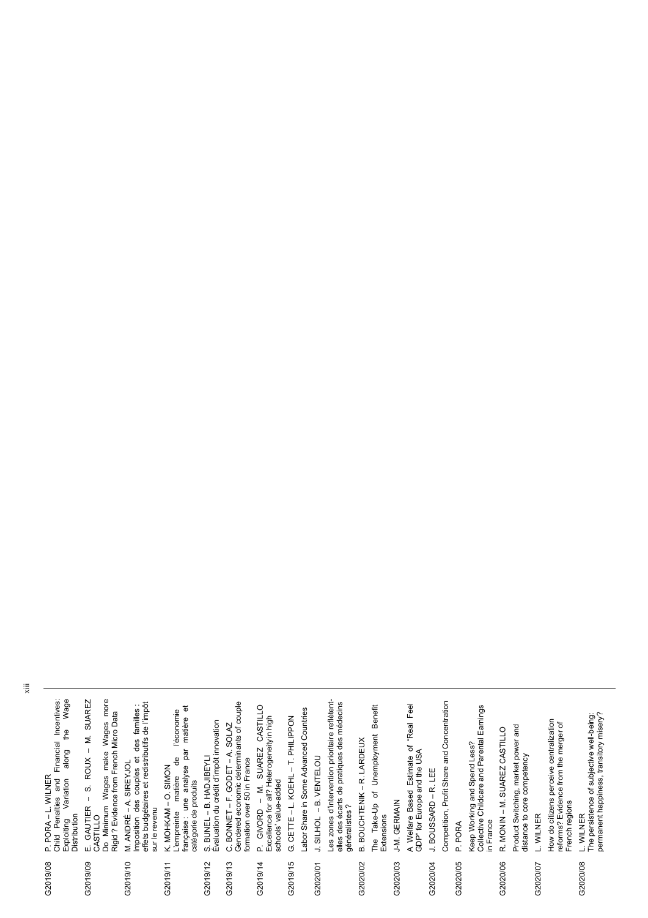| | |
|---|---|
| G2019/08 | P. PORA – L. WILNER<br>Child Penalties and Financial Incentives: Exploiting Variation along the Wage Distribution |
| G2019/09 | E. GAUTIER – S. ROUX – M. SUAREZ CASTILLO<br>Do Minimum Wages make Wages more Rigid ? Evidence from French Micro Data |
| G2019/10 | M. ANDRÉ – A. SIREYJOL<br>Imposition des couples et des familles : effets budgétaires et redistributifs de l'impôt sur le revenu |
| G2019/11 | K. MOHKAM – O. SIMON<br>L'empreinte matière de l'économie française : une analyse par matière et catégorie de produits |
| G2019/12 | S. BUNEL – B. HADJIBEYLI<br>Évaluation du crédit d'impôt innovation |
| G2019/13 | C. BONNET – F. GODET – A. SOLAZ<br>Gendered economic determinants of couple formation over 50 in France |
| G2019/14 | P. GIVORD – M. SUAREZ CASTILLO<br>Excellence for all? Heterogeneity in high schools' value-added |
| G2019/15 | G. CETTE – L. KOEHL – T. PHILIPPON<br>Labor Share in Some Advanced Countries |
| G2020/01 | J. SILHOL – B. VENTELOU<br>Les zones d'intervention prioritaire reflètent-elles des écarts de pratiques des médecins généralistes ? |
| G2020/02 | B. BOUCHTENIK – R. LARDEUX<br>The Take-Up of Unemployment Benefit Extensions |
| G2020/03 | J-M. GERMAIN<br>A Welfare Based Estimate of "Real Feel GDP" for Europe and the USA |
| G2020/04 | J. BOUSSARD – R. LEE<br>Competition, Profit Share and Concentration |
| G2020/05 | P. PORA<br>Keep Working and Spend Less? Collective Childcare and Parental Earnings in France |
| G2020/06 | R. MONIN – M. SUAREZ CASTILLO<br>Product Switching, market power and distance to core competency |
| G2020/07 | L. WILNER<br>How do citizens perceive centralization reforms? Evidence from the merger of French regions |
| G2020/08 | L. WILNER<br>The persistence of subjective well-being: permanent happiness, transitory misery? |